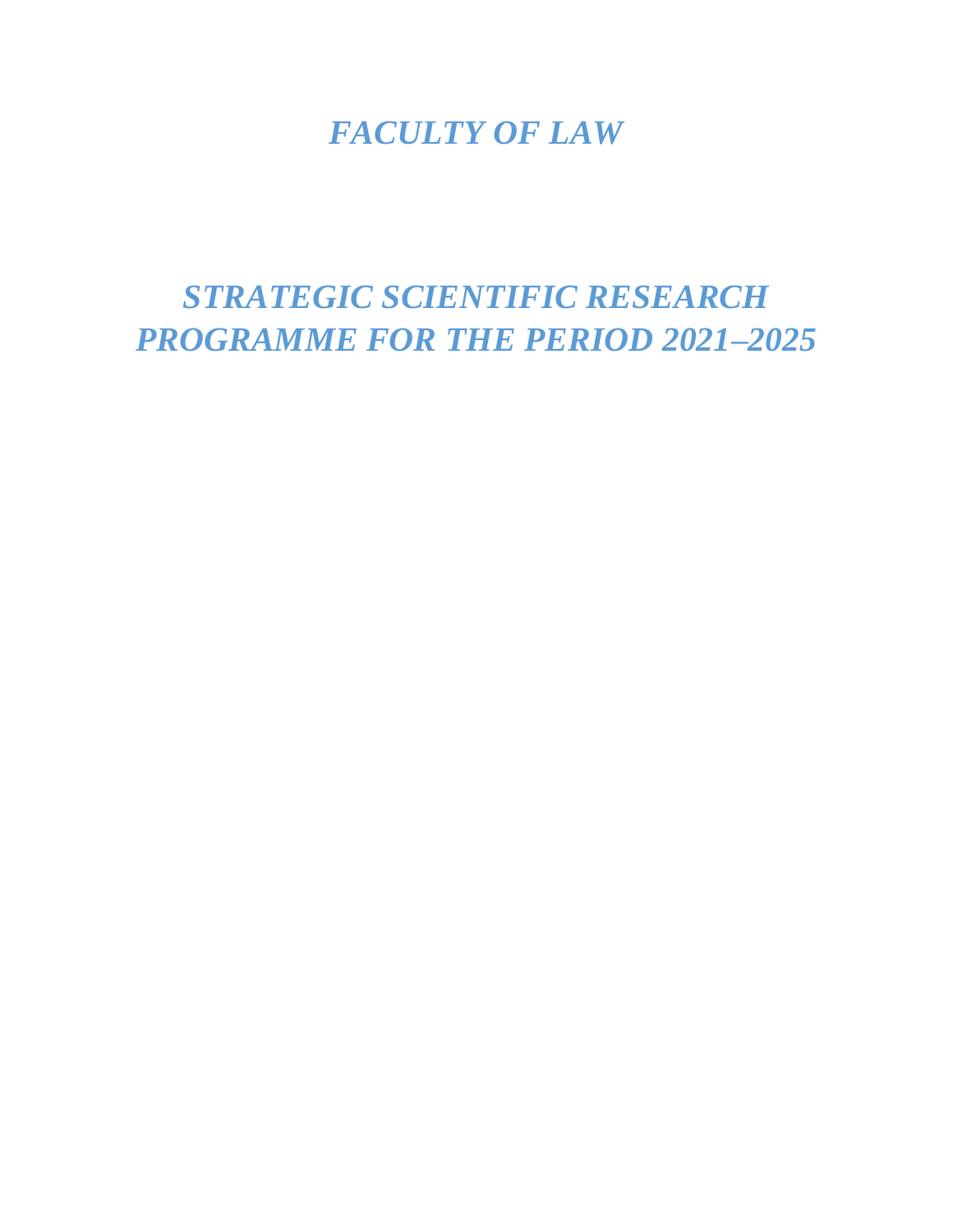# *FACULTY OF LAW*

# *STRATEGIC SCIENTIFIC RESEARCH PROGRAMME FOR THE PERIOD 2021–2025*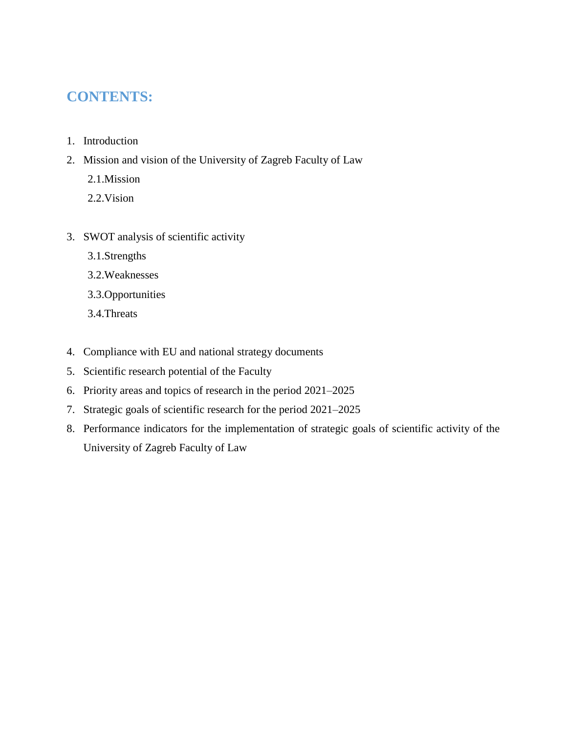# CONTENTS:

1. Introduction
2. Mission and vision of the University of Zagreb Faculty of Law
   - 2.1.Mission
   - 2.2.Vision
3. SWOT analysis of scientific activity
   - 3.1.Strengths
   - 3.2.Weaknesses
   - 3.3.Opportunities
   - 3.4.Threats
4. Compliance with EU and national strategy documents
5. Scientific research potential of the Faculty
6. Priority areas and topics of research in the period 2021–2025
7. Strategic goals of scientific research for the period 2021–2025
8. Performance indicators for the implementation of strategic goals of scientific activity of the University of Zagreb Faculty of Law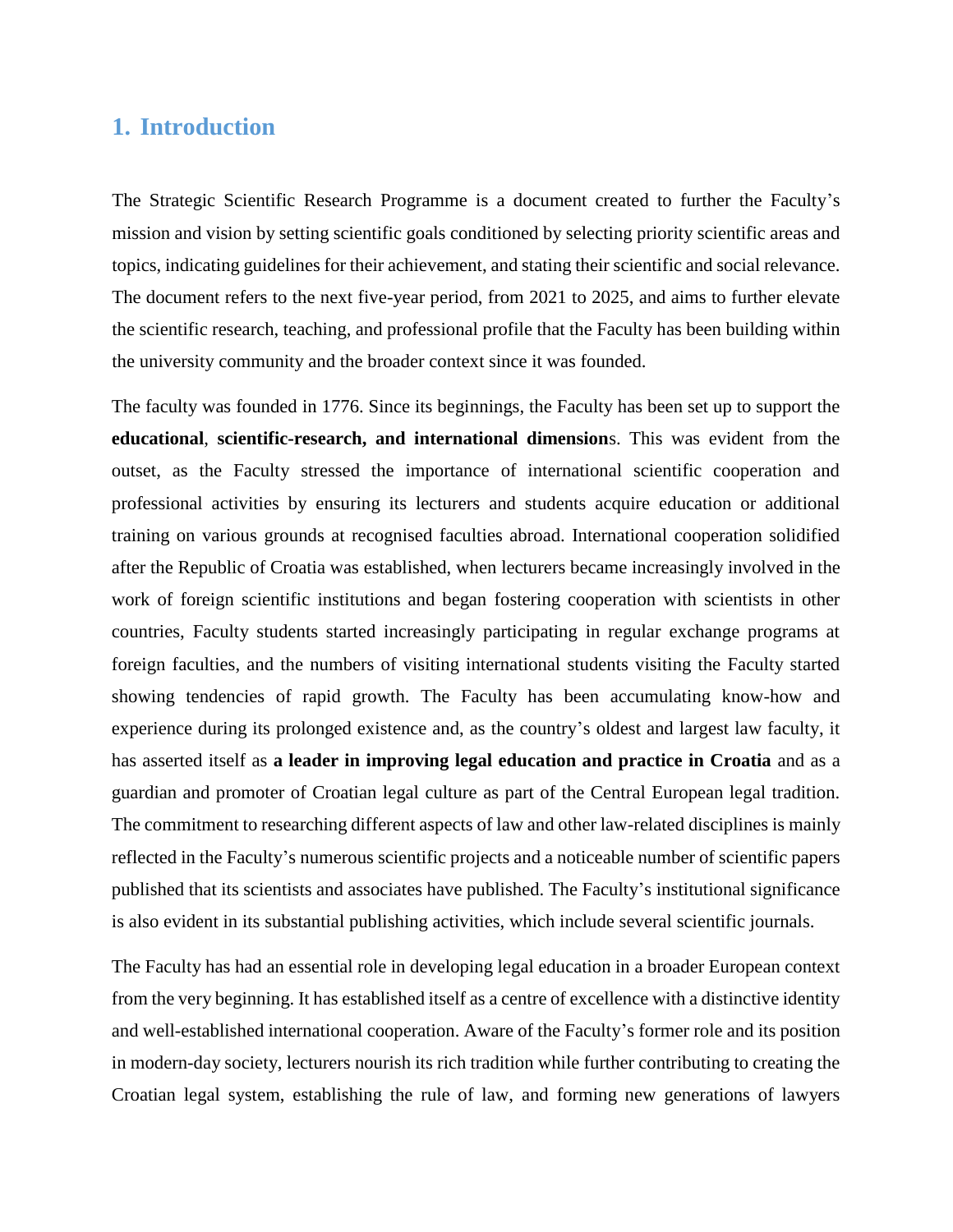# 1. Introduction

The Strategic Scientific Research Programme is a document created to further the Faculty's mission and vision by setting scientific goals conditioned by selecting priority scientific areas and topics, indicating guidelines for their achievement, and stating their scientific and social relevance. The document refers to the next five-year period, from 2021 to 2025, and aims to further elevate the scientific research, teaching, and professional profile that the Faculty has been building within the university community and the broader context since it was founded.

The faculty was founded in 1776. Since its beginnings, the Faculty has been set up to support the **educational**, **scientific-research, and international dimension**s. This was evident from the outset, as the Faculty stressed the importance of international scientific cooperation and professional activities by ensuring its lecturers and students acquire education or additional training on various grounds at recognised faculties abroad. International cooperation solidified after the Republic of Croatia was established, when lecturers became increasingly involved in the work of foreign scientific institutions and began fostering cooperation with scientists in other countries, Faculty students started increasingly participating in regular exchange programs at foreign faculties, and the numbers of visiting international students visiting the Faculty started showing tendencies of rapid growth. The Faculty has been accumulating know-how and experience during its prolonged existence and, as the country's oldest and largest law faculty, it has asserted itself as **a leader in improving legal education and practice in Croatia** and as a guardian and promoter of Croatian legal culture as part of the Central European legal tradition. The commitment to researching different aspects of law and other law-related disciplines is mainly reflected in the Faculty's numerous scientific projects and a noticeable number of scientific papers published that its scientists and associates have published. The Faculty's institutional significance is also evident in its substantial publishing activities, which include several scientific journals.

The Faculty has had an essential role in developing legal education in a broader European context from the very beginning. It has established itself as a centre of excellence with a distinctive identity and well-established international cooperation. Aware of the Faculty's former role and its position in modern-day society, lecturers nourish its rich tradition while further contributing to creating the Croatian legal system, establishing the rule of law, and forming new generations of lawyers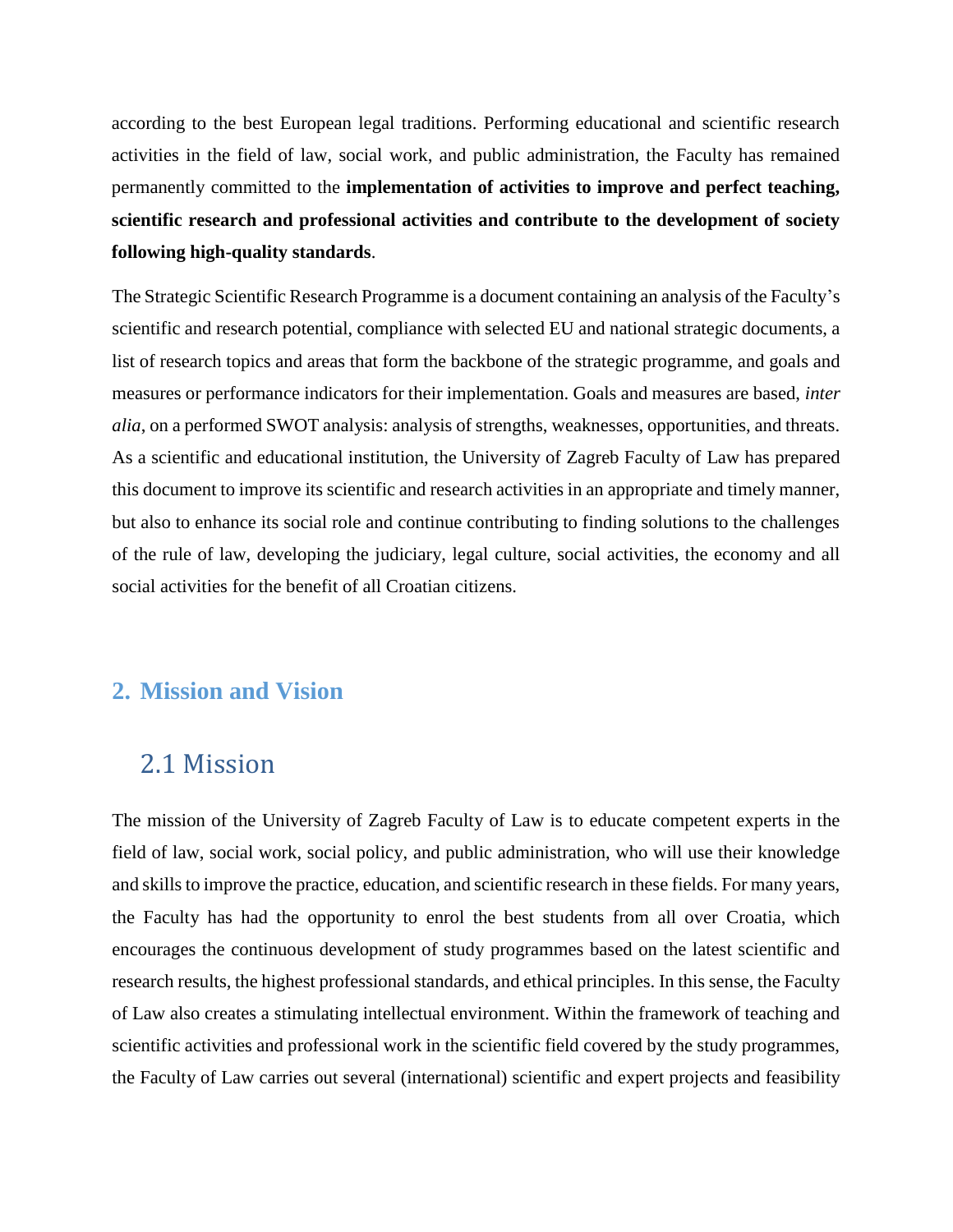according to the best European legal traditions. Performing educational and scientific research activities in the field of law, social work, and public administration, the Faculty has remained permanently committed to the **implementation of activities to improve and perfect teaching, scientific research and professional activities and contribute to the development of society following high-quality standards**.

The Strategic Scientific Research Programme is a document containing an analysis of the Faculty's scientific and research potential, compliance with selected EU and national strategic documents, a list of research topics and areas that form the backbone of the strategic programme, and goals and measures or performance indicators for their implementation. Goals and measures are based, *inter alia*, on a performed SWOT analysis: analysis of strengths, weaknesses, opportunities, and threats. As a scientific and educational institution, the University of Zagreb Faculty of Law has prepared this document to improve its scientific and research activities in an appropriate and timely manner, but also to enhance its social role and continue contributing to finding solutions to the challenges of the rule of law, developing the judiciary, legal culture, social activities, the economy and all social activities for the benefit of all Croatian citizens.

## 2. Mission and Vision

### 2.1 Mission

The mission of the University of Zagreb Faculty of Law is to educate competent experts in the field of law, social work, social policy, and public administration, who will use their knowledge and skills to improve the practice, education, and scientific research in these fields. For many years, the Faculty has had the opportunity to enrol the best students from all over Croatia, which encourages the continuous development of study programmes based on the latest scientific and research results, the highest professional standards, and ethical principles. In this sense, the Faculty of Law also creates a stimulating intellectual environment. Within the framework of teaching and scientific activities and professional work in the scientific field covered by the study programmes, the Faculty of Law carries out several (international) scientific and expert projects and feasibility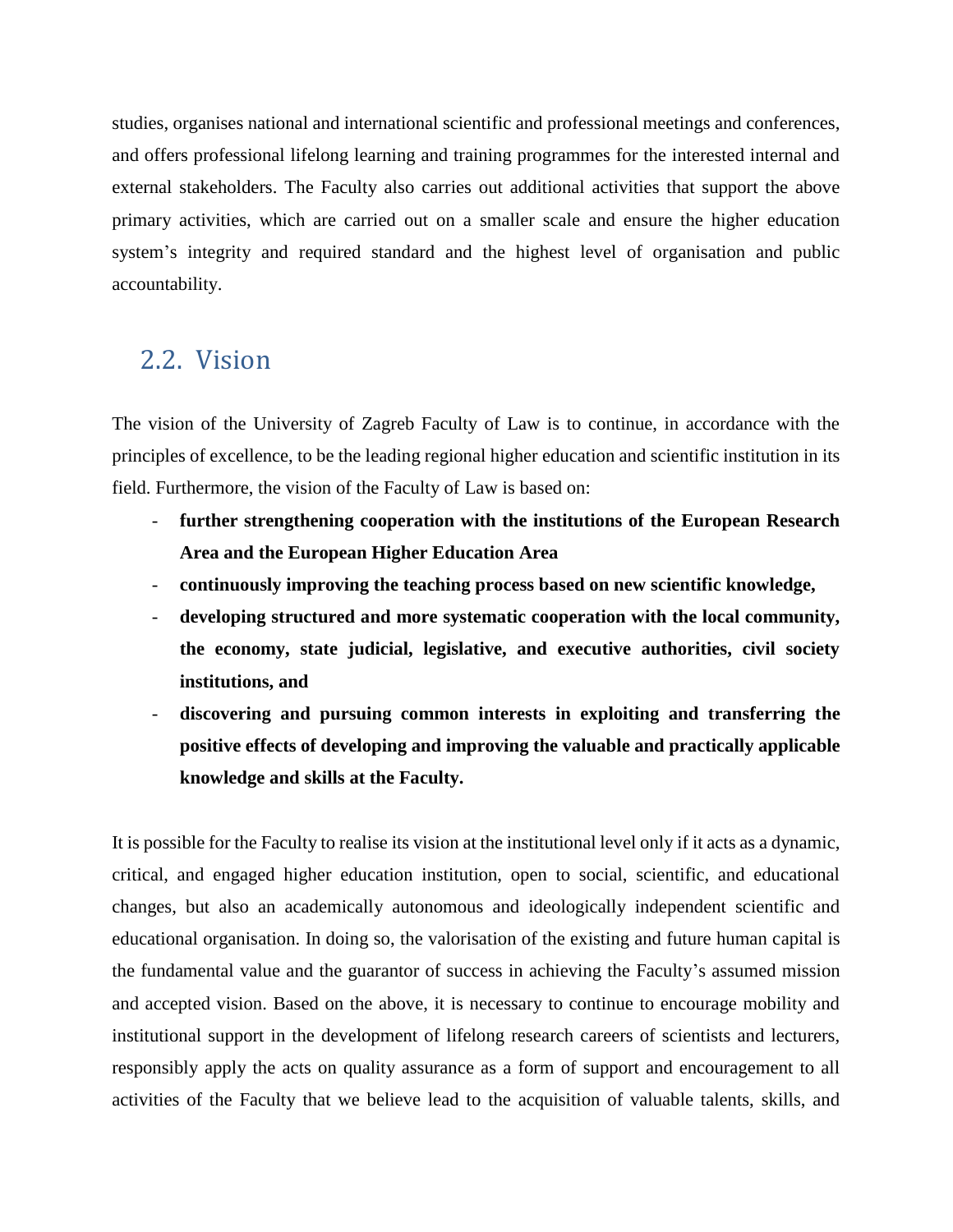studies, organises national and international scientific and professional meetings and conferences, and offers professional lifelong learning and training programmes for the interested internal and external stakeholders. The Faculty also carries out additional activities that support the above primary activities, which are carried out on a smaller scale and ensure the higher education system's integrity and required standard and the highest level of organisation and public accountability.

## 2.2. Vision

The vision of the University of Zagreb Faculty of Law is to continue, in accordance with the principles of excellence, to be the leading regional higher education and scientific institution in its field. Furthermore, the vision of the Faculty of Law is based on:

- **further strengthening cooperation with the institutions of the European Research Area and the European Higher Education Area**
- **continuously improving the teaching process based on new scientific knowledge,**
- **developing structured and more systematic cooperation with the local community, the economy, state judicial, legislative, and executive authorities, civil society institutions, and**
- **discovering and pursuing common interests in exploiting and transferring the positive effects of developing and improving the valuable and practically applicable knowledge and skills at the Faculty.**

It is possible for the Faculty to realise its vision at the institutional level only if it acts as a dynamic, critical, and engaged higher education institution, open to social, scientific, and educational changes, but also an academically autonomous and ideologically independent scientific and educational organisation. In doing so, the valorisation of the existing and future human capital is the fundamental value and the guarantor of success in achieving the Faculty's assumed mission and accepted vision. Based on the above, it is necessary to continue to encourage mobility and institutional support in the development of lifelong research careers of scientists and lecturers, responsibly apply the acts on quality assurance as a form of support and encouragement to all activities of the Faculty that we believe lead to the acquisition of valuable talents, skills, and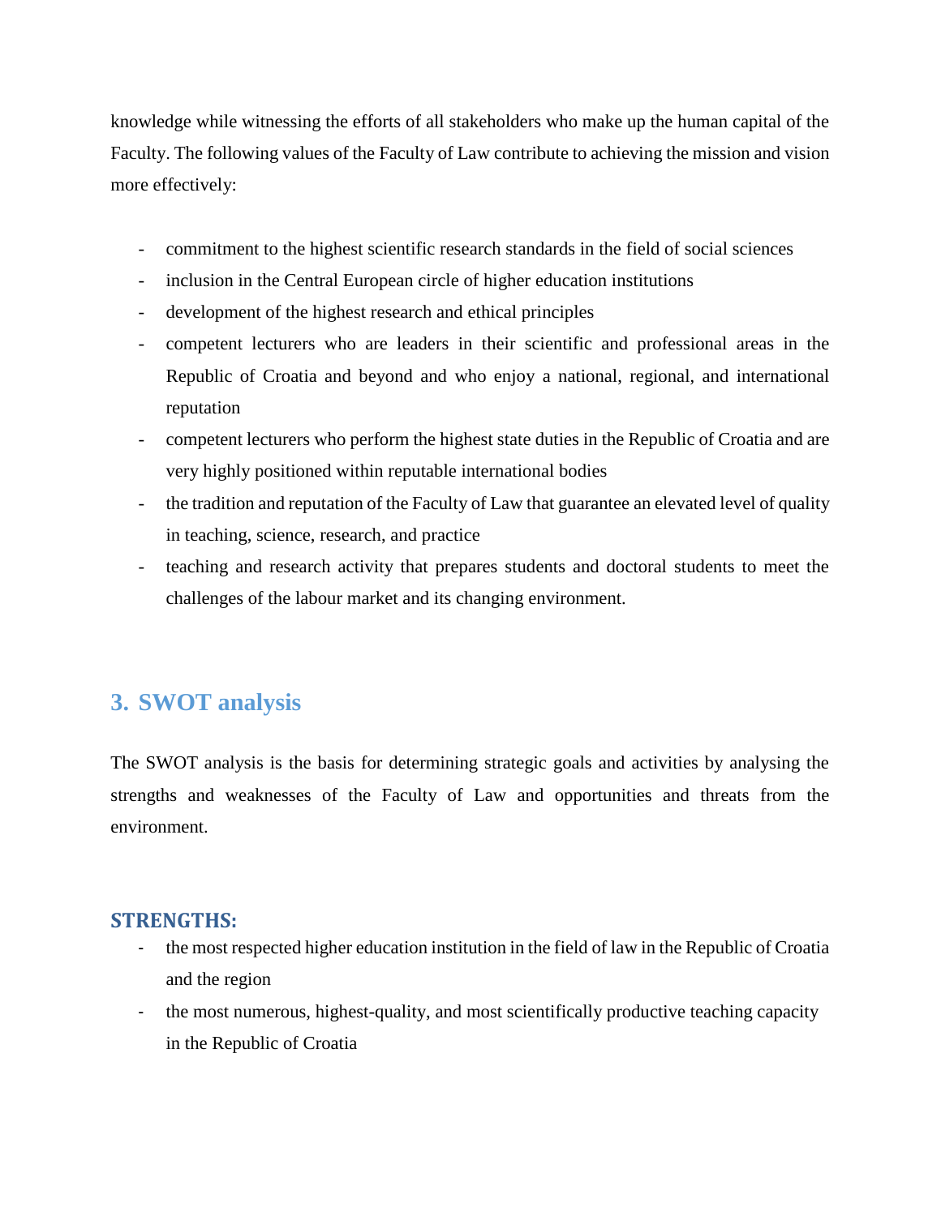knowledge while witnessing the efforts of all stakeholders who make up the human capital of the Faculty. The following values of the Faculty of Law contribute to achieving the mission and vision more effectively:

- commitment to the highest scientific research standards in the field of social sciences
- inclusion in the Central European circle of higher education institutions
- development of the highest research and ethical principles
- competent lecturers who are leaders in their scientific and professional areas in the Republic of Croatia and beyond and who enjoy a national, regional, and international reputation
- competent lecturers who perform the highest state duties in the Republic of Croatia and are very highly positioned within reputable international bodies
- the tradition and reputation of the Faculty of Law that guarantee an elevated level of quality in teaching, science, research, and practice
- teaching and research activity that prepares students and doctoral students to meet the challenges of the labour market and its changing environment.

## 3. SWOT analysis

The SWOT analysis is the basis for determining strategic goals and activities by analysing the strengths and weaknesses of the Faculty of Law and opportunities and threats from the environment.

### STRENGTHS:

- the most respected higher education institution in the field of law in the Republic of Croatia and the region
- the most numerous, highest-quality, and most scientifically productive teaching capacity in the Republic of Croatia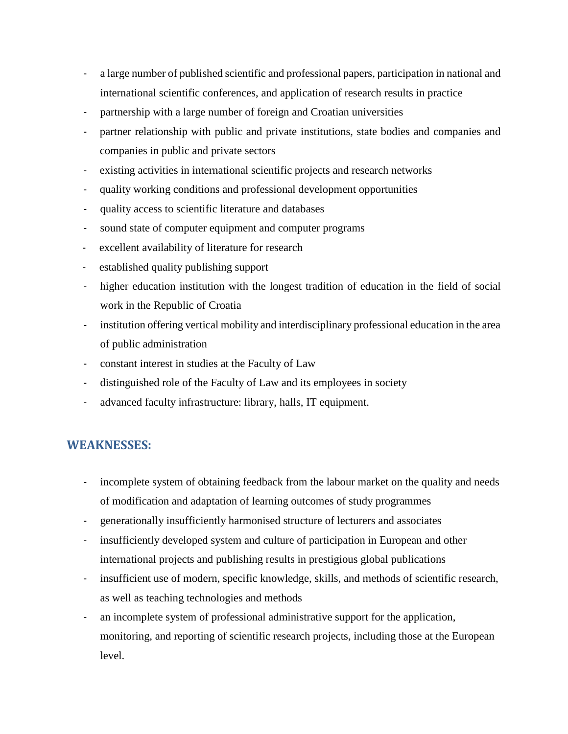- a large number of published scientific and professional papers, participation in national and international scientific conferences, and application of research results in practice
- partnership with a large number of foreign and Croatian universities
- partner relationship with public and private institutions, state bodies and companies and companies in public and private sectors
- existing activities in international scientific projects and research networks
- quality working conditions and professional development opportunities
- quality access to scientific literature and databases
- sound state of computer equipment and computer programs
- excellent availability of literature for research
- established quality publishing support
- higher education institution with the longest tradition of education in the field of social work in the Republic of Croatia
- institution offering vertical mobility and interdisciplinary professional education in the area of public administration
- constant interest in studies at the Faculty of Law
- distinguished role of the Faculty of Law and its employees in society
- advanced faculty infrastructure: library, halls, IT equipment.

## WEAKNESSES:

- incomplete system of obtaining feedback from the labour market on the quality and needs of modification and adaptation of learning outcomes of study programmes
- generationally insufficiently harmonised structure of lecturers and associates
- insufficiently developed system and culture of participation in European and other international projects and publishing results in prestigious global publications
- insufficient use of modern, specific knowledge, skills, and methods of scientific research, as well as teaching technologies and methods
- an incomplete system of professional administrative support for the application, monitoring, and reporting of scientific research projects, including those at the European level.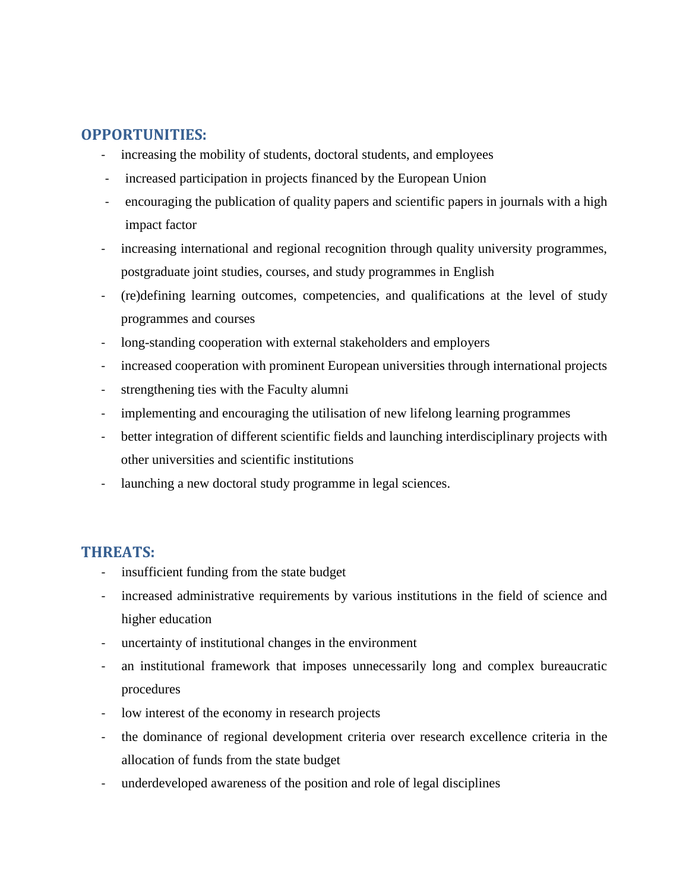## OPPORTUNITIES:

- increasing the mobility of students, doctoral students, and employees
- increased participation in projects financed by the European Union
- encouraging the publication of quality papers and scientific papers in journals with a high impact factor
- increasing international and regional recognition through quality university programmes, postgraduate joint studies, courses, and study programmes in English
- (re)defining learning outcomes, competencies, and qualifications at the level of study programmes and courses
- long-standing cooperation with external stakeholders and employers
- increased cooperation with prominent European universities through international projects
- strengthening ties with the Faculty alumni
- implementing and encouraging the utilisation of new lifelong learning programmes
- better integration of different scientific fields and launching interdisciplinary projects with other universities and scientific institutions
- launching a new doctoral study programme in legal sciences.

## THREATS:

- insufficient funding from the state budget
- increased administrative requirements by various institutions in the field of science and higher education
- uncertainty of institutional changes in the environment
- an institutional framework that imposes unnecessarily long and complex bureaucratic procedures
- low interest of the economy in research projects
- the dominance of regional development criteria over research excellence criteria in the allocation of funds from the state budget
- underdeveloped awareness of the position and role of legal disciplines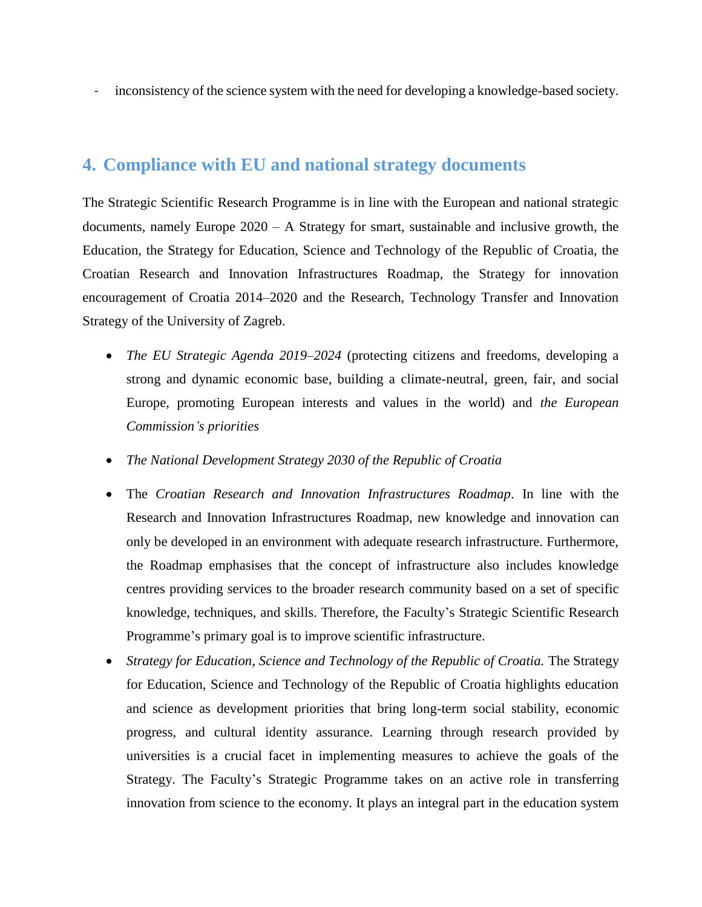- inconsistency of the science system with the need for developing a knowledge-based society.

## 4. Compliance with EU and national strategy documents

The Strategic Scientific Research Programme is in line with the European and national strategic documents, namely Europe 2020 – A Strategy for smart, sustainable and inclusive growth, the Education, the Strategy for Education, Science and Technology of the Republic of Croatia, the Croatian Research and Innovation Infrastructures Roadmap, the Strategy for innovation encouragement of Croatia 2014–2020 and the Research, Technology Transfer and Innovation Strategy of the University of Zagreb.

- *The EU Strategic Agenda 2019–2024* (protecting citizens and freedoms, developing a strong and dynamic economic base, building a climate-neutral, green, fair, and social Europe, promoting European interests and values in the world) and *the European Commission's priorities*
- *The National Development Strategy 2030 of the Republic of Croatia*
- The *Croatian Research and Innovation Infrastructures Roadmap*. In line with the Research and Innovation Infrastructures Roadmap, new knowledge and innovation can only be developed in an environment with adequate research infrastructure. Furthermore, the Roadmap emphasises that the concept of infrastructure also includes knowledge centres providing services to the broader research community based on a set of specific knowledge, techniques, and skills. Therefore, the Faculty's Strategic Scientific Research Programme's primary goal is to improve scientific infrastructure.
- *Strategy for Education, Science and Technology of the Republic of Croatia.* The Strategy for Education, Science and Technology of the Republic of Croatia highlights education and science as development priorities that bring long-term social stability, economic progress, and cultural identity assurance. Learning through research provided by universities is a crucial facet in implementing measures to achieve the goals of the Strategy. The Faculty's Strategic Programme takes on an active role in transferring innovation from science to the economy. It plays an integral part in the education system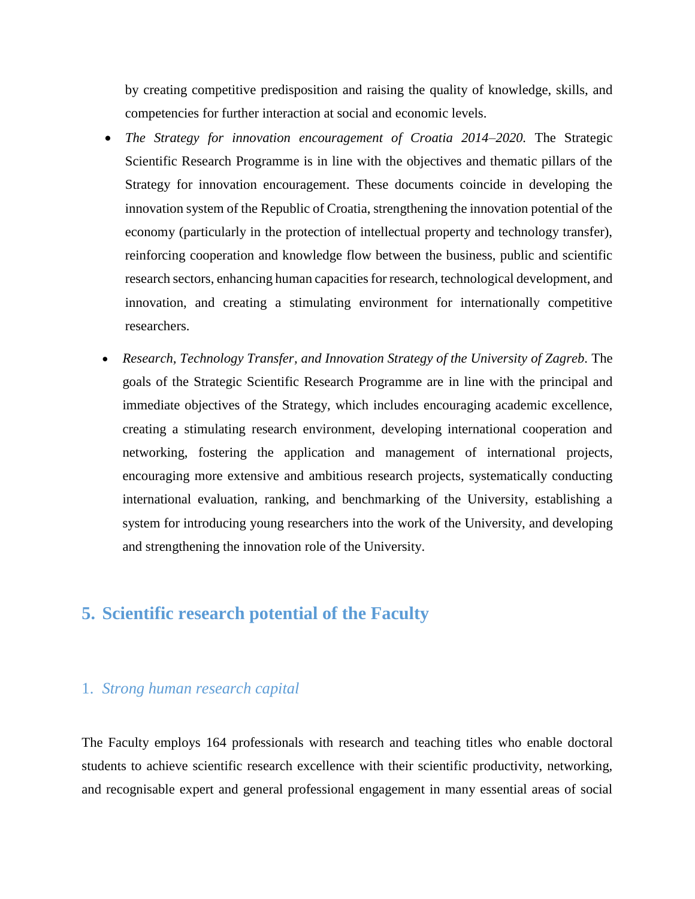by creating competitive predisposition and raising the quality of knowledge, skills, and competencies for further interaction at social and economic levels.

- *The Strategy for innovation encouragement of Croatia 2014–2020.* The Strategic Scientific Research Programme is in line with the objectives and thematic pillars of the Strategy for innovation encouragement. These documents coincide in developing the innovation system of the Republic of Croatia, strengthening the innovation potential of the economy (particularly in the protection of intellectual property and technology transfer), reinforcing cooperation and knowledge flow between the business, public and scientific research sectors, enhancing human capacities for research, technological development, and innovation, and creating a stimulating environment for internationally competitive researchers.
- *Research, Technology Transfer, and Innovation Strategy of the University of Zagreb*. The goals of the Strategic Scientific Research Programme are in line with the principal and immediate objectives of the Strategy, which includes encouraging academic excellence, creating a stimulating research environment, developing international cooperation and networking, fostering the application and management of international projects, encouraging more extensive and ambitious research projects, systematically conducting international evaluation, ranking, and benchmarking of the University, establishing a system for introducing young researchers into the work of the University, and developing and strengthening the innovation role of the University.

## 5. Scientific research potential of the Faculty

### 1. *Strong human research capital*

The Faculty employs 164 professionals with research and teaching titles who enable doctoral students to achieve scientific research excellence with their scientific productivity, networking, and recognisable expert and general professional engagement in many essential areas of social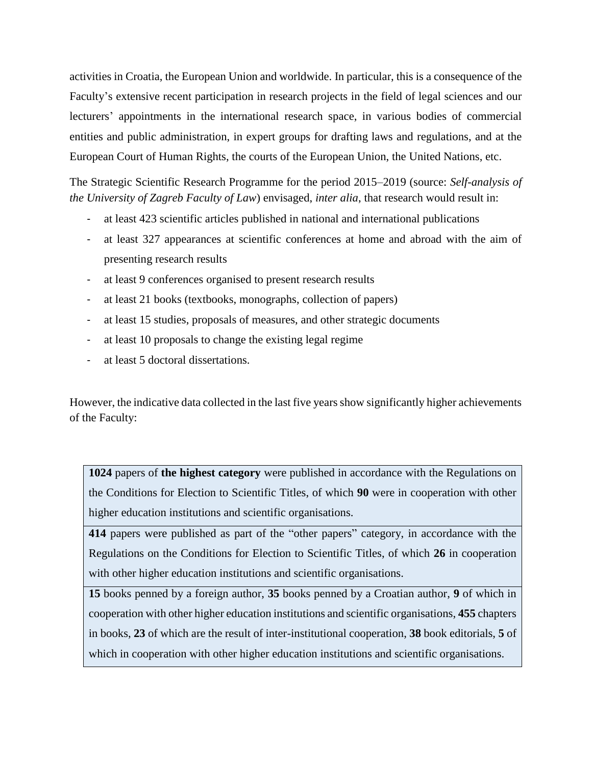activities in Croatia, the European Union and worldwide. In particular, this is a consequence of the Faculty's extensive recent participation in research projects in the field of legal sciences and our lecturers' appointments in the international research space, in various bodies of commercial entities and public administration, in expert groups for drafting laws and regulations, and at the European Court of Human Rights, the courts of the European Union, the United Nations, etc.

The Strategic Scientific Research Programme for the period 2015–2019 (source: *Self-analysis of the University of Zagreb Faculty of Law*) envisaged, *inter alia*, that research would result in:

- at least 423 scientific articles published in national and international publications
- at least 327 appearances at scientific conferences at home and abroad with the aim of presenting research results
- at least 9 conferences organised to present research results
- at least 21 books (textbooks, monographs, collection of papers)
- at least 15 studies, proposals of measures, and other strategic documents
- at least 10 proposals to change the existing legal regime
- at least 5 doctoral dissertations.

However, the indicative data collected in the last five years show significantly higher achievements of the Faculty:

| |
|---|
| **1024** papers of **the highest category** were published in accordance with the Regulations on the Conditions for Election to Scientific Titles, of which **90** were in cooperation with other higher education institutions and scientific organisations. |
| **414** papers were published as part of the "other papers" category, in accordance with the Regulations on the Conditions for Election to Scientific Titles, of which **26** in cooperation with other higher education institutions and scientific organisations. |
| **15** books penned by a foreign author, **35** books penned by a Croatian author, **9** of which in cooperation with other higher education institutions and scientific organisations, **455** chapters in books, **23** of which are the result of inter-institutional cooperation, **38** book editorials, **5** of which in cooperation with other higher education institutions and scientific organisations. |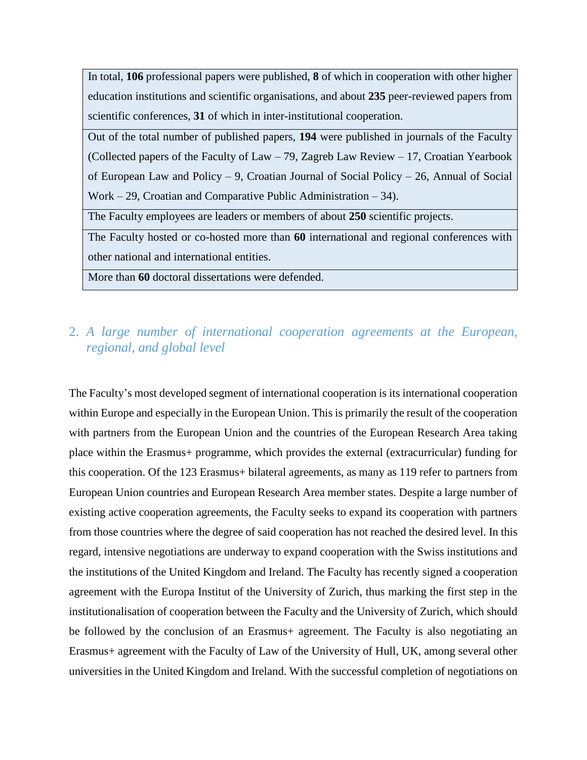| In total, **106** professional papers were published, **8** of which in cooperation with other higher education institutions and scientific organisations, and about **235** peer-reviewed papers from scientific conferences, **31** of which in inter-institutional cooperation. |
|---|
| Out of the total number of published papers, **194** were published in journals of the Faculty (Collected papers of the Faculty of Law – 79, Zagreb Law Review – 17, Croatian Yearbook of European Law and Policy – 9, Croatian Journal of Social Policy – 26, Annual of Social Work – 29, Croatian and Comparative Public Administration – 34). |
| The Faculty employees are leaders or members of about **250** scientific projects. |
| The Faculty hosted or co-hosted more than **60** international and regional conferences with other national and international entities. |
| More than **60** doctoral dissertations were defended. |

## 2. *A large number of international cooperation agreements at the European, regional, and global level*

The Faculty's most developed segment of international cooperation is its international cooperation within Europe and especially in the European Union. This is primarily the result of the cooperation with partners from the European Union and the countries of the European Research Area taking place within the Erasmus+ programme, which provides the external (extracurricular) funding for this cooperation. Of the 123 Erasmus+ bilateral agreements, as many as 119 refer to partners from European Union countries and European Research Area member states. Despite a large number of existing active cooperation agreements, the Faculty seeks to expand its cooperation with partners from those countries where the degree of said cooperation has not reached the desired level. In this regard, intensive negotiations are underway to expand cooperation with the Swiss institutions and the institutions of the United Kingdom and Ireland. The Faculty has recently signed a cooperation agreement with the Europa Institut of the University of Zurich, thus marking the first step in the institutionalisation of cooperation between the Faculty and the University of Zurich, which should be followed by the conclusion of an Erasmus+ agreement. The Faculty is also negotiating an Erasmus+ agreement with the Faculty of Law of the University of Hull, UK, among several other universities in the United Kingdom and Ireland. With the successful completion of negotiations on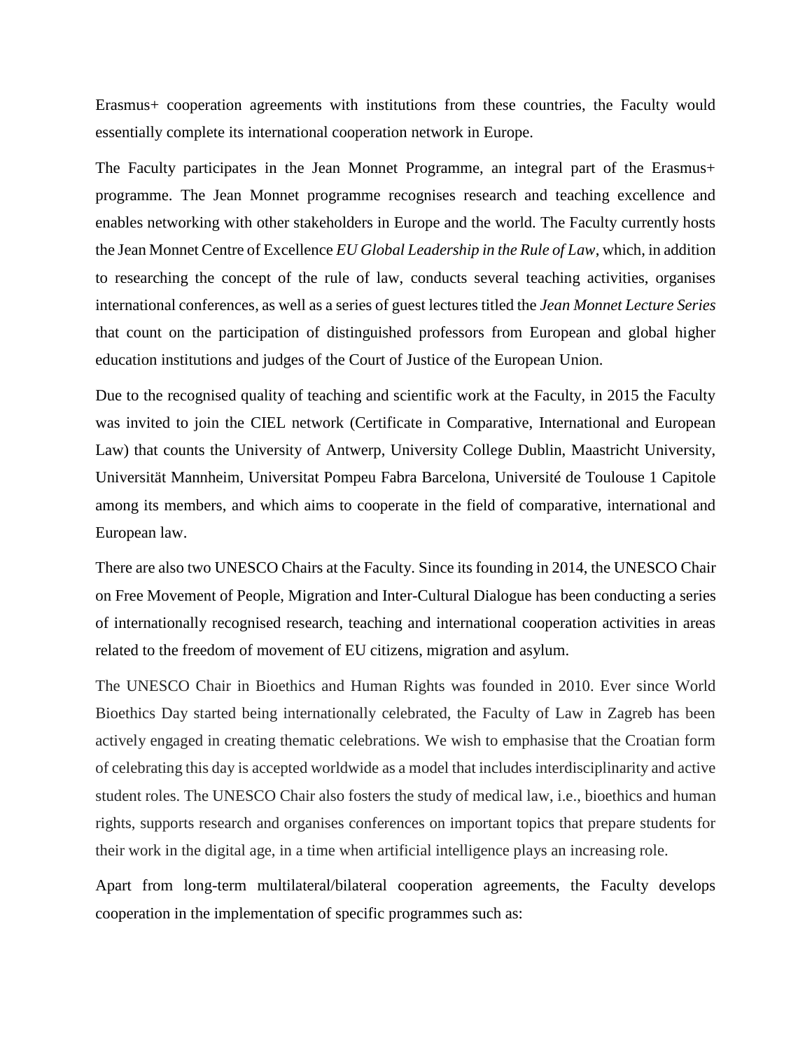Erasmus+ cooperation agreements with institutions from these countries, the Faculty would essentially complete its international cooperation network in Europe.

The Faculty participates in the Jean Monnet Programme, an integral part of the Erasmus+ programme. The Jean Monnet programme recognises research and teaching excellence and enables networking with other stakeholders in Europe and the world. The Faculty currently hosts the Jean Monnet Centre of Excellence *EU Global Leadership in the Rule of Law*, which, in addition to researching the concept of the rule of law, conducts several teaching activities, organises international conferences, as well as a series of guest lectures titled the *Jean Monnet Lecture Series* that count on the participation of distinguished professors from European and global higher education institutions and judges of the Court of Justice of the European Union.

Due to the recognised quality of teaching and scientific work at the Faculty, in 2015 the Faculty was invited to join the CIEL network (Certificate in Comparative, International and European Law) that counts the University of Antwerp, University College Dublin, Maastricht University, Universität Mannheim, Universitat Pompeu Fabra Barcelona, Université de Toulouse 1 Capitole among its members, and which aims to cooperate in the field of comparative, international and European law.

There are also two UNESCO Chairs at the Faculty. Since its founding in 2014, the UNESCO Chair on Free Movement of People, Migration and Inter-Cultural Dialogue has been conducting a series of internationally recognised research, teaching and international cooperation activities in areas related to the freedom of movement of EU citizens, migration and asylum.

The UNESCO Chair in Bioethics and Human Rights was founded in 2010. Ever since World Bioethics Day started being internationally celebrated, the Faculty of Law in Zagreb has been actively engaged in creating thematic celebrations. We wish to emphasise that the Croatian form of celebrating this day is accepted worldwide as a model that includes interdisciplinarity and active student roles. The UNESCO Chair also fosters the study of medical law, i.e., bioethics and human rights, supports research and organises conferences on important topics that prepare students for their work in the digital age, in a time when artificial intelligence plays an increasing role.

Apart from long-term multilateral/bilateral cooperation agreements, the Faculty develops cooperation in the implementation of specific programmes such as: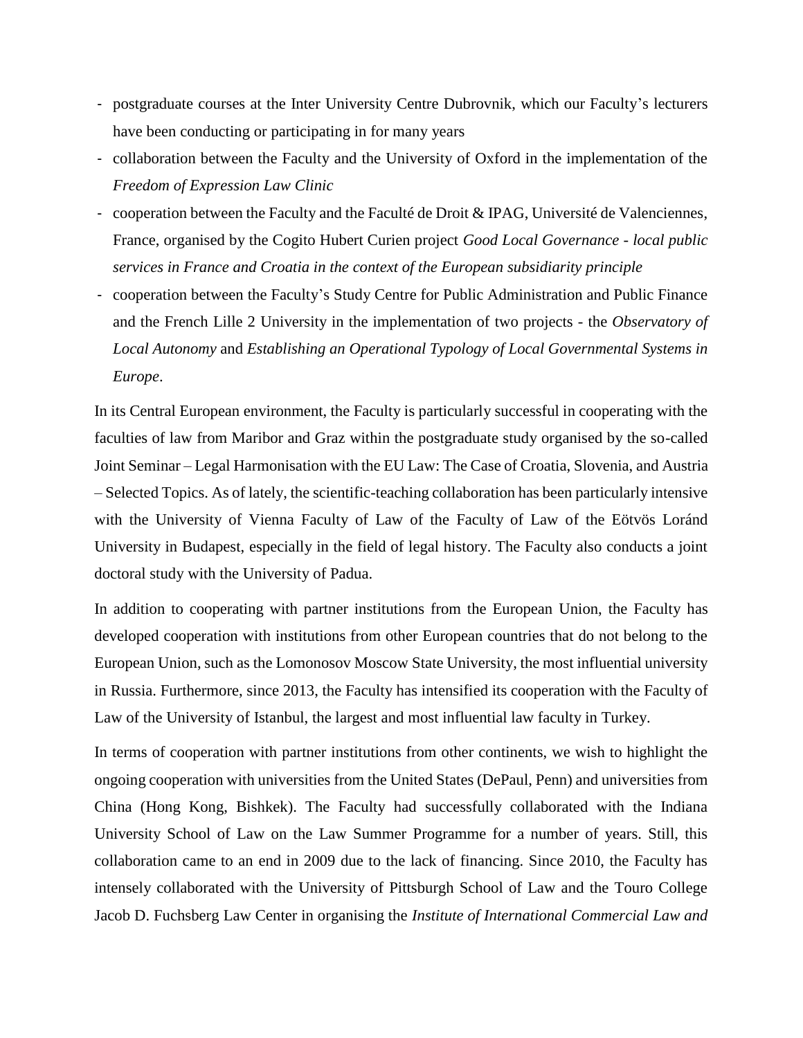- postgraduate courses at the Inter University Centre Dubrovnik, which our Faculty's lecturers have been conducting or participating in for many years
- collaboration between the Faculty and the University of Oxford in the implementation of the *Freedom of Expression Law Clinic*
- cooperation between the Faculty and the Faculté de Droit & IPAG, Université de Valenciennes, France, organised by the Cogito Hubert Curien project *Good Local Governance - local public services in France and Croatia in the context of the European subsidiarity principle*
- cooperation between the Faculty's Study Centre for Public Administration and Public Finance and the French Lille 2 University in the implementation of two projects - the *Observatory of Local Autonomy* and *Establishing an Operational Typology of Local Governmental Systems in Europe*.

In its Central European environment, the Faculty is particularly successful in cooperating with the faculties of law from Maribor and Graz within the postgraduate study organised by the so-called Joint Seminar – Legal Harmonisation with the EU Law: The Case of Croatia, Slovenia, and Austria – Selected Topics. As of lately, the scientific-teaching collaboration has been particularly intensive with the University of Vienna Faculty of Law of the Faculty of Law of the Eötvös Loránd University in Budapest, especially in the field of legal history. The Faculty also conducts a joint doctoral study with the University of Padua.

In addition to cooperating with partner institutions from the European Union, the Faculty has developed cooperation with institutions from other European countries that do not belong to the European Union, such as the Lomonosov Moscow State University, the most influential university in Russia. Furthermore, since 2013, the Faculty has intensified its cooperation with the Faculty of Law of the University of Istanbul, the largest and most influential law faculty in Turkey.

In terms of cooperation with partner institutions from other continents, we wish to highlight the ongoing cooperation with universities from the United States (DePaul, Penn) and universities from China (Hong Kong, Bishkek). The Faculty had successfully collaborated with the Indiana University School of Law on the Law Summer Programme for a number of years. Still, this collaboration came to an end in 2009 due to the lack of financing. Since 2010, the Faculty has intensely collaborated with the University of Pittsburgh School of Law and the Touro College Jacob D. Fuchsberg Law Center in organising the *Institute of International Commercial Law and*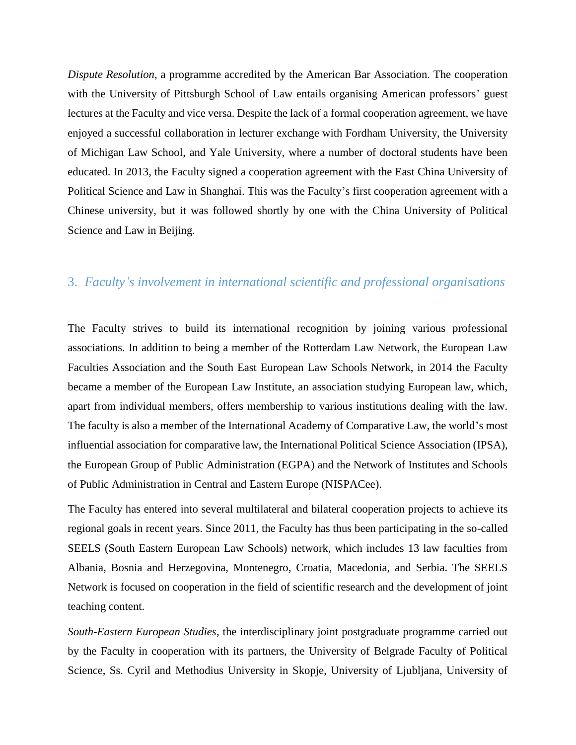*Dispute Resolution*, a programme accredited by the American Bar Association. The cooperation with the University of Pittsburgh School of Law entails organising American professors' guest lectures at the Faculty and vice versa. Despite the lack of a formal cooperation agreement, we have enjoyed a successful collaboration in lecturer exchange with Fordham University, the University of Michigan Law School, and Yale University, where a number of doctoral students have been educated. In 2013, the Faculty signed a cooperation agreement with the East China University of Political Science and Law in Shanghai. This was the Faculty's first cooperation agreement with a Chinese university, but it was followed shortly by one with the China University of Political Science and Law in Beijing.

## 3. *Faculty's involvement in international scientific and professional organisations*

The Faculty strives to build its international recognition by joining various professional associations. In addition to being a member of the Rotterdam Law Network, the European Law Faculties Association and the South East European Law Schools Network, in 2014 the Faculty became a member of the European Law Institute, an association studying European law, which, apart from individual members, offers membership to various institutions dealing with the law. The faculty is also a member of the International Academy of Comparative Law, the world's most influential association for comparative law, the International Political Science Association (IPSA), the European Group of Public Administration (EGPA) and the Network of Institutes and Schools of Public Administration in Central and Eastern Europe (NISPACee).

The Faculty has entered into several multilateral and bilateral cooperation projects to achieve its regional goals in recent years. Since 2011, the Faculty has thus been participating in the so-called SEELS (South Eastern European Law Schools) network, which includes 13 law faculties from Albania, Bosnia and Herzegovina, Montenegro, Croatia, Macedonia, and Serbia. The SEELS Network is focused on cooperation in the field of scientific research and the development of joint teaching content.

*South-Eastern European Studies*, the interdisciplinary joint postgraduate programme carried out by the Faculty in cooperation with its partners, the University of Belgrade Faculty of Political Science, Ss. Cyril and Methodius University in Skopje, University of Ljubljana, University of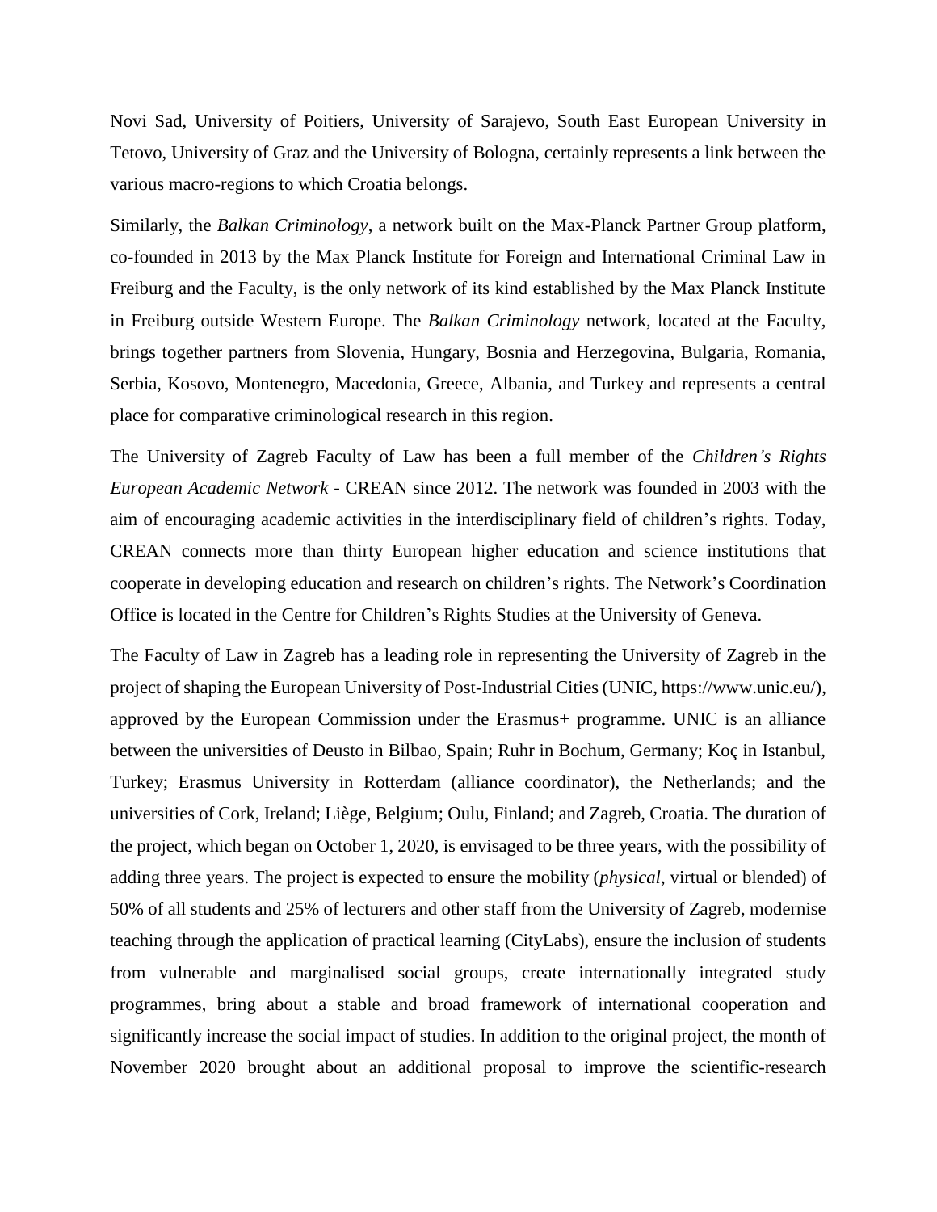Novi Sad, University of Poitiers, University of Sarajevo, South East European University in Tetovo, University of Graz and the University of Bologna, certainly represents a link between the various macro-regions to which Croatia belongs.

Similarly, the *Balkan Criminology*, a network built on the Max-Planck Partner Group platform, co-founded in 2013 by the Max Planck Institute for Foreign and International Criminal Law in Freiburg and the Faculty, is the only network of its kind established by the Max Planck Institute in Freiburg outside Western Europe. The *Balkan Criminology* network, located at the Faculty, brings together partners from Slovenia, Hungary, Bosnia and Herzegovina, Bulgaria, Romania, Serbia, Kosovo, Montenegro, Macedonia, Greece, Albania, and Turkey and represents a central place for comparative criminological research in this region.

The University of Zagreb Faculty of Law has been a full member of the *Children's Rights European Academic Network* - CREAN since 2012. The network was founded in 2003 with the aim of encouraging academic activities in the interdisciplinary field of children's rights. Today, CREAN connects more than thirty European higher education and science institutions that cooperate in developing education and research on children's rights. The Network's Coordination Office is located in the Centre for Children's Rights Studies at the University of Geneva.

The Faculty of Law in Zagreb has a leading role in representing the University of Zagreb in the project of shaping the European University of Post-Industrial Cities (UNIC, https://www.unic.eu/), approved by the European Commission under the Erasmus+ programme. UNIC is an alliance between the universities of Deusto in Bilbao, Spain; Ruhr in Bochum, Germany; Koç in Istanbul, Turkey; Erasmus University in Rotterdam (alliance coordinator), the Netherlands; and the universities of Cork, Ireland; Liège, Belgium; Oulu, Finland; and Zagreb, Croatia. The duration of the project, which began on October 1, 2020, is envisaged to be three years, with the possibility of adding three years. The project is expected to ensure the mobility (*physical*, virtual or blended) of 50% of all students and 25% of lecturers and other staff from the University of Zagreb, modernise teaching through the application of practical learning (CityLabs), ensure the inclusion of students from vulnerable and marginalised social groups, create internationally integrated study programmes, bring about a stable and broad framework of international cooperation and significantly increase the social impact of studies. In addition to the original project, the month of November 2020 brought about an additional proposal to improve the scientific-research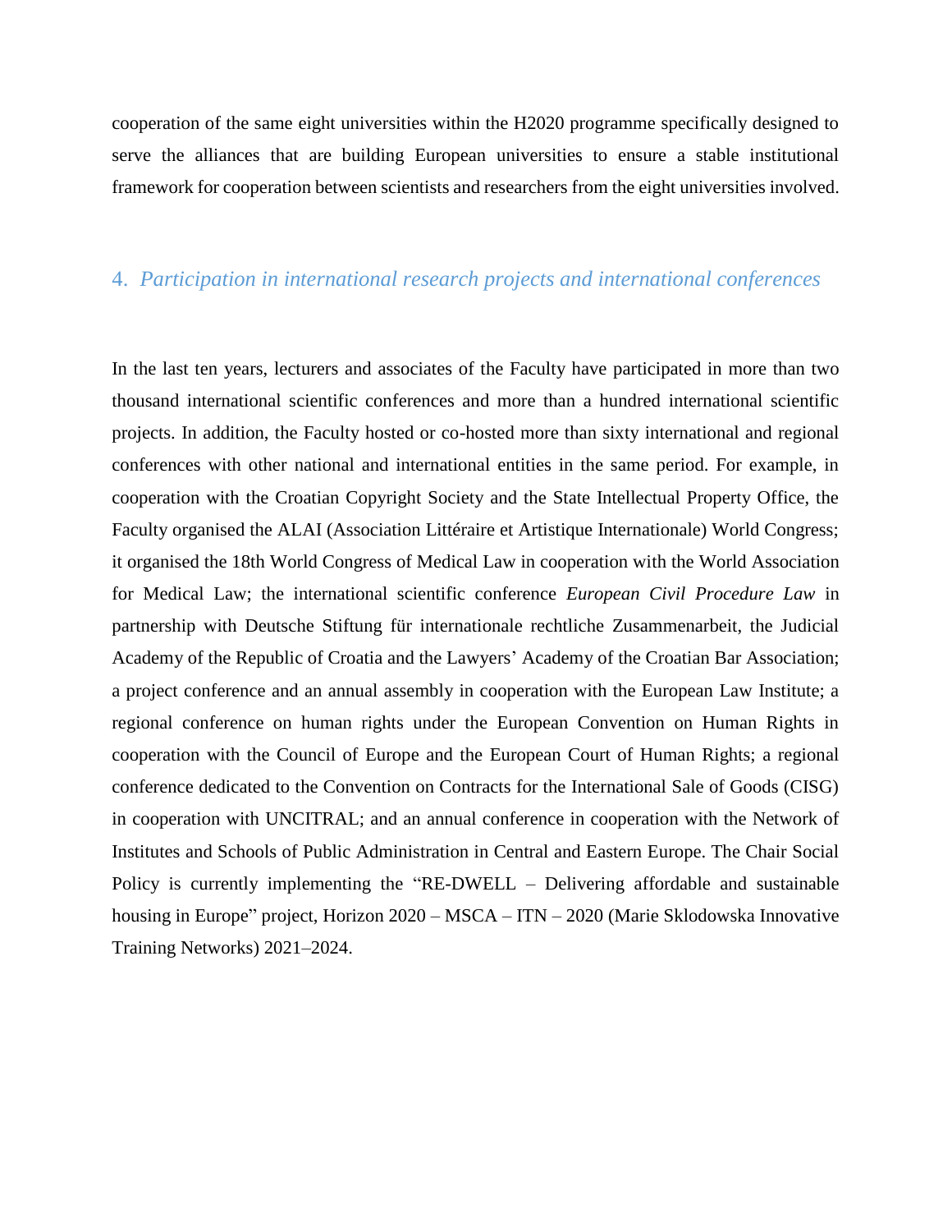cooperation of the same eight universities within the H2020 programme specifically designed to serve the alliances that are building European universities to ensure a stable institutional framework for cooperation between scientists and researchers from the eight universities involved.

## 4. *Participation in international research projects and international conferences*

In the last ten years, lecturers and associates of the Faculty have participated in more than two thousand international scientific conferences and more than a hundred international scientific projects. In addition, the Faculty hosted or co-hosted more than sixty international and regional conferences with other national and international entities in the same period. For example, in cooperation with the Croatian Copyright Society and the State Intellectual Property Office, the Faculty organised the ALAI (Association Littéraire et Artistique Internationale) World Congress; it organised the 18th World Congress of Medical Law in cooperation with the World Association for Medical Law; the international scientific conference *European Civil Procedure Law* in partnership with Deutsche Stiftung für internationale rechtliche Zusammenarbeit, the Judicial Academy of the Republic of Croatia and the Lawyers' Academy of the Croatian Bar Association; a project conference and an annual assembly in cooperation with the European Law Institute; a regional conference on human rights under the European Convention on Human Rights in cooperation with the Council of Europe and the European Court of Human Rights; a regional conference dedicated to the Convention on Contracts for the International Sale of Goods (CISG) in cooperation with UNCITRAL; and an annual conference in cooperation with the Network of Institutes and Schools of Public Administration in Central and Eastern Europe. The Chair Social Policy is currently implementing the "RE-DWELL – Delivering affordable and sustainable housing in Europe" project, Horizon 2020 – MSCA – ITN – 2020 (Marie Sklodowska Innovative Training Networks) 2021–2024.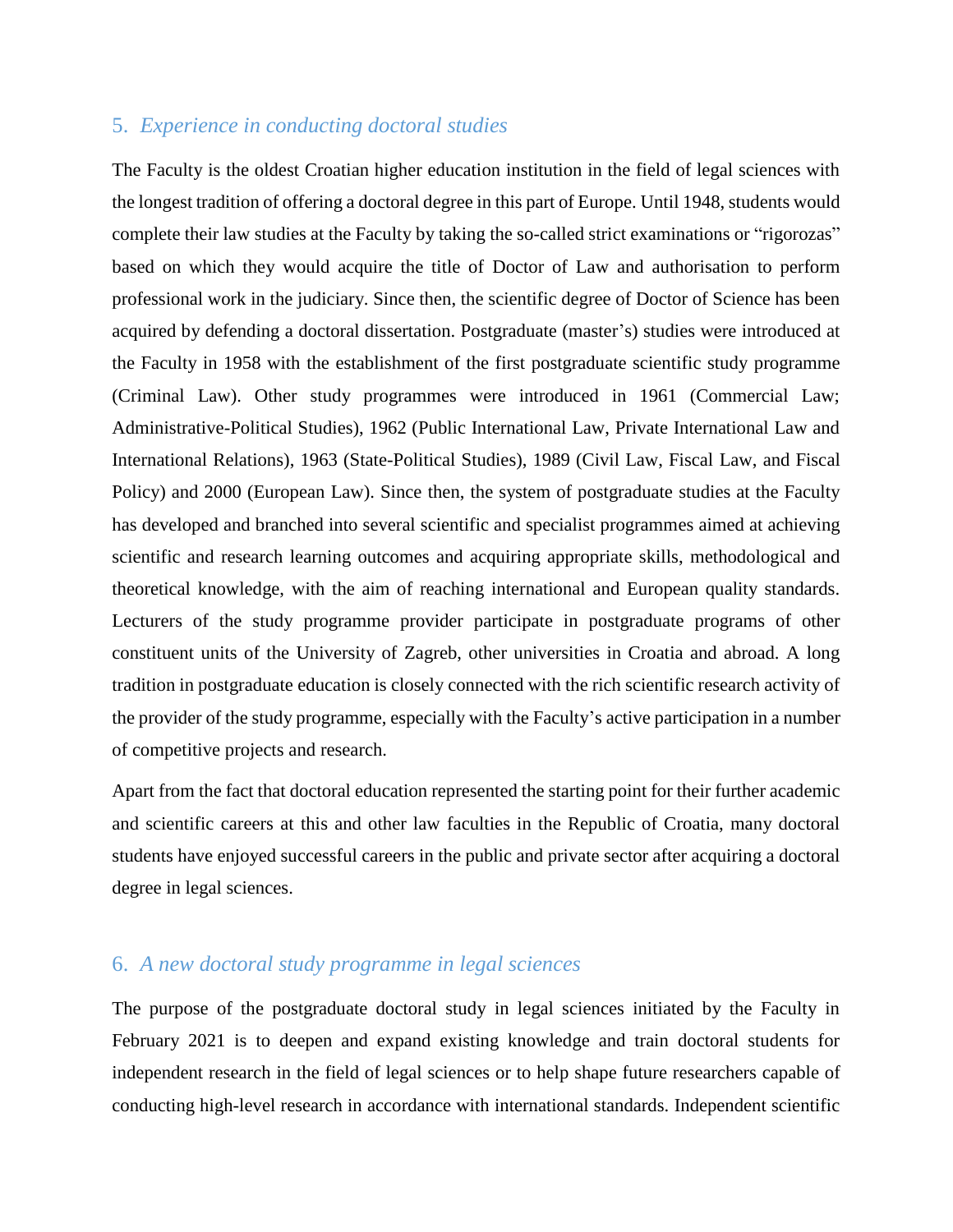## 5. *Experience in conducting doctoral studies*

The Faculty is the oldest Croatian higher education institution in the field of legal sciences with the longest tradition of offering a doctoral degree in this part of Europe. Until 1948, students would complete their law studies at the Faculty by taking the so-called strict examinations or "rigorozas" based on which they would acquire the title of Doctor of Law and authorisation to perform professional work in the judiciary. Since then, the scientific degree of Doctor of Science has been acquired by defending a doctoral dissertation. Postgraduate (master's) studies were introduced at the Faculty in 1958 with the establishment of the first postgraduate scientific study programme (Criminal Law). Other study programmes were introduced in 1961 (Commercial Law; Administrative-Political Studies), 1962 (Public International Law, Private International Law and International Relations), 1963 (State-Political Studies), 1989 (Civil Law, Fiscal Law, and Fiscal Policy) and 2000 (European Law). Since then, the system of postgraduate studies at the Faculty has developed and branched into several scientific and specialist programmes aimed at achieving scientific and research learning outcomes and acquiring appropriate skills, methodological and theoretical knowledge, with the aim of reaching international and European quality standards. Lecturers of the study programme provider participate in postgraduate programs of other constituent units of the University of Zagreb, other universities in Croatia and abroad. A long tradition in postgraduate education is closely connected with the rich scientific research activity of the provider of the study programme, especially with the Faculty's active participation in a number of competitive projects and research.

Apart from the fact that doctoral education represented the starting point for their further academic and scientific careers at this and other law faculties in the Republic of Croatia, many doctoral students have enjoyed successful careers in the public and private sector after acquiring a doctoral degree in legal sciences.

## 6. *A new doctoral study programme in legal sciences*

The purpose of the postgraduate doctoral study in legal sciences initiated by the Faculty in February 2021 is to deepen and expand existing knowledge and train doctoral students for independent research in the field of legal sciences or to help shape future researchers capable of conducting high-level research in accordance with international standards. Independent scientific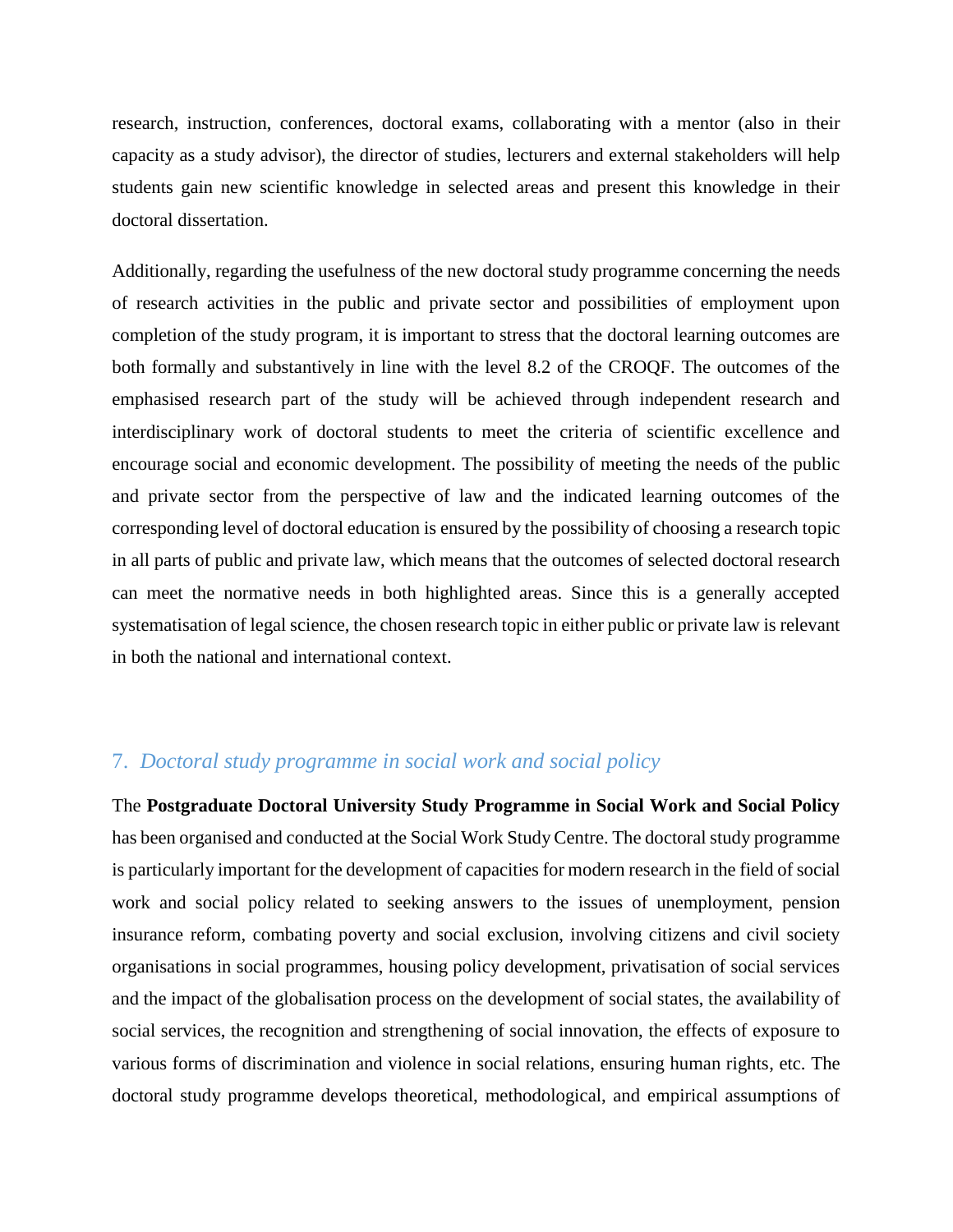research, instruction, conferences, doctoral exams, collaborating with a mentor (also in their capacity as a study advisor), the director of studies, lecturers and external stakeholders will help students gain new scientific knowledge in selected areas and present this knowledge in their doctoral dissertation.

Additionally, regarding the usefulness of the new doctoral study programme concerning the needs of research activities in the public and private sector and possibilities of employment upon completion of the study program, it is important to stress that the doctoral learning outcomes are both formally and substantively in line with the level 8.2 of the CROQF. The outcomes of the emphasised research part of the study will be achieved through independent research and interdisciplinary work of doctoral students to meet the criteria of scientific excellence and encourage social and economic development. The possibility of meeting the needs of the public and private sector from the perspective of law and the indicated learning outcomes of the corresponding level of doctoral education is ensured by the possibility of choosing a research topic in all parts of public and private law, which means that the outcomes of selected doctoral research can meet the normative needs in both highlighted areas. Since this is a generally accepted systematisation of legal science, the chosen research topic in either public or private law is relevant in both the national and international context.

## 7. *Doctoral study programme in social work and social policy*

The **Postgraduate Doctoral University Study Programme in Social Work and Social Policy** has been organised and conducted at the Social Work Study Centre. The doctoral study programme is particularly important for the development of capacities for modern research in the field of social work and social policy related to seeking answers to the issues of unemployment, pension insurance reform, combating poverty and social exclusion, involving citizens and civil society organisations in social programmes, housing policy development, privatisation of social services and the impact of the globalisation process on the development of social states, the availability of social services, the recognition and strengthening of social innovation, the effects of exposure to various forms of discrimination and violence in social relations, ensuring human rights, etc. The doctoral study programme develops theoretical, methodological, and empirical assumptions of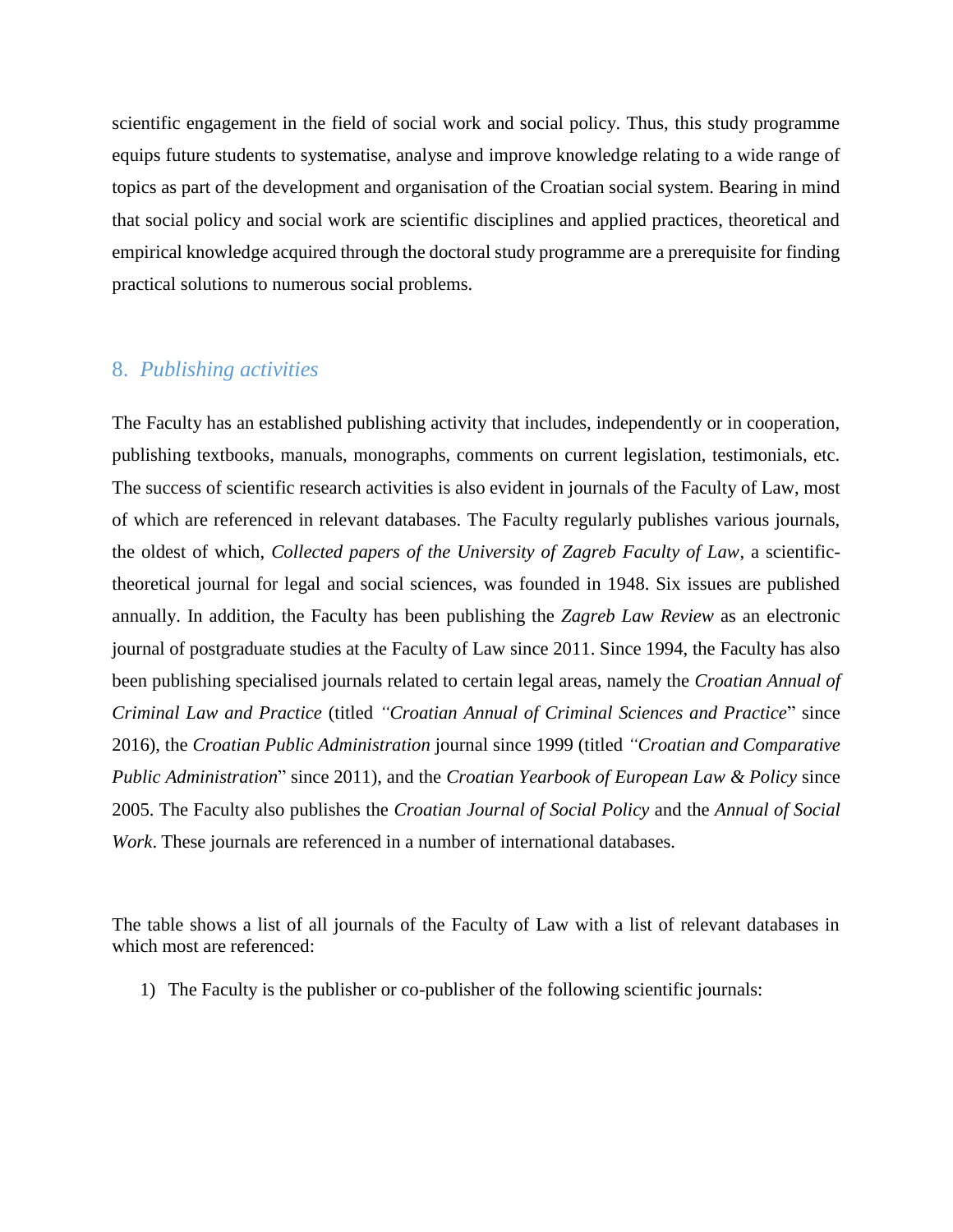scientific engagement in the field of social work and social policy. Thus, this study programme equips future students to systematise, analyse and improve knowledge relating to a wide range of topics as part of the development and organisation of the Croatian social system. Bearing in mind that social policy and social work are scientific disciplines and applied practices, theoretical and empirical knowledge acquired through the doctoral study programme are a prerequisite for finding practical solutions to numerous social problems.

## 8. *Publishing activities*

The Faculty has an established publishing activity that includes, independently or in cooperation, publishing textbooks, manuals, monographs, comments on current legislation, testimonials, etc. The success of scientific research activities is also evident in journals of the Faculty of Law, most of which are referenced in relevant databases. The Faculty regularly publishes various journals, the oldest of which, *Collected papers of the University of Zagreb Faculty of Law*, a scientific-theoretical journal for legal and social sciences, was founded in 1948. Six issues are published annually. In addition, the Faculty has been publishing the *Zagreb Law Review* as an electronic journal of postgraduate studies at the Faculty of Law since 2011. Since 1994, the Faculty has also been publishing specialised journals related to certain legal areas, namely the *Croatian Annual of Criminal Law and Practice* (titled *"Croatian Annual of Criminal Sciences and Practice*" since 2016), the *Croatian Public Administration* journal since 1999 (titled *"Croatian and Comparative Public Administration*" since 2011), and the *Croatian Yearbook of European Law & Policy* since 2005. The Faculty also publishes the *Croatian Journal of Social Policy* and the *Annual of Social Work*. These journals are referenced in a number of international databases.

The table shows a list of all journals of the Faculty of Law with a list of relevant databases in which most are referenced:

1) The Faculty is the publisher or co-publisher of the following scientific journals: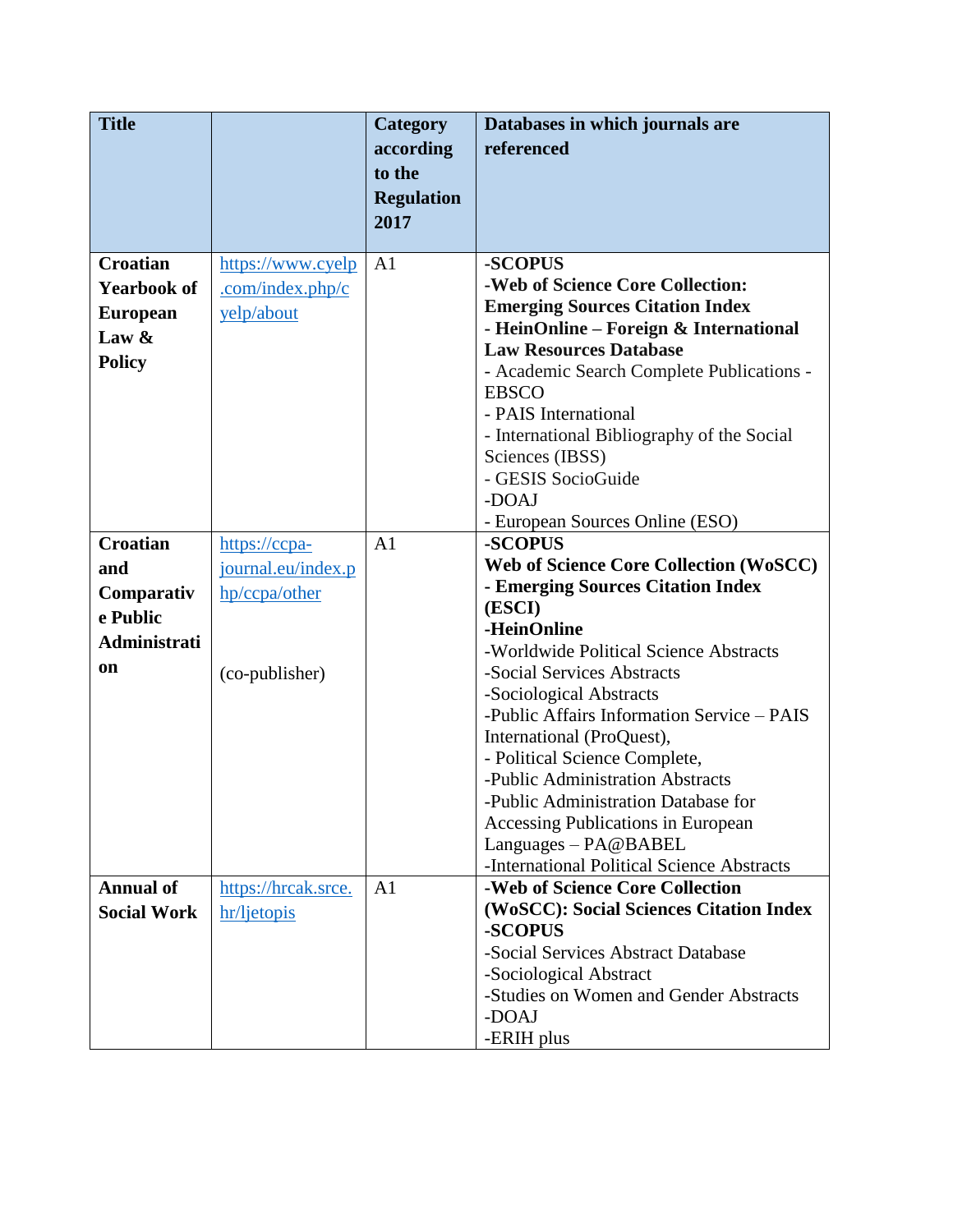| Title | | Category according to the Regulation 2017 | Databases in which journals are referenced |
|---|---|---|---|
| **Croatian Yearbook of European Law & Policy** | https://www.cyelp.com/index.php/cyelp/about | A1 | **-SCOPUS**<br>**-Web of Science Core Collection: Emerging Sources Citation Index**<br>**- HeinOnline – Foreign & International Law Resources Database**<br>- Academic Search Complete Publications - EBSCO<br>- PAIS International<br>- International Bibliography of the Social Sciences (IBSS)<br>- GESIS SocioGuide<br>-DOAJ<br>- European Sources Online (ESO) |
| **Croatian and Comparative Public Administration** | https://ccpa-journal.eu/index.php/ccpa/other<br><br>(co-publisher) | A1 | **-SCOPUS**<br>**Web of Science Core Collection (WoSCC)**<br>**- Emerging Sources Citation Index (ESCI)**<br>**-HeinOnline**<br>-Worldwide Political Science Abstracts<br>-Social Services Abstracts<br>-Sociological Abstracts<br>-Public Affairs Information Service – PAIS International (ProQuest),<br>- Political Science Complete,<br>-Public Administration Abstracts<br>-Public Administration Database for Accessing Publications in European Languages – PA@BABEL<br>-International Political Science Abstracts |
| **Annual of Social Work** | https://hrcak.srce.hr/ljetopis | A1 | **-Web of Science Core Collection (WoSCC): Social Sciences Citation Index**<br>**-SCOPUS**<br>-Social Services Abstract Database<br>-Sociological Abstract<br>-Studies on Women and Gender Abstracts<br>-DOAJ<br>-ERIH plus |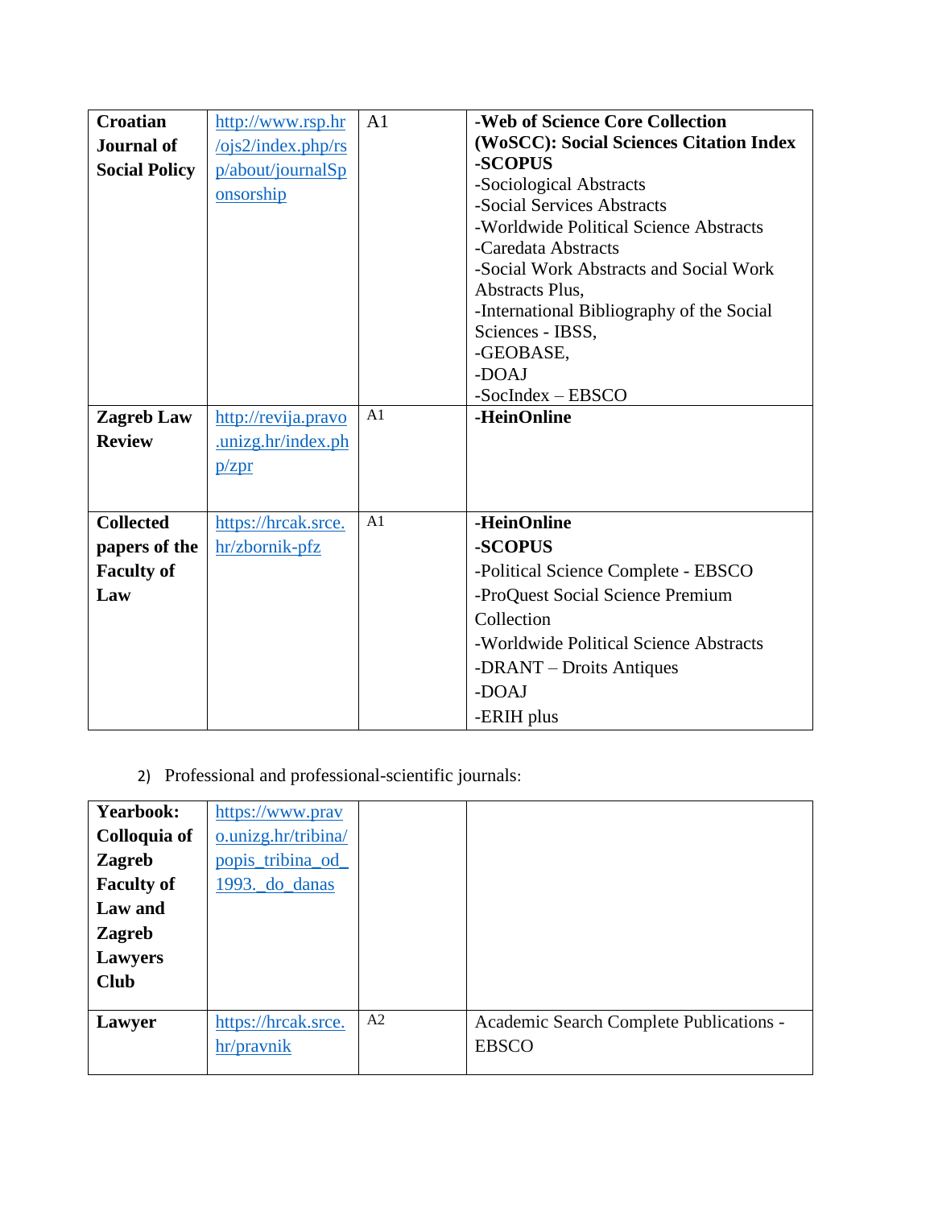| **Croatian Journal of Social Policy** | http://www.rsp.hr/ojs2/index.php/rsp/about/journalSponsorship | A1 | **-Web of Science Core Collection (WoSCC): Social Sciences Citation Index**<br>**-SCOPUS**<br>-Sociological Abstracts<br>-Social Services Abstracts<br>-Worldwide Political Science Abstracts<br>-Caredata Abstracts<br>-Social Work Abstracts and Social Work Abstracts Plus,<br>-International Bibliography of the Social Sciences - IBSS,<br>-GEOBASE,<br>-DOAJ<br>-SocIndex – EBSCO |
|---|---|---|---|
| **Zagreb Law Review** | http://revija.pravo.unizg.hr/index.php/zpr | A1 | **-HeinOnline** |
| **Collected papers of the Faculty of Law** | https://hrcak.srce.hr/zbornik-pfz | A1 | **-HeinOnline**<br>**-SCOPUS**<br>-Political Science Complete - EBSCO<br>-ProQuest Social Science Premium Collection<br>-Worldwide Political Science Abstracts<br>-DRANT – Droits Antiques<br>-DOAJ<br>-ERIH plus |

2) Professional and professional-scientific journals:

| **Yearbook: Colloquia of Zagreb Faculty of Law and Zagreb Lawyers Club** | https://www.pravo.unizg.hr/tribina/popis_tribina_od_1993._do_danas | | |
|---|---|---|---|
| **Lawyer** | https://hrcak.srce.hr/pravnik | A2 | Academic Search Complete Publications - EBSCO |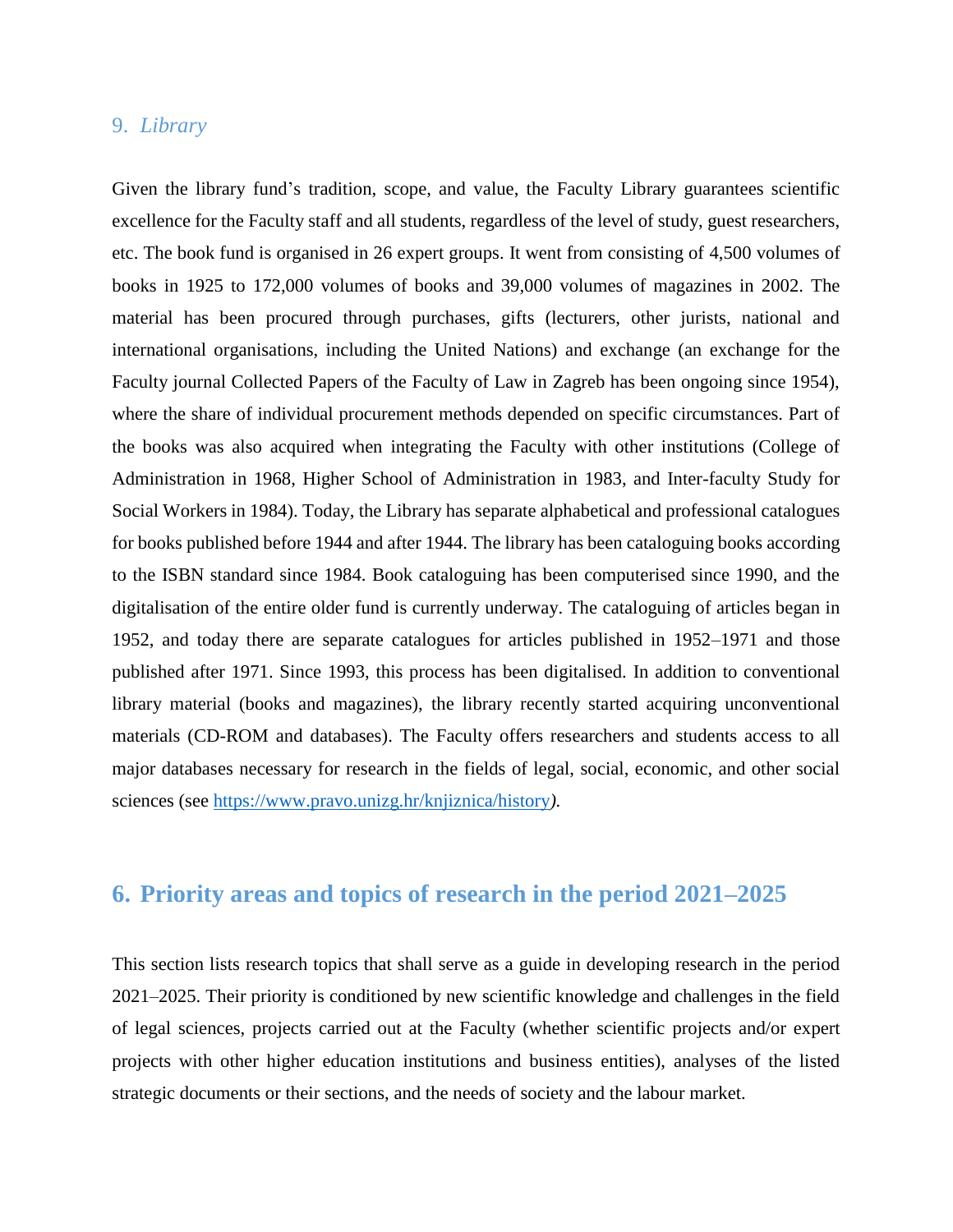### 9. *Library*

Given the library fund's tradition, scope, and value, the Faculty Library guarantees scientific excellence for the Faculty staff and all students, regardless of the level of study, guest researchers, etc. The book fund is organised in 26 expert groups. It went from consisting of 4,500 volumes of books in 1925 to 172,000 volumes of books and 39,000 volumes of magazines in 2002. The material has been procured through purchases, gifts (lecturers, other jurists, national and international organisations, including the United Nations) and exchange (an exchange for the Faculty journal Collected Papers of the Faculty of Law in Zagreb has been ongoing since 1954), where the share of individual procurement methods depended on specific circumstances. Part of the books was also acquired when integrating the Faculty with other institutions (College of Administration in 1968, Higher School of Administration in 1983, and Inter-faculty Study for Social Workers in 1984). Today, the Library has separate alphabetical and professional catalogues for books published before 1944 and after 1944. The library has been cataloguing books according to the ISBN standard since 1984. Book cataloguing has been computerised since 1990, and the digitalisation of the entire older fund is currently underway. The cataloguing of articles began in 1952, and today there are separate catalogues for articles published in 1952–1971 and those published after 1971. Since 1993, this process has been digitalised. In addition to conventional library material (books and magazines), the library recently started acquiring unconventional materials (CD-ROM and databases). The Faculty offers researchers and students access to all major databases necessary for research in the fields of legal, social, economic, and other social sciences (see https://www.pravo.unizg.hr/knjiznica/history*).*

## 6. Priority areas and topics of research in the period 2021–2025

This section lists research topics that shall serve as a guide in developing research in the period 2021–2025. Their priority is conditioned by new scientific knowledge and challenges in the field of legal sciences, projects carried out at the Faculty (whether scientific projects and/or expert projects with other higher education institutions and business entities), analyses of the listed strategic documents or their sections, and the needs of society and the labour market.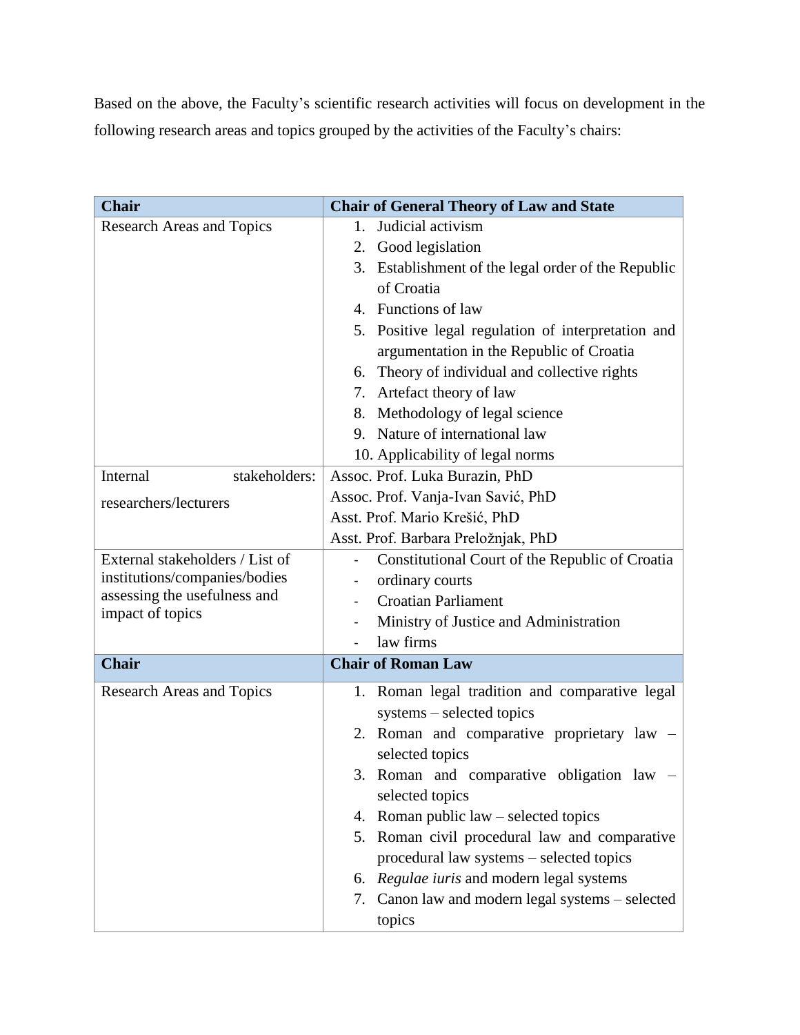Based on the above, the Faculty's scientific research activities will focus on development in the following research areas and topics grouped by the activities of the Faculty's chairs:

| **Chair** | **Chair of General Theory of Law and State** |
|---|---|
| Research Areas and Topics | 1. Judicial activism<br>2. Good legislation<br>3. Establishment of the legal order of the Republic of Croatia<br>4. Functions of law<br>5. Positive legal regulation of interpretation and argumentation in the Republic of Croatia<br>6. Theory of individual and collective rights<br>7. Artefact theory of law<br>8. Methodology of legal science<br>9. Nature of international law<br>10. Applicability of legal norms |
| Internal stakeholders: researchers/lecturers | Assoc. Prof. Luka Burazin, PhD<br>Assoc. Prof. Vanja-Ivan Savić, PhD<br>Asst. Prof. Mario Krešić, PhD<br>Asst. Prof. Barbara Preložnjak, PhD |
| External stakeholders / List of institutions/companies/bodies assessing the usefulness and impact of topics | - Constitutional Court of the Republic of Croatia<br>- ordinary courts<br>- Croatian Parliament<br>- Ministry of Justice and Administration<br>- law firms |
| **Chair** | **Chair of Roman Law** |
| Research Areas and Topics | 1. Roman legal tradition and comparative legal systems – selected topics<br>2. Roman and comparative proprietary law – selected topics<br>3. Roman and comparative obligation law – selected topics<br>4. Roman public law – selected topics<br>5. Roman civil procedural law and comparative procedural law systems – selected topics<br>6. *Regulae iuris* and modern legal systems<br>7. Canon law and modern legal systems – selected topics |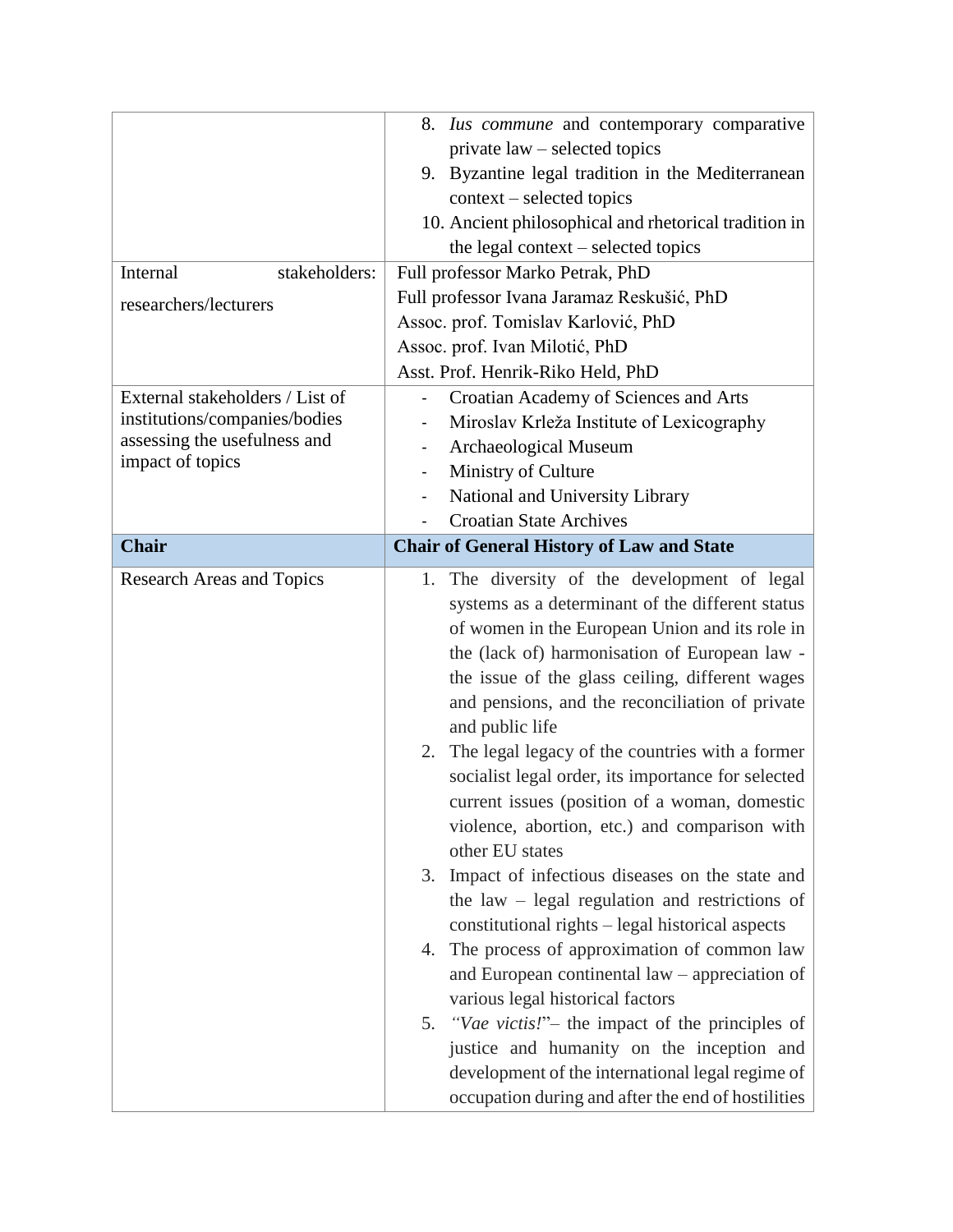| | |
|---|---|
| | 8. *Ius commune* and contemporary comparative private law – selected topics<br>9. Byzantine legal tradition in the Mediterranean context – selected topics<br>10. Ancient philosophical and rhetorical tradition in the legal context – selected topics |
| Internal stakeholders: researchers/lecturers | Full professor Marko Petrak, PhD<br>Full professor Ivana Jaramaz Reskušić, PhD<br>Assoc. prof. Tomislav Karlović, PhD<br>Assoc. prof. Ivan Milotić, PhD<br>Asst. Prof. Henrik-Riko Held, PhD |
| External stakeholders / List of institutions/companies/bodies assessing the usefulness and impact of topics | - Croatian Academy of Sciences and Arts<br>- Miroslav Krleža Institute of Lexicography<br>- Archaeological Museum<br>- Ministry of Culture<br>- National and University Library<br>- Croatian State Archives |
| **Chair** | **Chair of General History of Law and State** |
| Research Areas and Topics | 1. The diversity of the development of legal systems as a determinant of the different status of women in the European Union and its role in the (lack of) harmonisation of European law - the issue of the glass ceiling, different wages and pensions, and the reconciliation of private and public life<br>2. The legal legacy of the countries with a former socialist legal order, its importance for selected current issues (position of a woman, domestic violence, abortion, etc.) and comparison with other EU states<br>3. Impact of infectious diseases on the state and the law – legal regulation and restrictions of constitutional rights – legal historical aspects<br>4. The process of approximation of common law and European continental law – appreciation of various legal historical factors<br>5. *"Vae victis!*"– the impact of the principles of justice and humanity on the inception and development of the international legal regime of occupation during and after the end of hostilities |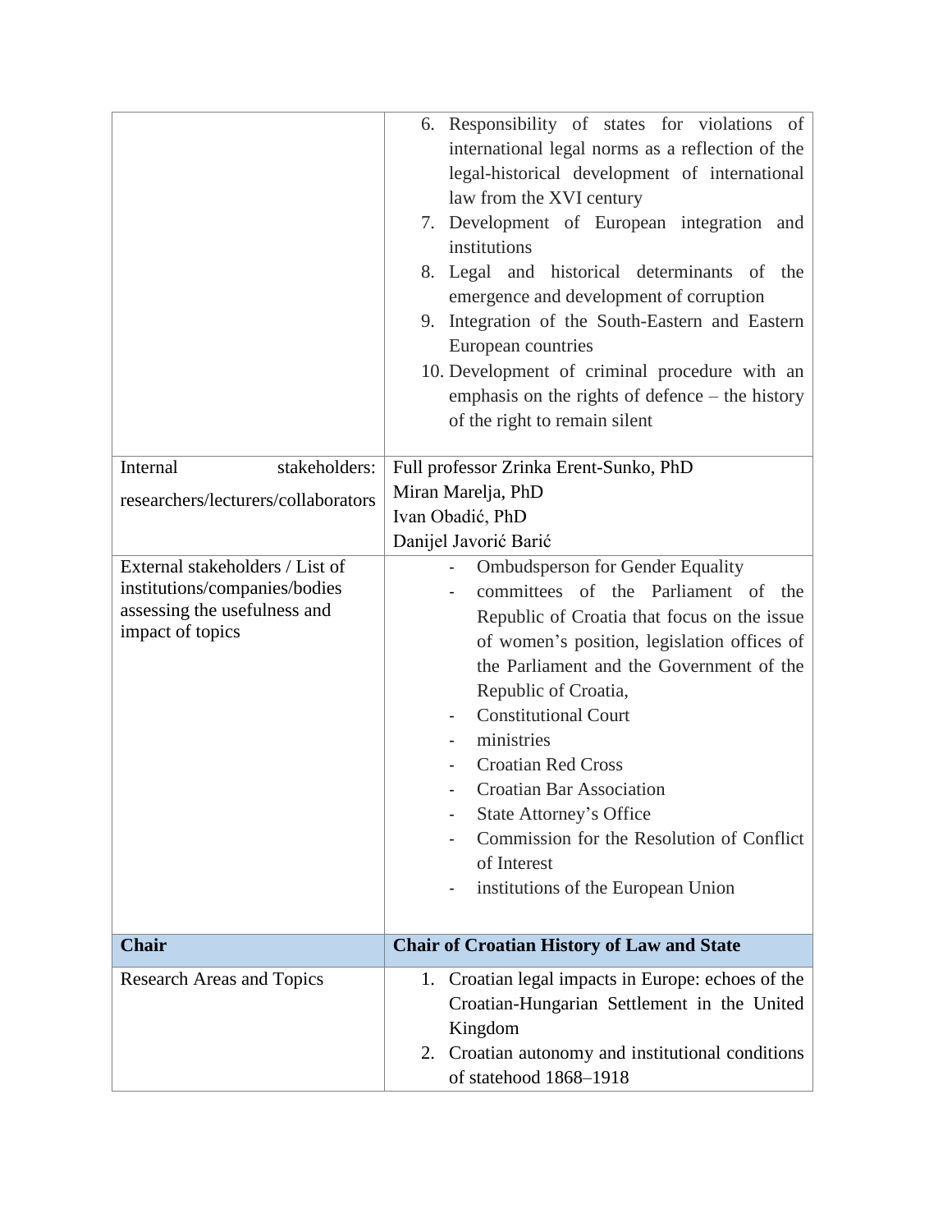| | |
|---|---|
| | 6. Responsibility of states for violations of international legal norms as a reflection of the legal-historical development of international law from the XVI century<br>7. Development of European integration and institutions<br>8. Legal and historical determinants of the emergence and development of corruption<br>9. Integration of the South-Eastern and Eastern European countries<br>10. Development of criminal procedure with an emphasis on the rights of defence – the history of the right to remain silent |
| Internal stakeholders: researchers/lecturers/collaborators | Full professor Zrinka Erent-Sunko, PhD<br>Miran Marelja, PhD<br>Ivan Obadić, PhD<br>Danijel Javorić Barić |
| External stakeholders / List of institutions/companies/bodies assessing the usefulness and impact of topics | - Ombudsperson for Gender Equality<br>- committees of the Parliament of the Republic of Croatia that focus on the issue of women's position, legislation offices of the Parliament and the Government of the Republic of Croatia,<br>- Constitutional Court<br>- ministries<br>- Croatian Red Cross<br>- Croatian Bar Association<br>- State Attorney's Office<br>- Commission for the Resolution of Conflict of Interest<br>- institutions of the European Union |
| **Chair** | **Chair of Croatian History of Law and State** |
| Research Areas and Topics | 1. Croatian legal impacts in Europe: echoes of the Croatian-Hungarian Settlement in the United Kingdom<br>2. Croatian autonomy and institutional conditions of statehood 1868–1918 |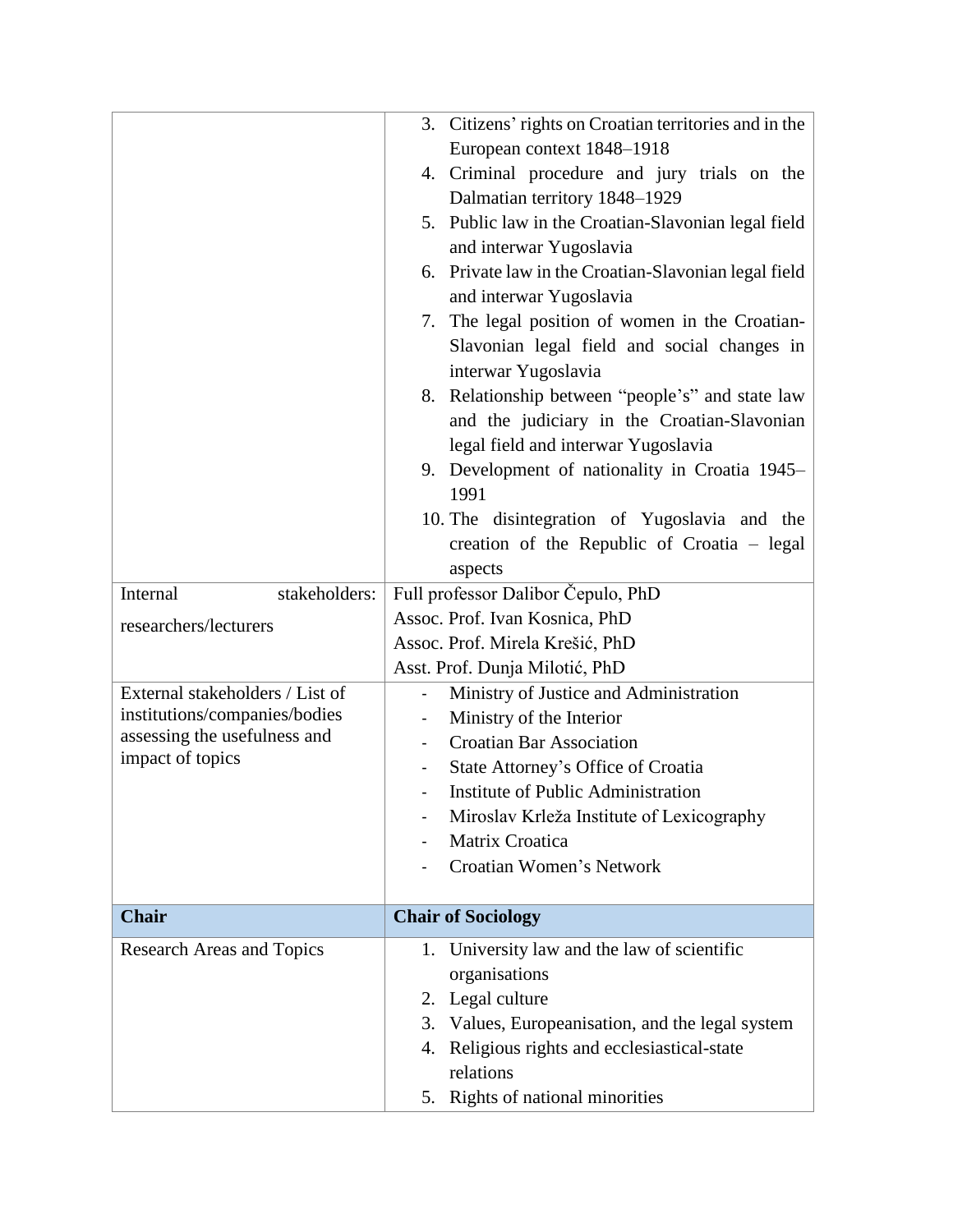| | |
|---|---|
| | 3. Citizens' rights on Croatian territories and in the European context 1848–1918<br>4. Criminal procedure and jury trials on the Dalmatian territory 1848–1929<br>5. Public law in the Croatian-Slavonian legal field and interwar Yugoslavia<br>6. Private law in the Croatian-Slavonian legal field and interwar Yugoslavia<br>7. The legal position of women in the Croatian-Slavonian legal field and social changes in interwar Yugoslavia<br>8. Relationship between "people's" and state law and the judiciary in the Croatian-Slavonian legal field and interwar Yugoslavia<br>9. Development of nationality in Croatia 1945–1991<br>10. The disintegration of Yugoslavia and the creation of the Republic of Croatia – legal aspects |
| Internal stakeholders: researchers/lecturers | Full professor Dalibor Čepulo, PhD<br>Assoc. Prof. Ivan Kosnica, PhD<br>Assoc. Prof. Mirela Krešić, PhD<br>Asst. Prof. Dunja Milotić, PhD |
| External stakeholders / List of institutions/companies/bodies assessing the usefulness and impact of topics | - Ministry of Justice and Administration<br>- Ministry of the Interior<br>- Croatian Bar Association<br>- State Attorney's Office of Croatia<br>- Institute of Public Administration<br>- Miroslav Krleža Institute of Lexicography<br>- Matrix Croatica<br>- Croatian Women's Network |
| **Chair** | **Chair of Sociology** |
| Research Areas and Topics | 1. University law and the law of scientific organisations<br>2. Legal culture<br>3. Values, Europeanisation, and the legal system<br>4. Religious rights and ecclesiastical-state relations<br>5. Rights of national minorities |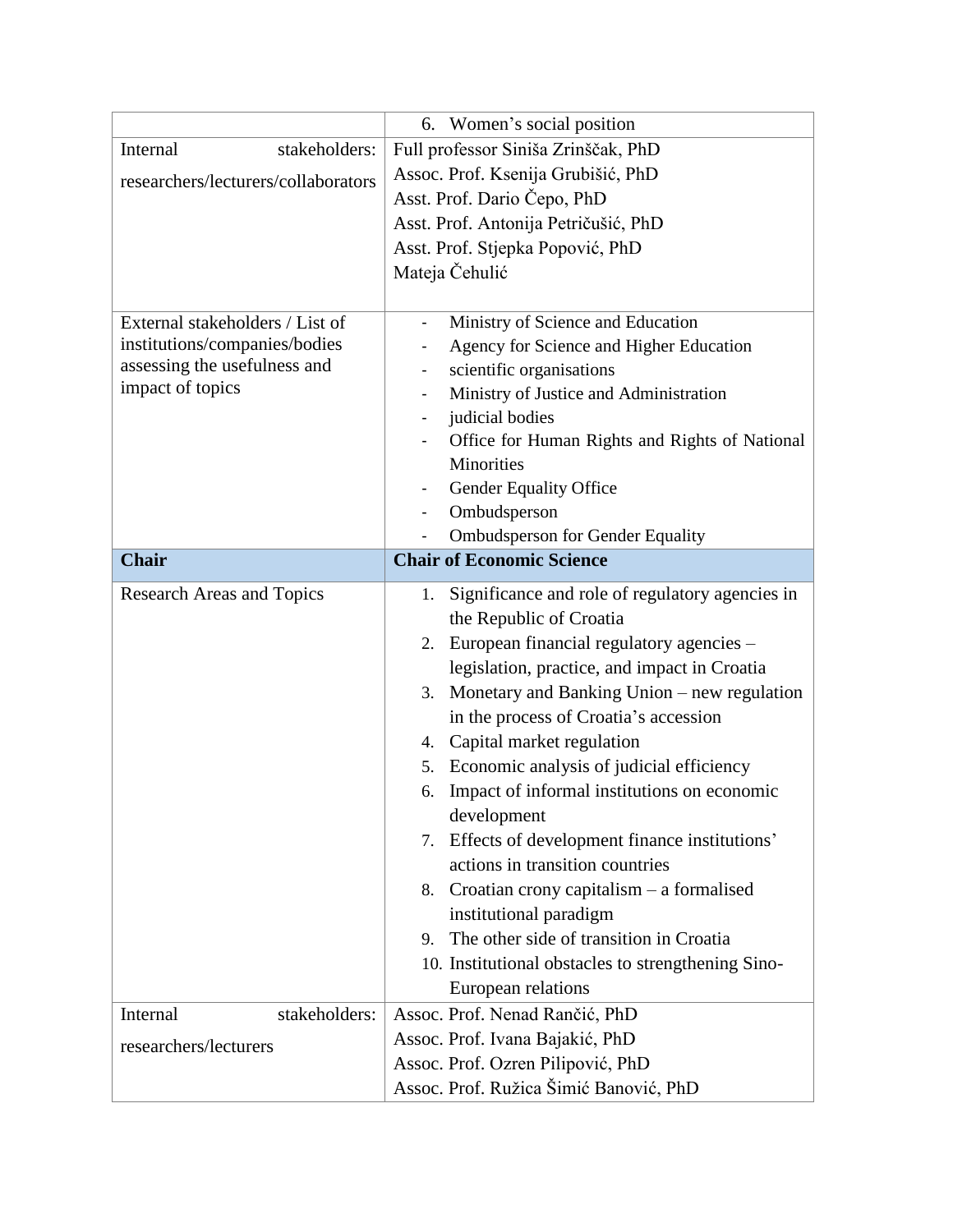| | |
|---|---|
| | 6. Women's social position |
| Internal stakeholders: researchers/lecturers/collaborators | Full professor Siniša Zrinščak, PhD<br>Assoc. Prof. Ksenija Grubišić, PhD<br>Asst. Prof. Dario Čepo, PhD<br>Asst. Prof. Antonija Petričušić, PhD<br>Asst. Prof. Stjepka Popović, PhD<br>Mateja Čehulić |
| External stakeholders / List of institutions/companies/bodies assessing the usefulness and impact of topics | - Ministry of Science and Education<br>- Agency for Science and Higher Education<br>- scientific organisations<br>- Ministry of Justice and Administration<br>- judicial bodies<br>- Office for Human Rights and Rights of National Minorities<br>- Gender Equality Office<br>- Ombudsperson<br>- Ombudsperson for Gender Equality |
| **Chair** | **Chair of Economic Science** |
| Research Areas and Topics | 1. Significance and role of regulatory agencies in the Republic of Croatia<br>2. European financial regulatory agencies – legislation, practice, and impact in Croatia<br>3. Monetary and Banking Union – new regulation in the process of Croatia's accession<br>4. Capital market regulation<br>5. Economic analysis of judicial efficiency<br>6. Impact of informal institutions on economic development<br>7. Effects of development finance institutions' actions in transition countries<br>8. Croatian crony capitalism – a formalised institutional paradigm<br>9. The other side of transition in Croatia<br>10. Institutional obstacles to strengthening Sino-European relations |
| Internal stakeholders: researchers/lecturers | Assoc. Prof. Nenad Rančić, PhD<br>Assoc. Prof. Ivana Bajakić, PhD<br>Assoc. Prof. Ozren Pilipović, PhD<br>Assoc. Prof. Ružica Šimić Banović, PhD |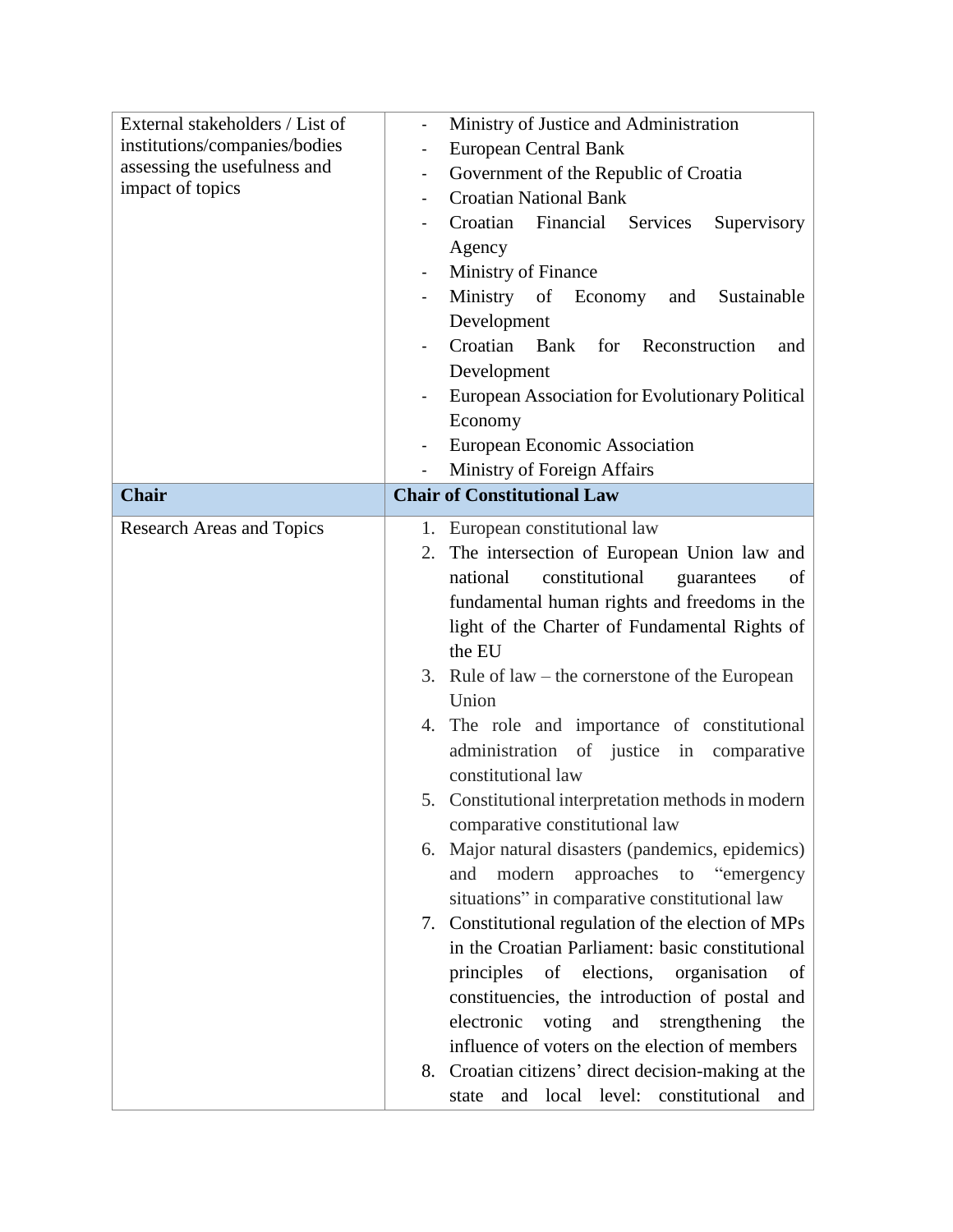| External stakeholders / List of institutions/companies/bodies assessing the usefulness and impact of topics | - Ministry of Justice and Administration<br>- European Central Bank<br>- Government of the Republic of Croatia<br>- Croatian National Bank<br>- Croatian Financial Services Supervisory Agency<br>- Ministry of Finance<br>- Ministry of Economy and Sustainable Development<br>- Croatian Bank for Reconstruction and Development<br>- European Association for Evolutionary Political Economy<br>- European Economic Association<br>- Ministry of Foreign Affairs |
|---|---|
| **Chair** | **Chair of Constitutional Law** |
| Research Areas and Topics | 1. European constitutional law<br>2. The intersection of European Union law and national constitutional guarantees of fundamental human rights and freedoms in the light of the Charter of Fundamental Rights of the EU<br>3. Rule of law – the cornerstone of the European Union<br>4. The role and importance of constitutional administration of justice in comparative constitutional law<br>5. Constitutional interpretation methods in modern comparative constitutional law<br>6. Major natural disasters (pandemics, epidemics) and modern approaches to "emergency situations" in comparative constitutional law<br>7. Constitutional regulation of the election of MPs in the Croatian Parliament: basic constitutional principles of elections, organisation of constituencies, the introduction of postal and electronic voting and strengthening the influence of voters on the election of members<br>8. Croatian citizens' direct decision-making at the state and local level: constitutional and |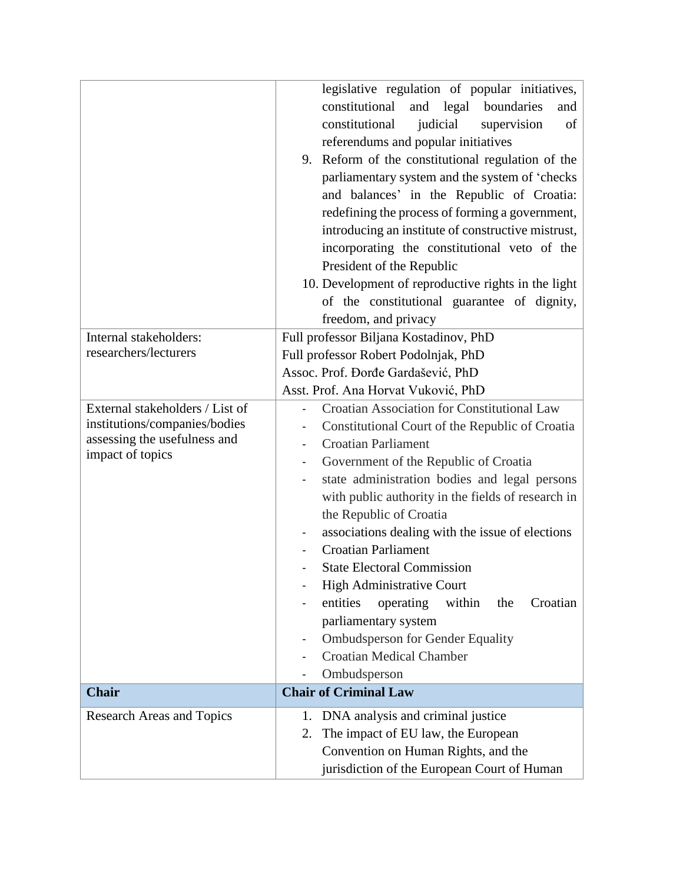| | |
|---|---|
| | legislative regulation of popular initiatives, constitutional and legal boundaries and constitutional judicial supervision of referendums and popular initiatives<br>9. Reform of the constitutional regulation of the parliamentary system and the system of 'checks and balances' in the Republic of Croatia: redefining the process of forming a government, introducing an institute of constructive mistrust, incorporating the constitutional veto of the President of the Republic<br>10. Development of reproductive rights in the light of the constitutional guarantee of dignity, freedom, and privacy |
| Internal stakeholders: researchers/lecturers | Full professor Biljana Kostadinov, PhD<br>Full professor Robert Podolnjak, PhD<br>Assoc. Prof. Đorđe Gardašević, PhD<br>Asst. Prof. Ana Horvat Vuković, PhD |
| External stakeholders / List of institutions/companies/bodies assessing the usefulness and impact of topics | - Croatian Association for Constitutional Law<br>- Constitutional Court of the Republic of Croatia<br>- Croatian Parliament<br>- Government of the Republic of Croatia<br>- state administration bodies and legal persons with public authority in the fields of research in the Republic of Croatia<br>- associations dealing with the issue of elections<br>- Croatian Parliament<br>- State Electoral Commission<br>- High Administrative Court<br>- entities operating within the Croatian parliamentary system<br>- Ombudsperson for Gender Equality<br>- Croatian Medical Chamber<br>- Ombudsperson |
| **Chair** | **Chair of Criminal Law** |
| Research Areas and Topics | 1. DNA analysis and criminal justice<br>2. The impact of EU law, the European Convention on Human Rights, and the jurisdiction of the European Court of Human |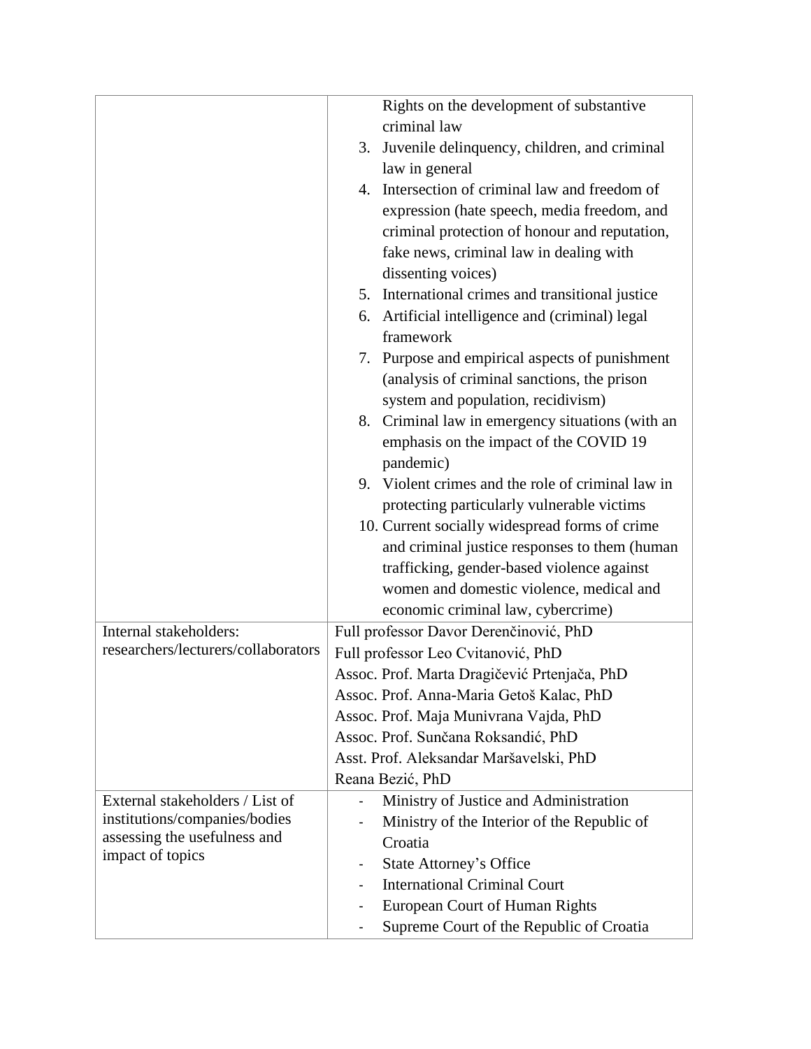| | |
|---|---|
| | Rights on the development of substantive criminal law<br>3. Juvenile delinquency, children, and criminal law in general<br>4. Intersection of criminal law and freedom of expression (hate speech, media freedom, and criminal protection of honour and reputation, fake news, criminal law in dealing with dissenting voices)<br>5. International crimes and transitional justice<br>6. Artificial intelligence and (criminal) legal framework<br>7. Purpose and empirical aspects of punishment (analysis of criminal sanctions, the prison system and population, recidivism)<br>8. Criminal law in emergency situations (with an emphasis on the impact of the COVID 19 pandemic)<br>9. Violent crimes and the role of criminal law in protecting particularly vulnerable victims<br>10. Current socially widespread forms of crime and criminal justice responses to them (human trafficking, gender-based violence against women and domestic violence, medical and economic criminal law, cybercrime) |
| Internal stakeholders: researchers/lecturers/collaborators | Full professor Davor Derenčinović, PhD<br>Full professor Leo Cvitanović, PhD<br>Assoc. Prof. Marta Dragičević Prtenjača, PhD<br>Assoc. Prof. Anna-Maria Getoš Kalac, PhD<br>Assoc. Prof. Maja Munivrana Vajda, PhD<br>Assoc. Prof. Sunčana Roksandić, PhD<br>Asst. Prof. Aleksandar Maršavelski, PhD<br>Reana Bezić, PhD |
| External stakeholders / List of institutions/companies/bodies assessing the usefulness and impact of topics | - Ministry of Justice and Administration<br>- Ministry of the Interior of the Republic of Croatia<br>- State Attorney's Office<br>- International Criminal Court<br>- European Court of Human Rights<br>- Supreme Court of the Republic of Croatia |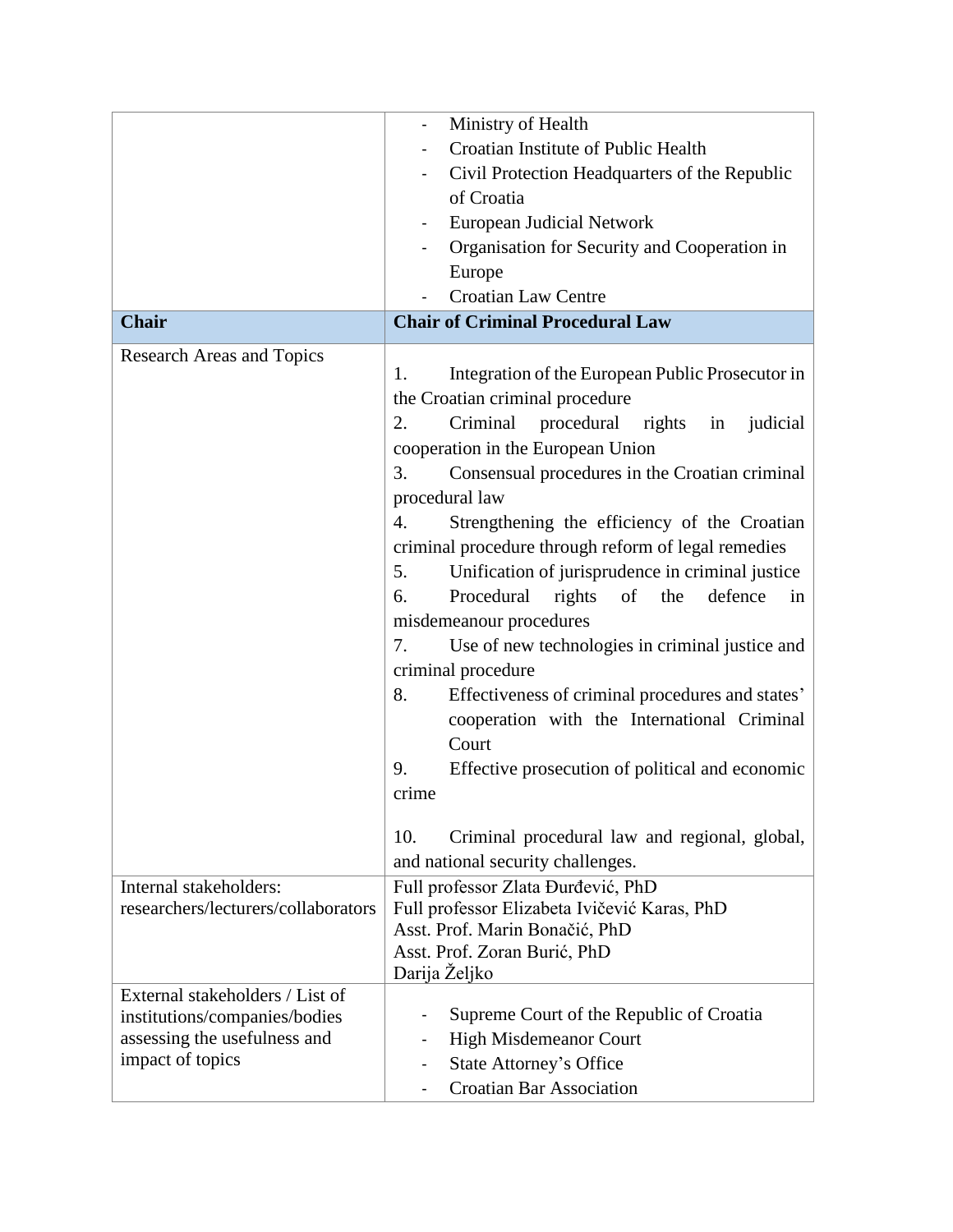| | |
|---|---|
| | - Ministry of Health<br>- Croatian Institute of Public Health<br>- Civil Protection Headquarters of the Republic of Croatia<br>- European Judicial Network<br>- Organisation for Security and Cooperation in Europe<br>- Croatian Law Centre |
| **Chair** | **Chair of Criminal Procedural Law** |
| Research Areas and Topics | 1. Integration of the European Public Prosecutor in the Croatian criminal procedure<br>2. Criminal procedural rights in judicial cooperation in the European Union<br>3. Consensual procedures in the Croatian criminal procedural law<br>4. Strengthening the efficiency of the Croatian criminal procedure through reform of legal remedies<br>5. Unification of jurisprudence in criminal justice<br>6. Procedural rights of the defence in misdemeanour procedures<br>7. Use of new technologies in criminal justice and criminal procedure<br>8. Effectiveness of criminal procedures and states' cooperation with the International Criminal Court<br>9. Effective prosecution of political and economic crime<br>10. Criminal procedural law and regional, global, and national security challenges. |
| Internal stakeholders: researchers/lecturers/collaborators | Full professor Zlata Đurđević, PhD<br>Full professor Elizabeta Ivičević Karas, PhD<br>Asst. Prof. Marin Bonačić, PhD<br>Asst. Prof. Zoran Burić, PhD<br>Darija Željko |
| External stakeholders / List of institutions/companies/bodies assessing the usefulness and impact of topics | - Supreme Court of the Republic of Croatia<br>- High Misdemeanor Court<br>- State Attorney's Office<br>- Croatian Bar Association |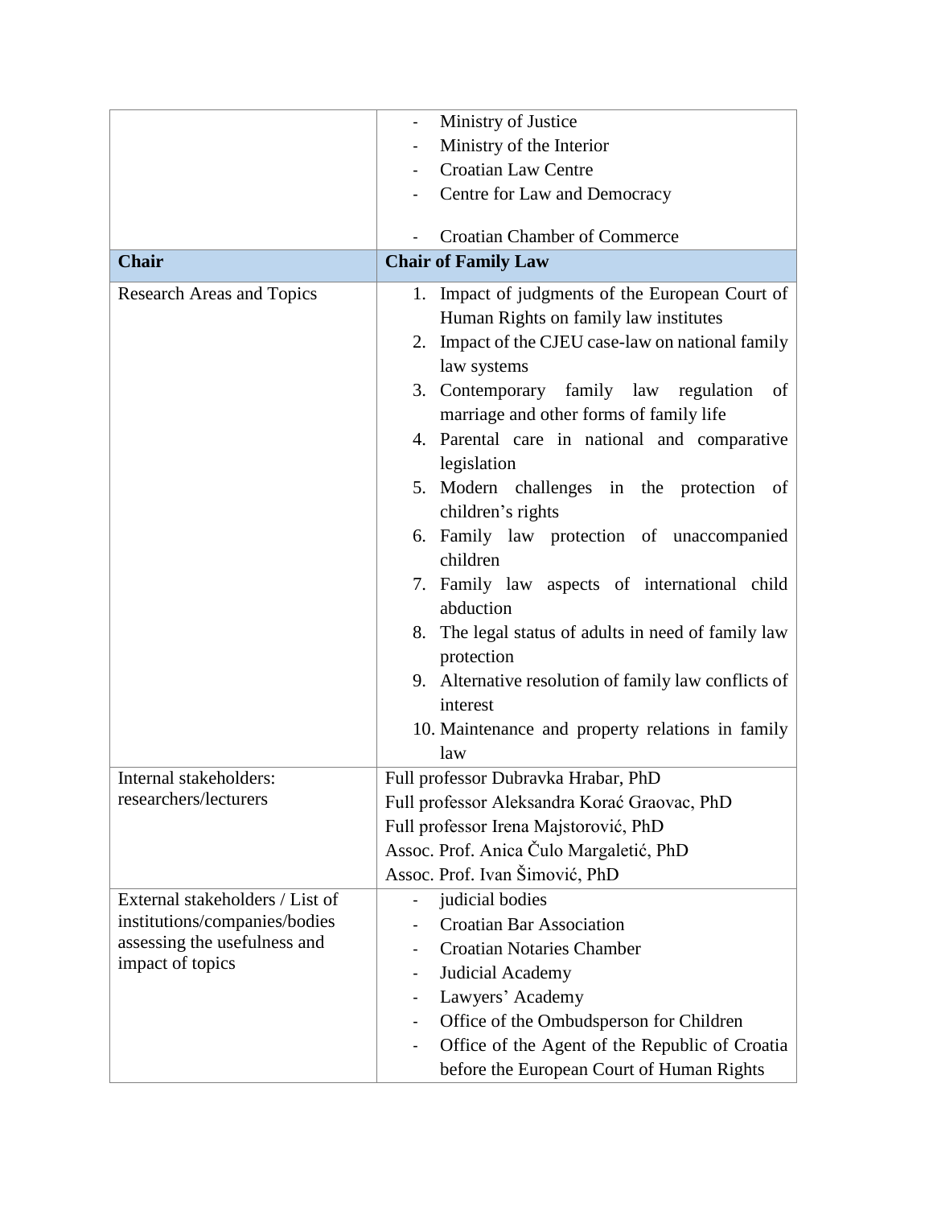| | |
|---|---|
| | - Ministry of Justice<br>- Ministry of the Interior<br>- Croatian Law Centre<br>- Centre for Law and Democracy<br>- Croatian Chamber of Commerce |
| **Chair** | **Chair of Family Law** |
| Research Areas and Topics | 1. Impact of judgments of the European Court of Human Rights on family law institutes<br>2. Impact of the CJEU case-law on national family law systems<br>3. Contemporary family law regulation of marriage and other forms of family life<br>4. Parental care in national and comparative legislation<br>5. Modern challenges in the protection of children's rights<br>6. Family law protection of unaccompanied children<br>7. Family law aspects of international child abduction<br>8. The legal status of adults in need of family law protection<br>9. Alternative resolution of family law conflicts of interest<br>10. Maintenance and property relations in family law |
| Internal stakeholders: researchers/lecturers | Full professor Dubravka Hrabar, PhD<br>Full professor Aleksandra Korać Graovac, PhD<br>Full professor Irena Majstorović, PhD<br>Assoc. Prof. Anica Čulo Margaletić, PhD<br>Assoc. Prof. Ivan Šimović, PhD |
| External stakeholders / List of institutions/companies/bodies assessing the usefulness and impact of topics | - judicial bodies<br>- Croatian Bar Association<br>- Croatian Notaries Chamber<br>- Judicial Academy<br>- Lawyers' Academy<br>- Office of the Ombudsperson for Children<br>- Office of the Agent of the Republic of Croatia before the European Court of Human Rights |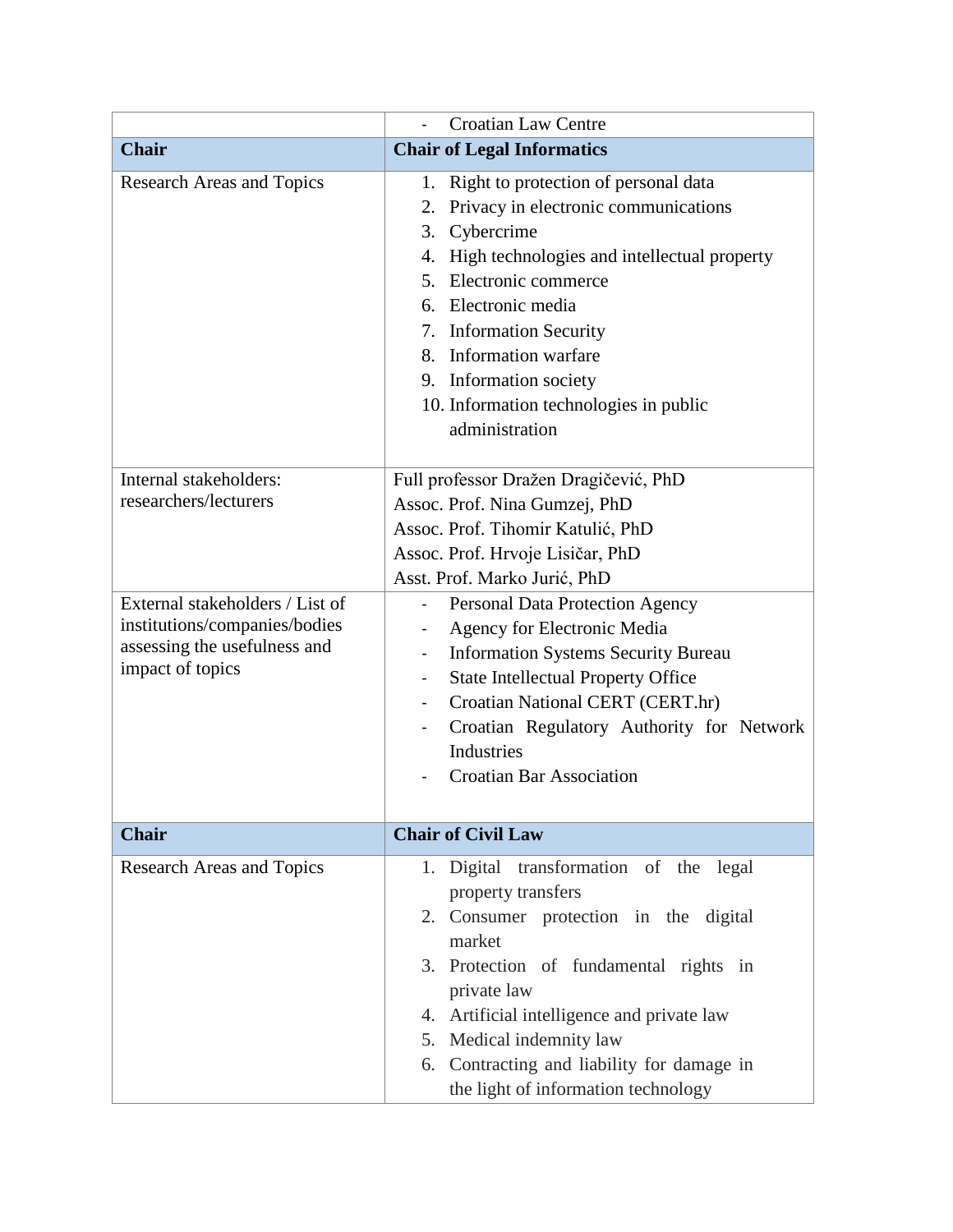| | |
|---|---|
| | - Croatian Law Centre |
| **Chair** | **Chair of Legal Informatics** |
| Research Areas and Topics | 1. Right to protection of personal data<br>2. Privacy in electronic communications<br>3. Cybercrime<br>4. High technologies and intellectual property<br>5. Electronic commerce<br>6. Electronic media<br>7. Information Security<br>8. Information warfare<br>9. Information society<br>10. Information technologies in public administration |
| Internal stakeholders: researchers/lecturers | Full professor Dražen Dragičević, PhD<br>Assoc. Prof. Nina Gumzej, PhD<br>Assoc. Prof. Tihomir Katulić, PhD<br>Assoc. Prof. Hrvoje Lisičar, PhD<br>Asst. Prof. Marko Jurić, PhD |
| External stakeholders / List of institutions/companies/bodies assessing the usefulness and impact of topics | - Personal Data Protection Agency<br>- Agency for Electronic Media<br>- Information Systems Security Bureau<br>- State Intellectual Property Office<br>- Croatian National CERT (CERT.hr)<br>- Croatian Regulatory Authority for Network Industries<br>- Croatian Bar Association |
| **Chair** | **Chair of Civil Law** |
| Research Areas and Topics | 1. Digital transformation of the legal property transfers<br>2. Consumer protection in the digital market<br>3. Protection of fundamental rights in private law<br>4. Artificial intelligence and private law<br>5. Medical indemnity law<br>6. Contracting and liability for damage in the light of information technology |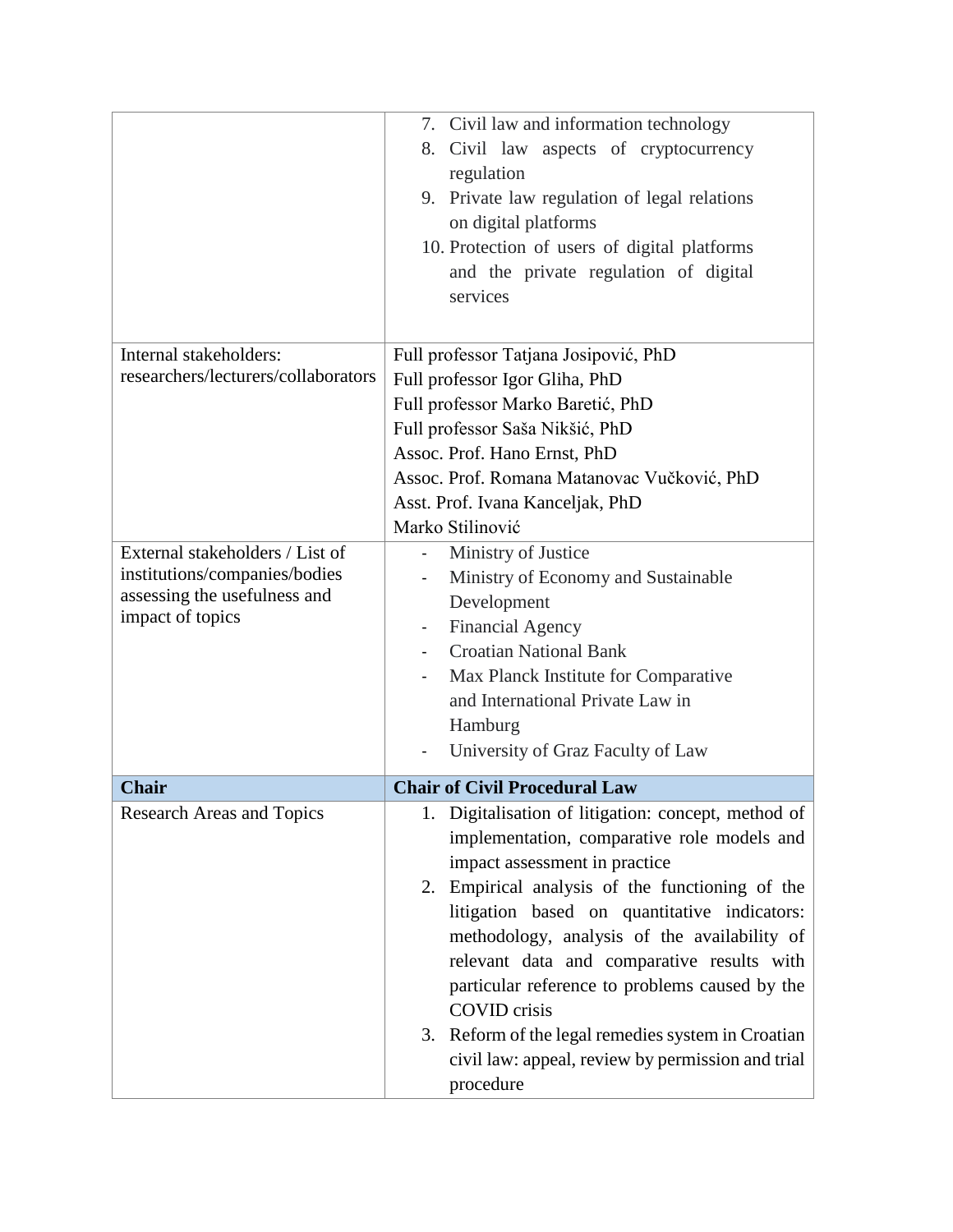| | |
|---|---|
| | 7. Civil law and information technology<br>8. Civil law aspects of cryptocurrency regulation<br>9. Private law regulation of legal relations on digital platforms<br>10. Protection of users of digital platforms and the private regulation of digital services |
| Internal stakeholders: researchers/lecturers/collaborators | Full professor Tatjana Josipović, PhD<br>Full professor Igor Gliha, PhD<br>Full professor Marko Baretić, PhD<br>Full professor Saša Nikšić, PhD<br>Assoc. Prof. Hano Ernst, PhD<br>Assoc. Prof. Romana Matanovac Vučković, PhD<br>Asst. Prof. Ivana Kanceljak, PhD<br>Marko Stilinović |
| External stakeholders / List of institutions/companies/bodies assessing the usefulness and impact of topics | - Ministry of Justice<br>- Ministry of Economy and Sustainable Development<br>- Financial Agency<br>- Croatian National Bank<br>- Max Planck Institute for Comparative and International Private Law in Hamburg<br>- University of Graz Faculty of Law |
| **Chair** | **Chair of Civil Procedural Law** |
| Research Areas and Topics | 1. Digitalisation of litigation: concept, method of implementation, comparative role models and impact assessment in practice<br>2. Empirical analysis of the functioning of the litigation based on quantitative indicators: methodology, analysis of the availability of relevant data and comparative results with particular reference to problems caused by the COVID crisis<br>3. Reform of the legal remedies system in Croatian civil law: appeal, review by permission and trial procedure |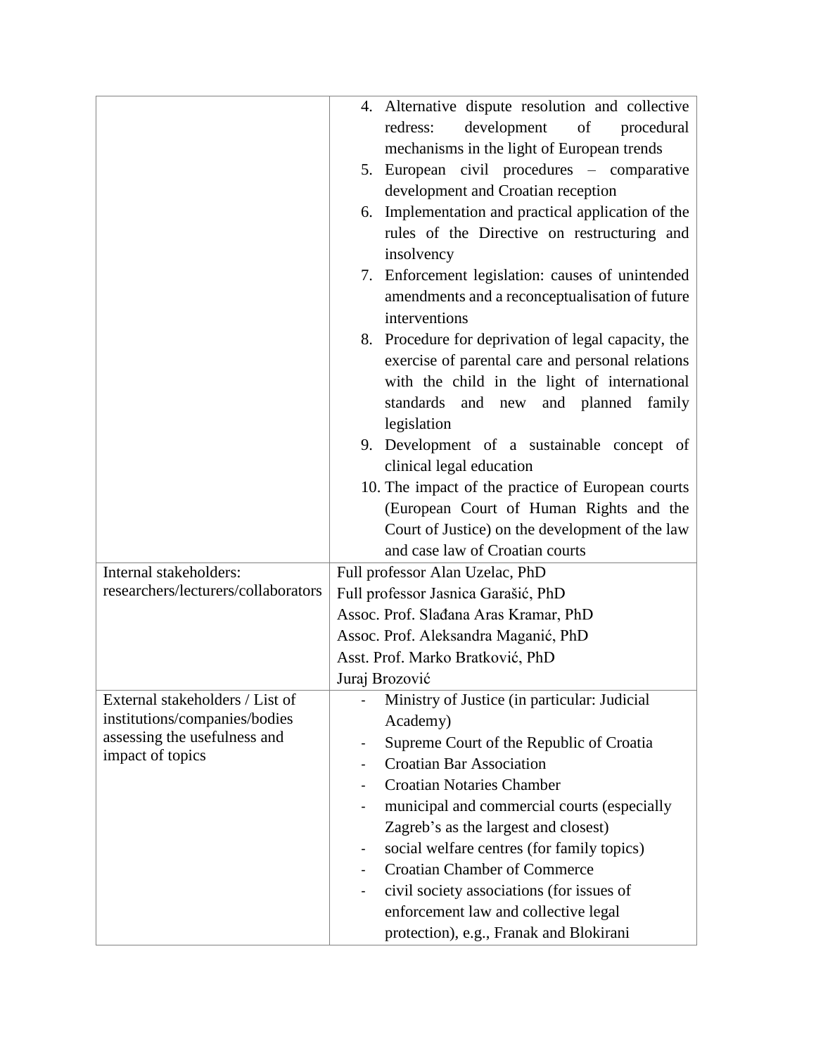|  |  |
|---|---|
|  | 4. Alternative dispute resolution and collective redress: development of procedural mechanisms in the light of European trends<br>5. European civil procedures – comparative development and Croatian reception<br>6. Implementation and practical application of the rules of the Directive on restructuring and insolvency<br>7. Enforcement legislation: causes of unintended amendments and a reconceptualisation of future interventions<br>8. Procedure for deprivation of legal capacity, the exercise of parental care and personal relations with the child in the light of international standards and new and planned family legislation<br>9. Development of a sustainable concept of clinical legal education<br>10. The impact of the practice of European courts (European Court of Human Rights and the Court of Justice) on the development of the law and case law of Croatian courts |
| Internal stakeholders: researchers/lecturers/collaborators | Full professor Alan Uzelac, PhD<br>Full professor Jasnica Garašić, PhD<br>Assoc. Prof. Slađana Aras Kramar, PhD<br>Assoc. Prof. Aleksandra Maganić, PhD<br>Asst. Prof. Marko Bratković, PhD<br>Juraj Brozović |
| External stakeholders / List of institutions/companies/bodies assessing the usefulness and impact of topics | - Ministry of Justice (in particular: Judicial Academy)<br>- Supreme Court of the Republic of Croatia<br>- Croatian Bar Association<br>- Croatian Notaries Chamber<br>- municipal and commercial courts (especially Zagreb's as the largest and closest)<br>- social welfare centres (for family topics)<br>- Croatian Chamber of Commerce<br>- civil society associations (for issues of enforcement law and collective legal protection), e.g., Franak and Blokirani |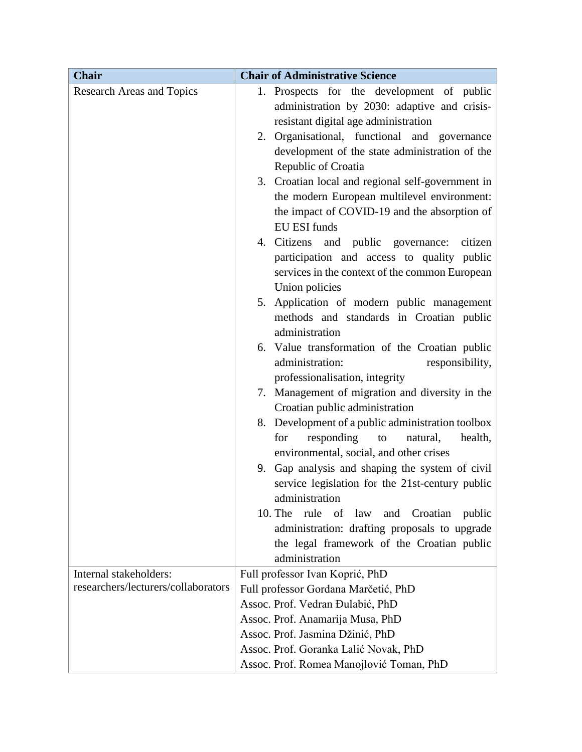| Chair | Chair of Administrative Science |
| --- | --- |
| Research Areas and Topics | 1. Prospects for the development of public administration by 2030: adaptive and crisis-resistant digital age administration<br>2. Organisational, functional and governance development of the state administration of the Republic of Croatia<br>3. Croatian local and regional self-government in the modern European multilevel environment: the impact of COVID-19 and the absorption of EU ESI funds<br>4. Citizens and public governance: citizen participation and access to quality public services in the context of the common European Union policies<br>5. Application of modern public management methods and standards in Croatian public administration<br>6. Value transformation of the Croatian public administration: responsibility, professionalisation, integrity<br>7. Management of migration and diversity in the Croatian public administration<br>8. Development of a public administration toolbox for responding to natural, health, environmental, social, and other crises<br>9. Gap analysis and shaping the system of civil service legislation for the 21st-century public administration<br>10. The rule of law and Croatian public administration: drafting proposals to upgrade the legal framework of the Croatian public administration |
| Internal stakeholders: researchers/lecturers/collaborators | Full professor Ivan Koprić, PhD<br>Full professor Gordana Marčetić, PhD<br>Assoc. Prof. Vedran Đulabić, PhD<br>Assoc. Prof. Anamarija Musa, PhD<br>Assoc. Prof. Jasmina Džinić, PhD<br>Assoc. Prof. Goranka Lalić Novak, PhD<br>Assoc. Prof. Romea Manojlović Toman, PhD |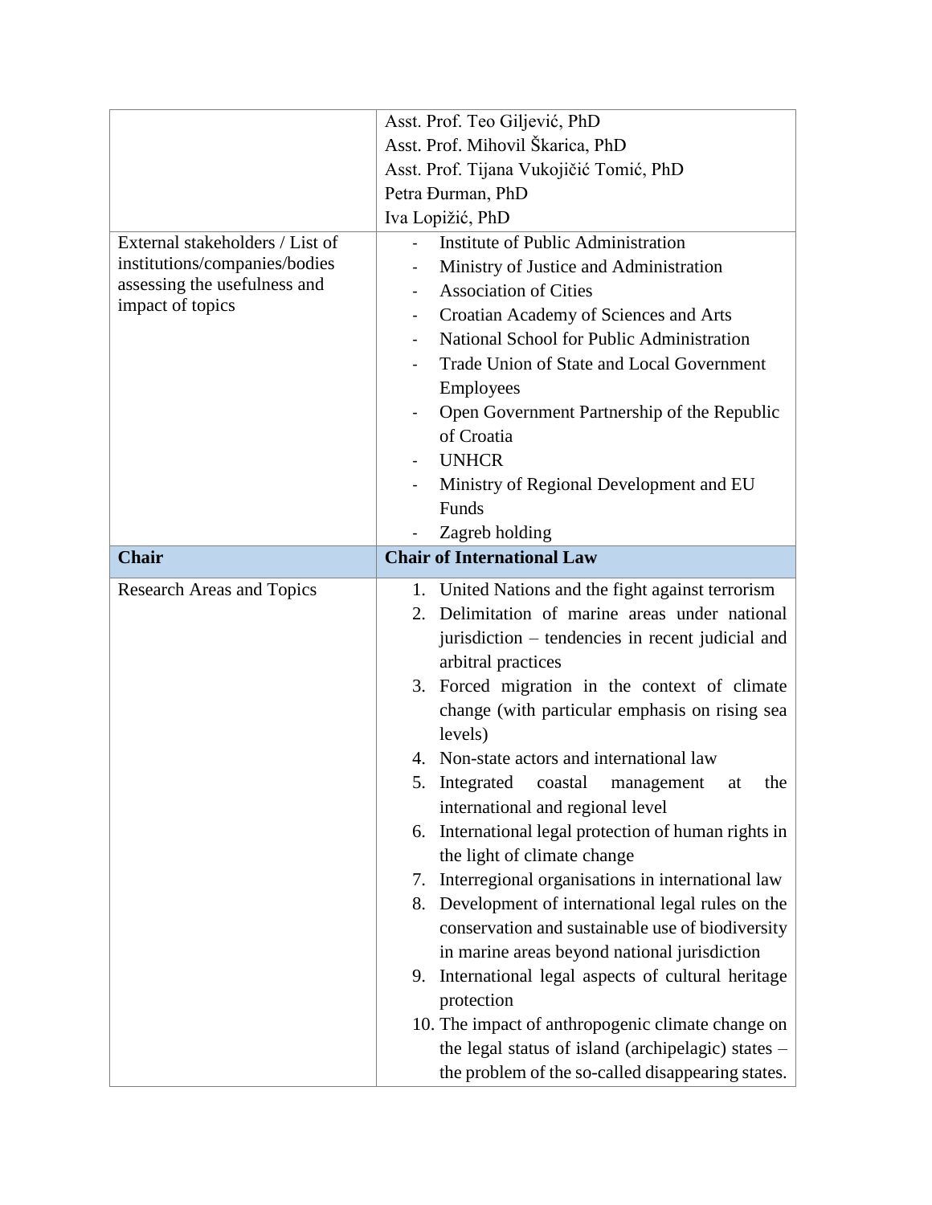| | |
|---|---|
| | Asst. Prof. Teo Giljević, PhD<br>Asst. Prof. Mihovil Škarica, PhD<br>Asst. Prof. Tijana Vukojičić Tomić, PhD<br>Petra Đurman, PhD<br>Iva Lopižić, PhD |
| External stakeholders / List of institutions/companies/bodies assessing the usefulness and impact of topics | - Institute of Public Administration<br>- Ministry of Justice and Administration<br>- Association of Cities<br>- Croatian Academy of Sciences and Arts<br>- National School for Public Administration<br>- Trade Union of State and Local Government Employees<br>- Open Government Partnership of the Republic of Croatia<br>- UNHCR<br>- Ministry of Regional Development and EU Funds<br>- Zagreb holding |
| **Chair** | **Chair of International Law** |
| Research Areas and Topics | 1. United Nations and the fight against terrorism<br>2. Delimitation of marine areas under national jurisdiction – tendencies in recent judicial and arbitral practices<br>3. Forced migration in the context of climate change (with particular emphasis on rising sea levels)<br>4. Non-state actors and international law<br>5. Integrated coastal management at the international and regional level<br>6. International legal protection of human rights in the light of climate change<br>7. Interregional organisations in international law<br>8. Development of international legal rules on the conservation and sustainable use of biodiversity in marine areas beyond national jurisdiction<br>9. International legal aspects of cultural heritage protection<br>10. The impact of anthropogenic climate change on the legal status of island (archipelagic) states – the problem of the so-called disappearing states. |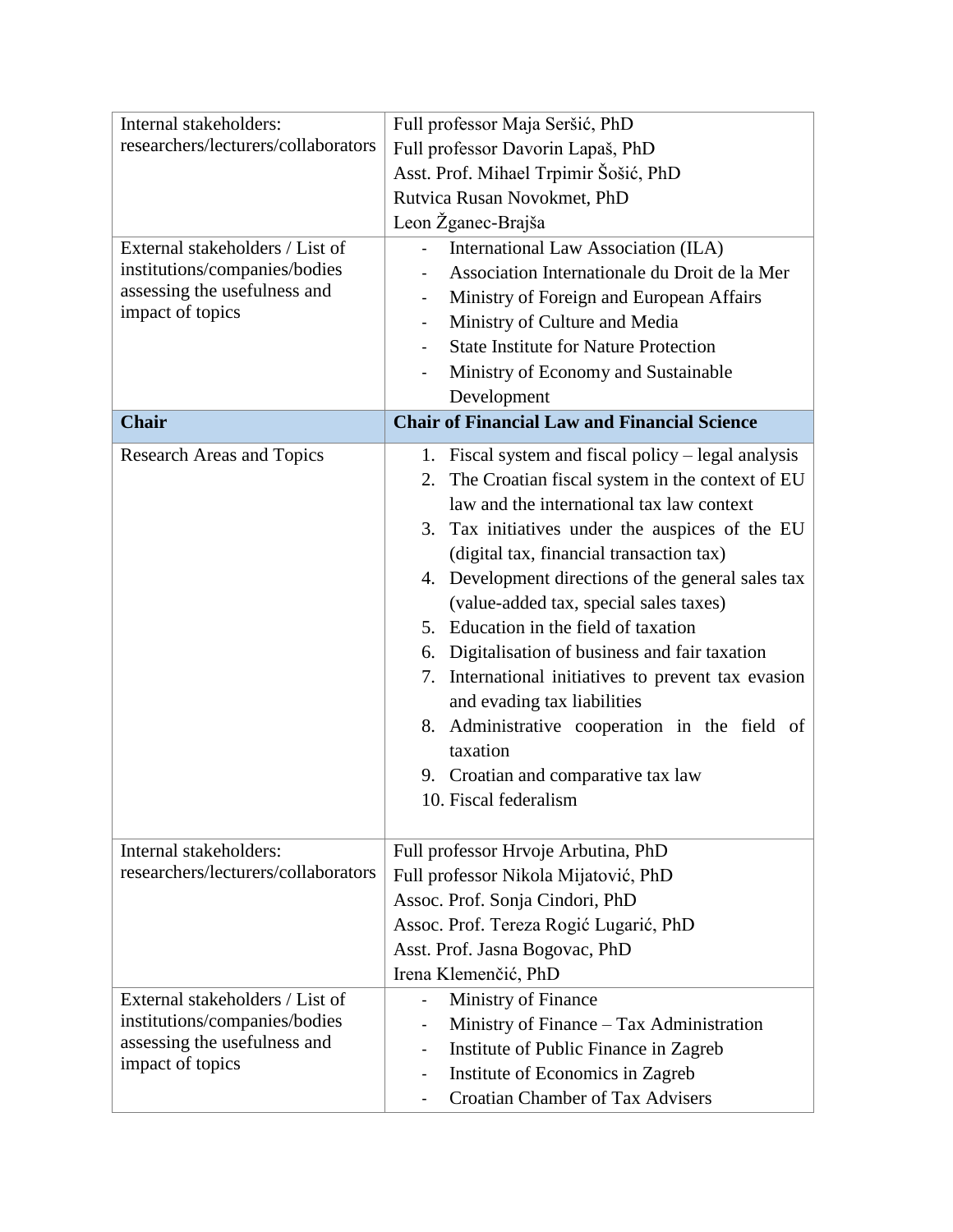| | |
|---|---|
| Internal stakeholders: researchers/lecturers/collaborators | Full professor Maja Seršić, PhD<br>Full professor Davorin Lapaš, PhD<br>Asst. Prof. Mihael Trpimir Šošić, PhD<br>Rutvica Rusan Novokmet, PhD<br>Leon Žganec-Brajša |
| External stakeholders / List of institutions/companies/bodies assessing the usefulness and impact of topics | - International Law Association (ILA)<br>- Association Internationale du Droit de la Mer<br>- Ministry of Foreign and European Affairs<br>- Ministry of Culture and Media<br>- State Institute for Nature Protection<br>- Ministry of Economy and Sustainable Development |
| **Chair** | **Chair of Financial Law and Financial Science** |
| Research Areas and Topics | 1. Fiscal system and fiscal policy – legal analysis<br>2. The Croatian fiscal system in the context of EU law and the international tax law context<br>3. Tax initiatives under the auspices of the EU (digital tax, financial transaction tax)<br>4. Development directions of the general sales tax (value-added tax, special sales taxes)<br>5. Education in the field of taxation<br>6. Digitalisation of business and fair taxation<br>7. International initiatives to prevent tax evasion and evading tax liabilities<br>8. Administrative cooperation in the field of taxation<br>9. Croatian and comparative tax law<br>10. Fiscal federalism |
| Internal stakeholders: researchers/lecturers/collaborators | Full professor Hrvoje Arbutina, PhD<br>Full professor Nikola Mijatović, PhD<br>Assoc. Prof. Sonja Cindori, PhD<br>Assoc. Prof. Tereza Rogić Lugarić, PhD<br>Asst. Prof. Jasna Bogovac, PhD<br>Irena Klemenčić, PhD |
| External stakeholders / List of institutions/companies/bodies assessing the usefulness and impact of topics | - Ministry of Finance<br>- Ministry of Finance – Tax Administration<br>- Institute of Public Finance in Zagreb<br>- Institute of Economics in Zagreb<br>- Croatian Chamber of Tax Advisers |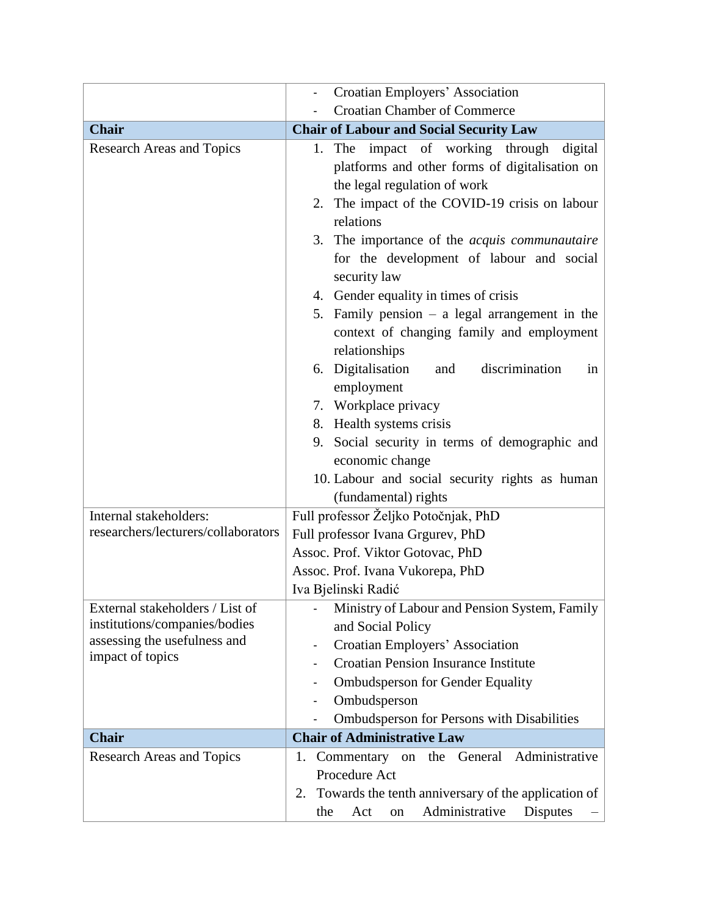| | |
|---|---|
| | - Croatian Employers' Association<br>- Croatian Chamber of Commerce |
| **Chair** | **Chair of Labour and Social Security Law** |
| Research Areas and Topics | 1. The impact of working through digital platforms and other forms of digitalisation on the legal regulation of work<br>2. The impact of the COVID-19 crisis on labour relations<br>3. The importance of the *acquis communautaire* for the development of labour and social security law<br>4. Gender equality in times of crisis<br>5. Family pension – a legal arrangement in the context of changing family and employment relationships<br>6. Digitalisation and discrimination in employment<br>7. Workplace privacy<br>8. Health systems crisis<br>9. Social security in terms of demographic and economic change<br>10. Labour and social security rights as human (fundamental) rights |
| Internal stakeholders: researchers/lecturers/collaborators | Full professor Željko Potočnjak, PhD<br>Full professor Ivana Grgurev, PhD<br>Assoc. Prof. Viktor Gotovac, PhD<br>Assoc. Prof. Ivana Vukorepa, PhD<br>Iva Bjelinski Radić |
| External stakeholders / List of institutions/companies/bodies assessing the usefulness and impact of topics | - Ministry of Labour and Pension System, Family and Social Policy<br>- Croatian Employers' Association<br>- Croatian Pension Insurance Institute<br>- Ombudsperson for Gender Equality<br>- Ombudsperson<br>- Ombudsperson for Persons with Disabilities |
| **Chair** | **Chair of Administrative Law** |
| Research Areas and Topics | 1. Commentary on the General Administrative Procedure Act<br>2. Towards the tenth anniversary of the application of the Act on Administrative Disputes – |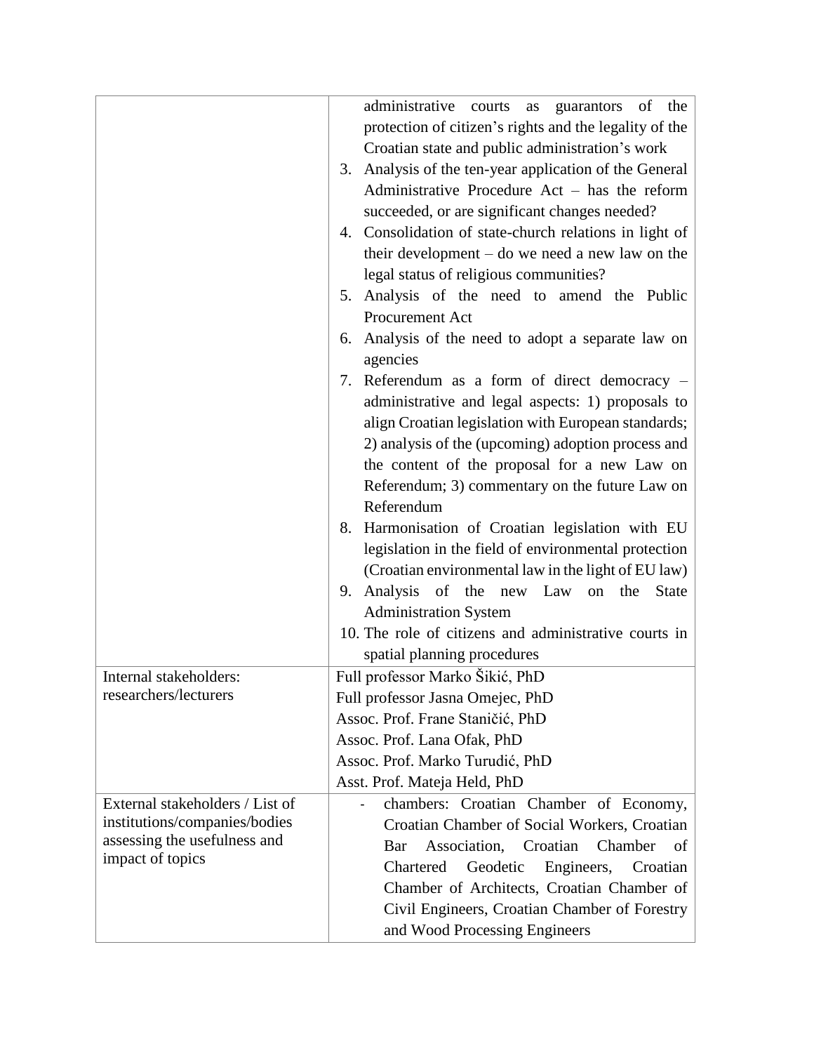| | |
|---|---|
| | administrative courts as guarantors of the protection of citizen's rights and the legality of the Croatian state and public administration's work<br>3. Analysis of the ten-year application of the General Administrative Procedure Act – has the reform succeeded, or are significant changes needed?<br>4. Consolidation of state-church relations in light of their development – do we need a new law on the legal status of religious communities?<br>5. Analysis of the need to amend the Public Procurement Act<br>6. Analysis of the need to adopt a separate law on agencies<br>7. Referendum as a form of direct democracy – administrative and legal aspects: 1) proposals to align Croatian legislation with European standards; 2) analysis of the (upcoming) adoption process and the content of the proposal for a new Law on Referendum; 3) commentary on the future Law on Referendum<br>8. Harmonisation of Croatian legislation with EU legislation in the field of environmental protection (Croatian environmental law in the light of EU law)<br>9. Analysis of the new Law on the State Administration System<br>10. The role of citizens and administrative courts in spatial planning procedures |
| Internal stakeholders: researchers/lecturers | Full professor Marko Šikić, PhD<br>Full professor Jasna Omejec, PhD<br>Assoc. Prof. Frane Staničić, PhD<br>Assoc. Prof. Lana Ofak, PhD<br>Assoc. Prof. Marko Turudić, PhD<br>Asst. Prof. Mateja Held, PhD |
| External stakeholders / List of institutions/companies/bodies assessing the usefulness and impact of topics | - chambers: Croatian Chamber of Economy, Croatian Chamber of Social Workers, Croatian Bar Association, Croatian Chamber of Chartered Geodetic Engineers, Croatian Chamber of Architects, Croatian Chamber of Civil Engineers, Croatian Chamber of Forestry and Wood Processing Engineers |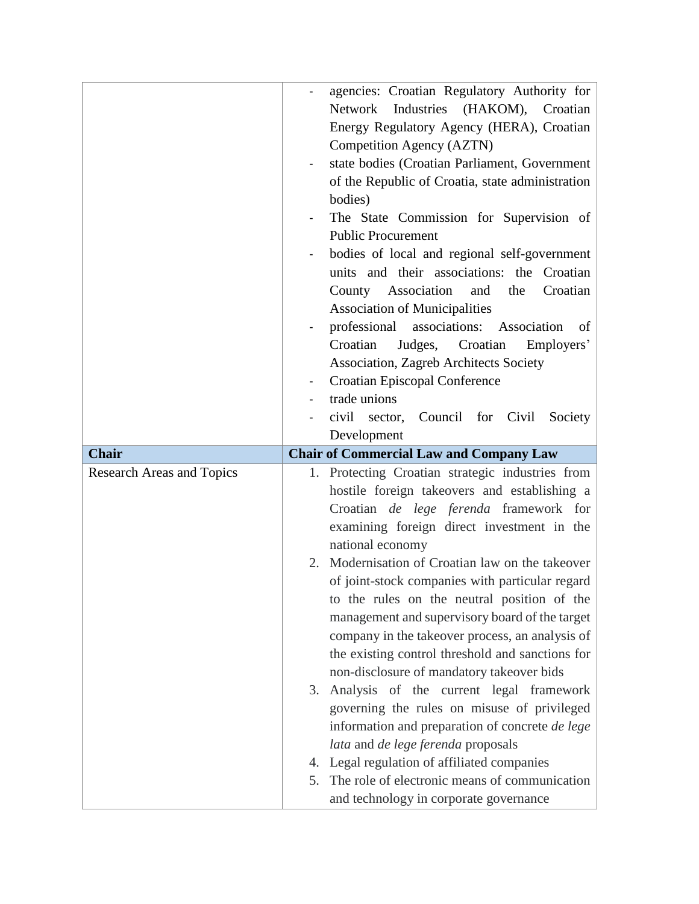| | |
|---|---|
| | - agencies: Croatian Regulatory Authority for Network Industries (HAKOM), Croatian Energy Regulatory Agency (HERA), Croatian Competition Agency (AZTN)<br>- state bodies (Croatian Parliament, Government of the Republic of Croatia, state administration bodies)<br>- The State Commission for Supervision of Public Procurement<br>- bodies of local and regional self-government units and their associations: the Croatian County Association and the Croatian Association of Municipalities<br>- professional associations: Association of Croatian Judges, Croatian Employers' Association, Zagreb Architects Society<br>- Croatian Episcopal Conference<br>- trade unions<br>- civil sector, Council for Civil Society Development |
| **Chair** | **Chair of Commercial Law and Company Law** |
| Research Areas and Topics | 1. Protecting Croatian strategic industries from hostile foreign takeovers and establishing a Croatian *de lege ferenda* framework for examining foreign direct investment in the national economy<br>2. Modernisation of Croatian law on the takeover of joint-stock companies with particular regard to the rules on the neutral position of the management and supervisory board of the target company in the takeover process, an analysis of the existing control threshold and sanctions for non-disclosure of mandatory takeover bids<br>3. Analysis of the current legal framework governing the rules on misuse of privileged information and preparation of concrete *de lege lata* and *de lege ferenda* proposals<br>4. Legal regulation of affiliated companies<br>5. The role of electronic means of communication and technology in corporate governance |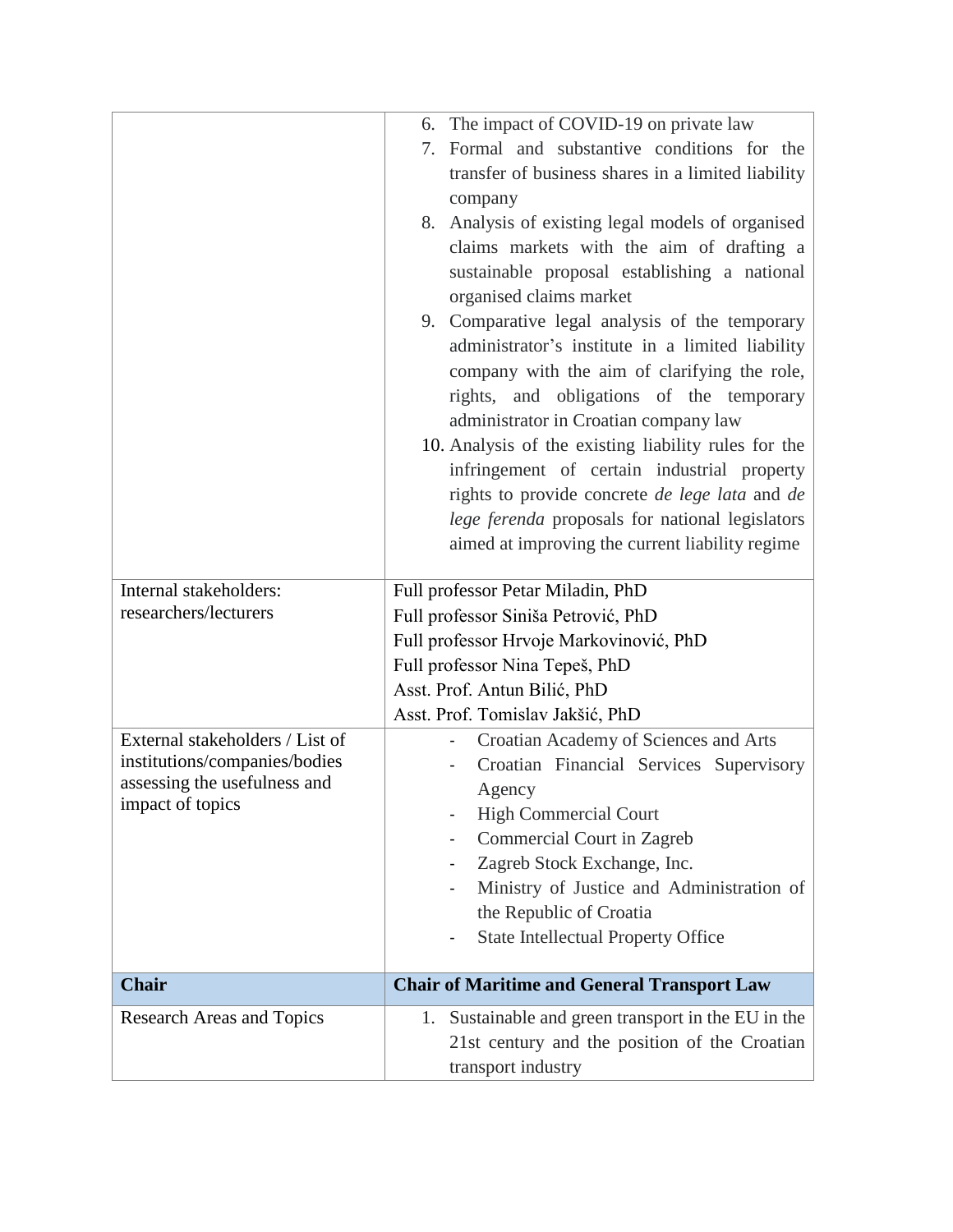| | |
|---|---|
| | 6. The impact of COVID-19 on private law<br>7. Formal and substantive conditions for the transfer of business shares in a limited liability company<br>8. Analysis of existing legal models of organised claims markets with the aim of drafting a sustainable proposal establishing a national organised claims market<br>9. Comparative legal analysis of the temporary administrator's institute in a limited liability company with the aim of clarifying the role, rights, and obligations of the temporary administrator in Croatian company law<br>10. Analysis of the existing liability rules for the infringement of certain industrial property rights to provide concrete *de lege lata* and *de lege ferenda* proposals for national legislators aimed at improving the current liability regime |
| Internal stakeholders: researchers/lecturers | Full professor Petar Miladin, PhD<br>Full professor Siniša Petrović, PhD<br>Full professor Hrvoje Markovinović, PhD<br>Full professor Nina Tepeš, PhD<br>Asst. Prof. Antun Bilić, PhD<br>Asst. Prof. Tomislav Jakšić, PhD |
| External stakeholders / List of institutions/companies/bodies assessing the usefulness and impact of topics | - Croatian Academy of Sciences and Arts<br>- Croatian Financial Services Supervisory Agency<br>- High Commercial Court<br>- Commercial Court in Zagreb<br>- Zagreb Stock Exchange, Inc.<br>- Ministry of Justice and Administration of the Republic of Croatia<br>- State Intellectual Property Office |
| **Chair** | **Chair of Maritime and General Transport Law** |
| Research Areas and Topics | 1. Sustainable and green transport in the EU in the 21st century and the position of the Croatian transport industry |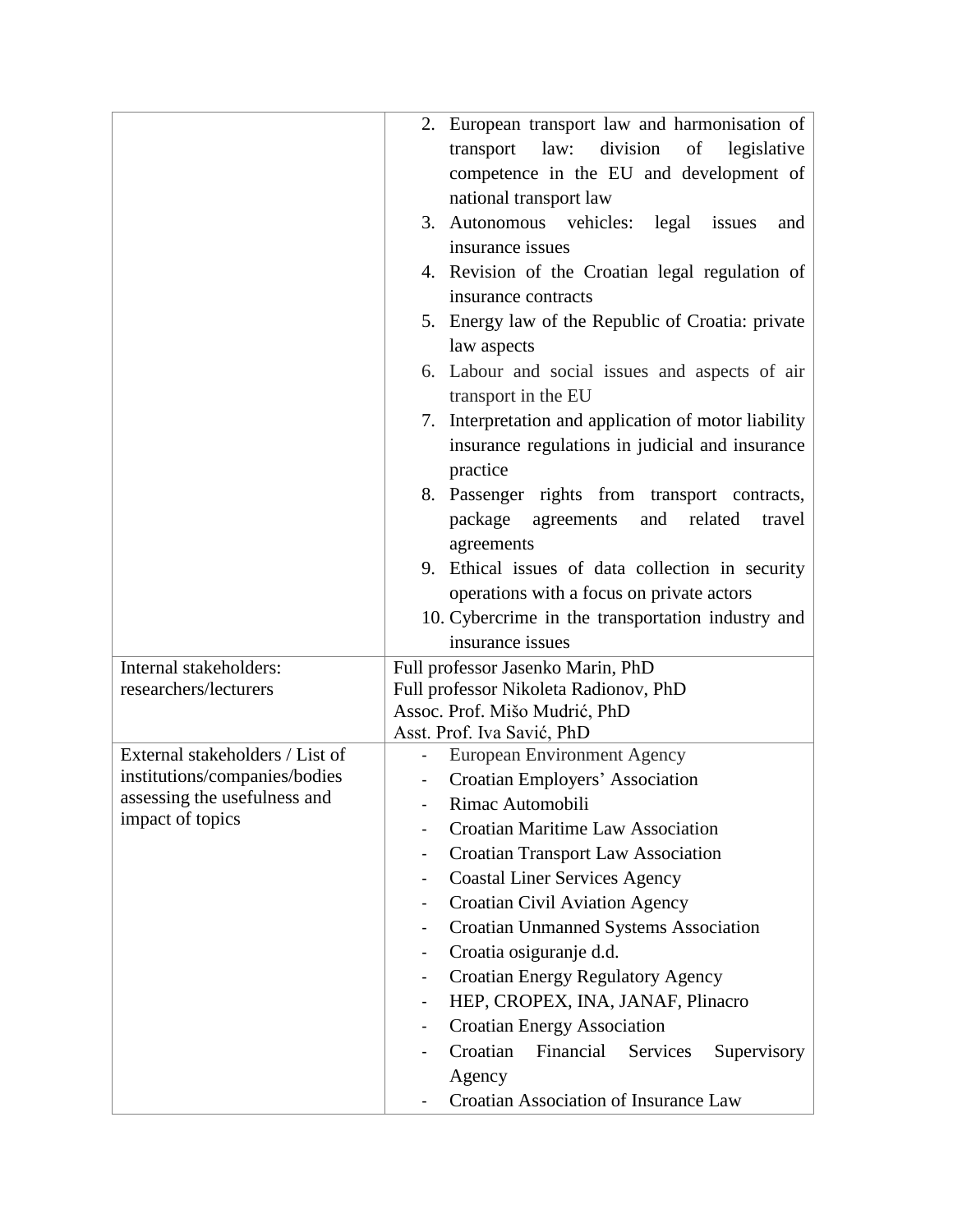| | |
|---|---|
| | 2. European transport law and harmonisation of transport law: division of legislative competence in the EU and development of national transport law<br>3. Autonomous vehicles: legal issues and insurance issues<br>4. Revision of the Croatian legal regulation of insurance contracts<br>5. Energy law of the Republic of Croatia: private law aspects<br>6. Labour and social issues and aspects of air transport in the EU<br>7. Interpretation and application of motor liability insurance regulations in judicial and insurance practice<br>8. Passenger rights from transport contracts, package agreements and related travel agreements<br>9. Ethical issues of data collection in security operations with a focus on private actors<br>10. Cybercrime in the transportation industry and insurance issues |
| Internal stakeholders: researchers/lecturers | Full professor Jasenko Marin, PhD<br>Full professor Nikoleta Radionov, PhD<br>Assoc. Prof. Mišo Mudrić, PhD<br>Asst. Prof. Iva Savić, PhD |
| External stakeholders / List of institutions/companies/bodies assessing the usefulness and impact of topics | - European Environment Agency<br>- Croatian Employers' Association<br>- Rimac Automobili<br>- Croatian Maritime Law Association<br>- Croatian Transport Law Association<br>- Coastal Liner Services Agency<br>- Croatian Civil Aviation Agency<br>- Croatian Unmanned Systems Association<br>- Croatia osiguranje d.d.<br>- Croatian Energy Regulatory Agency<br>- HEP, CROPEX, INA, JANAF, Plinacro<br>- Croatian Energy Association<br>- Croatian Financial Services Supervisory Agency<br>- Croatian Association of Insurance Law |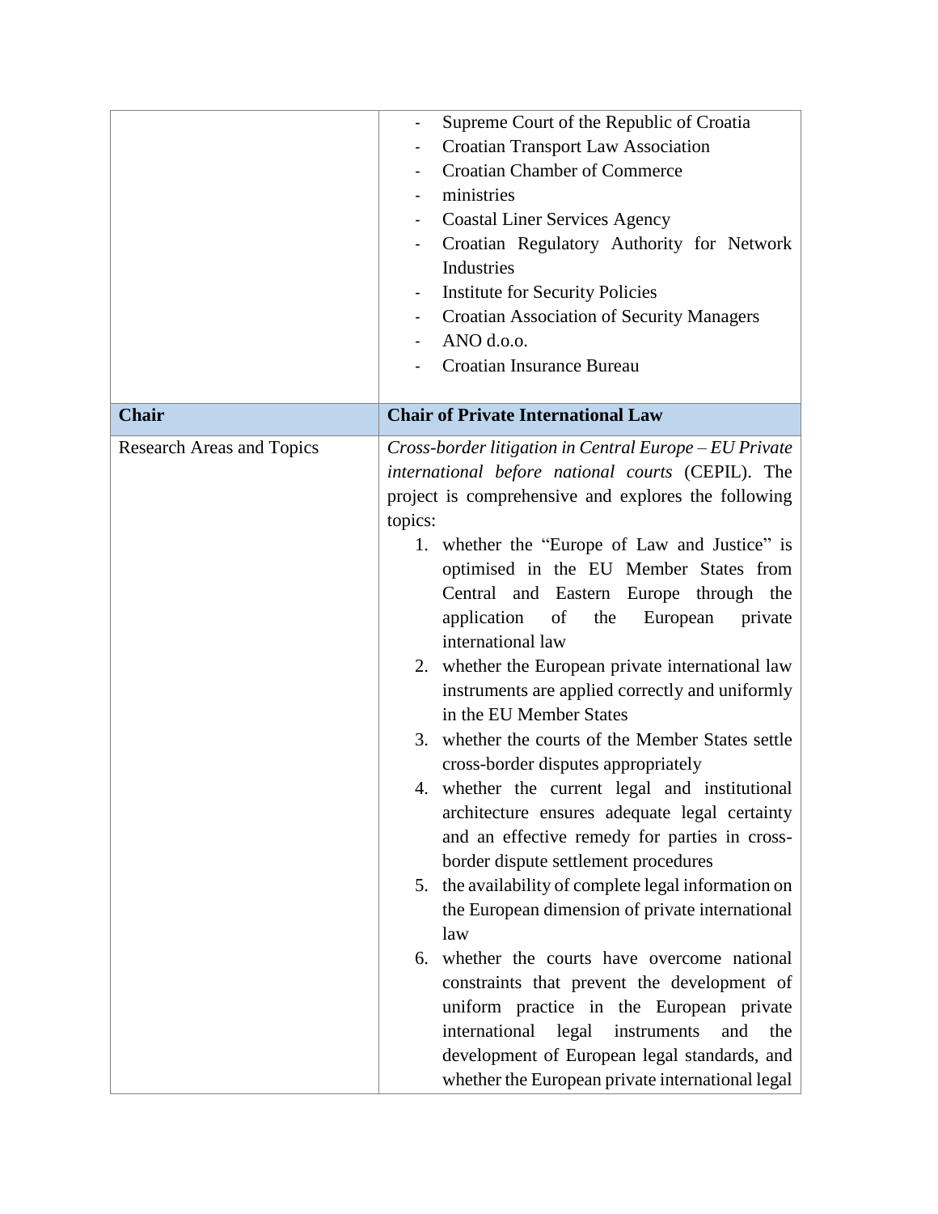| | |
|---|---|
| | - Supreme Court of the Republic of Croatia<br>- Croatian Transport Law Association<br>- Croatian Chamber of Commerce<br>- ministries<br>- Coastal Liner Services Agency<br>- Croatian Regulatory Authority for Network Industries<br>- Institute for Security Policies<br>- Croatian Association of Security Managers<br>- ANO d.o.o.<br>- Croatian Insurance Bureau |
| **Chair** | **Chair of Private International Law** |
| Research Areas and Topics | *Cross-border litigation in Central Europe – EU Private international before national courts* (CEPIL). The project is comprehensive and explores the following topics:<br>1. whether the "Europe of Law and Justice" is optimised in the EU Member States from Central and Eastern Europe through the application of the European private international law<br>2. whether the European private international law instruments are applied correctly and uniformly in the EU Member States<br>3. whether the courts of the Member States settle cross-border disputes appropriately<br>4. whether the current legal and institutional architecture ensures adequate legal certainty and an effective remedy for parties in cross-border dispute settlement procedures<br>5. the availability of complete legal information on the European dimension of private international law<br>6. whether the courts have overcome national constraints that prevent the development of uniform practice in the European private international legal instruments and the development of European legal standards, and whether the European private international legal |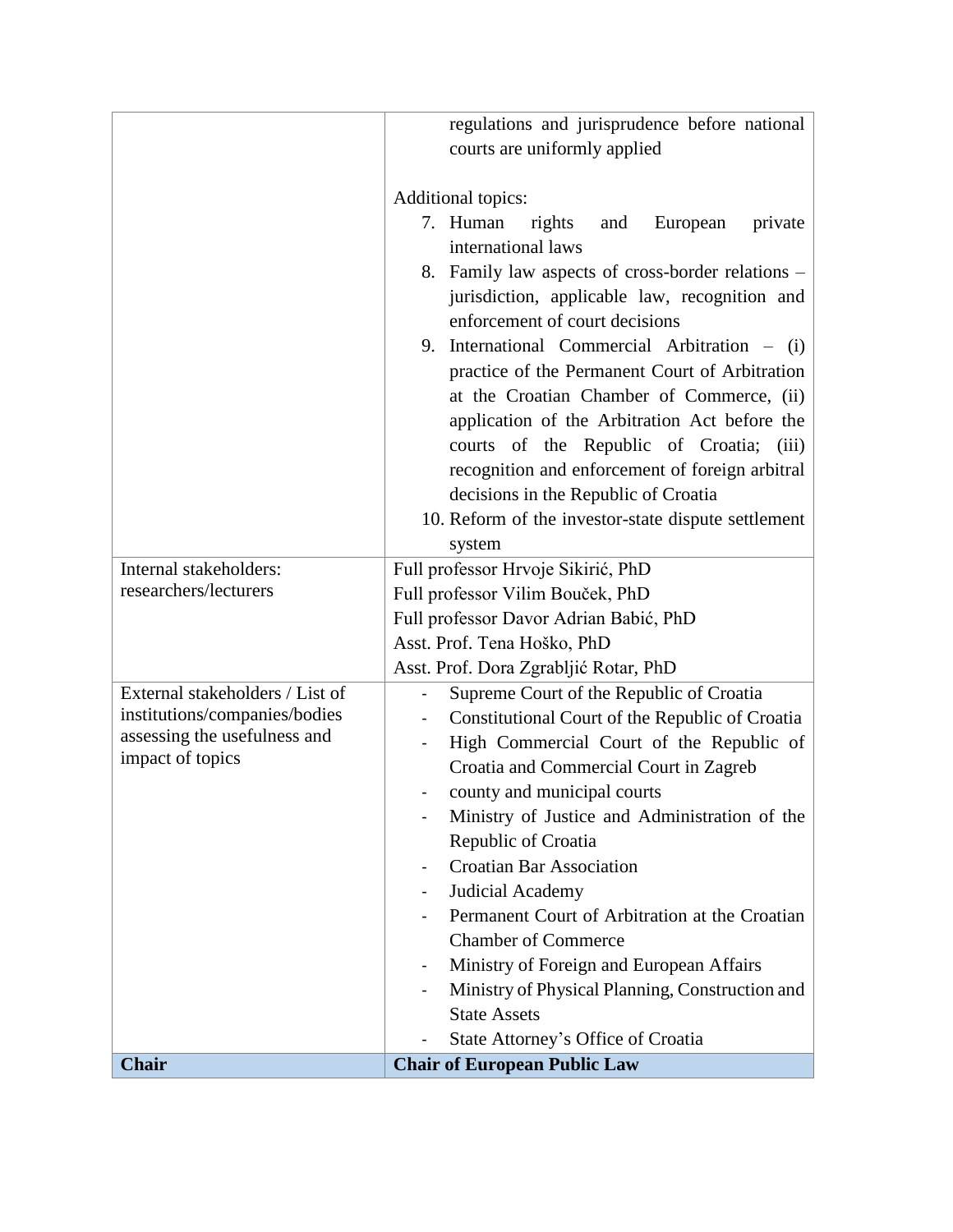| | |
|---|---|
| | regulations and jurisprudence before national courts are uniformly applied<br><br>Additional topics:<br>7. Human rights and European private international laws<br>8. Family law aspects of cross-border relations – jurisdiction, applicable law, recognition and enforcement of court decisions<br>9. International Commercial Arbitration – (i) practice of the Permanent Court of Arbitration at the Croatian Chamber of Commerce, (ii) application of the Arbitration Act before the courts of the Republic of Croatia; (iii) recognition and enforcement of foreign arbitral decisions in the Republic of Croatia<br>10. Reform of the investor-state dispute settlement system |
| Internal stakeholders: researchers/lecturers | Full professor Hrvoje Sikirić, PhD<br>Full professor Vilim Bouček, PhD<br>Full professor Davor Adrian Babić, PhD<br>Asst. Prof. Tena Hoško, PhD<br>Asst. Prof. Dora Zgrabljić Rotar, PhD |
| External stakeholders / List of institutions/companies/bodies assessing the usefulness and impact of topics | - Supreme Court of the Republic of Croatia<br>- Constitutional Court of the Republic of Croatia<br>- High Commercial Court of the Republic of Croatia and Commercial Court in Zagreb<br>- county and municipal courts<br>- Ministry of Justice and Administration of the Republic of Croatia<br>- Croatian Bar Association<br>- Judicial Academy<br>- Permanent Court of Arbitration at the Croatian Chamber of Commerce<br>- Ministry of Foreign and European Affairs<br>- Ministry of Physical Planning, Construction and State Assets<br>- State Attorney's Office of Croatia |
| **Chair** | **Chair of European Public Law** |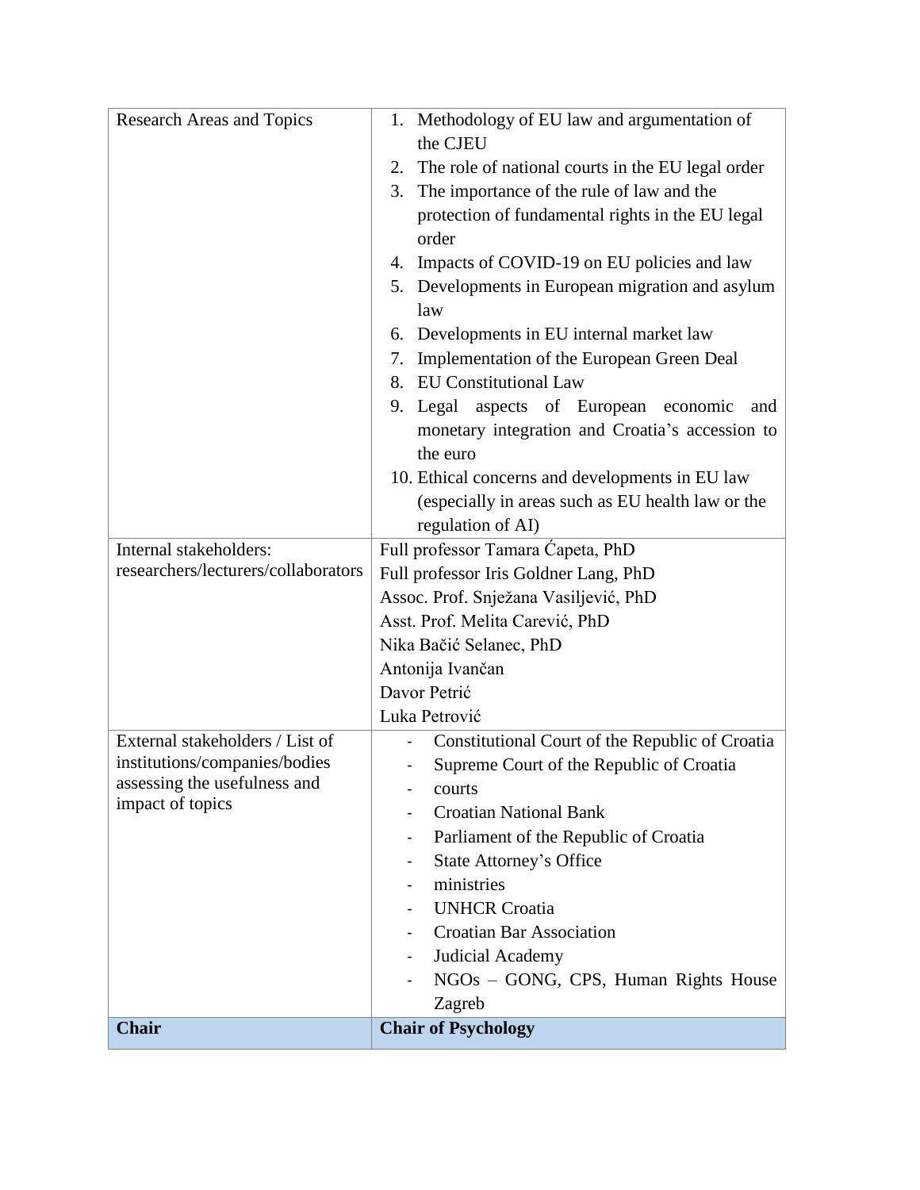| Research Areas and Topics | 1. Methodology of EU law and argumentation of the CJEU<br>2. The role of national courts in the EU legal order<br>3. The importance of the rule of law and the protection of fundamental rights in the EU legal order<br>4. Impacts of COVID-19 on EU policies and law<br>5. Developments in European migration and asylum law<br>6. Developments in EU internal market law<br>7. Implementation of the European Green Deal<br>8. EU Constitutional Law<br>9. Legal aspects of European economic and monetary integration and Croatia's accession to the euro<br>10. Ethical concerns and developments in EU law (especially in areas such as EU health law or the regulation of AI) |
|---|---|
| Internal stakeholders: researchers/lecturers/collaborators | Full professor Tamara Ćapeta, PhD<br>Full professor Iris Goldner Lang, PhD<br>Assoc. Prof. Snježana Vasiljević, PhD<br>Asst. Prof. Melita Carević, PhD<br>Nika Bačić Selanec, PhD<br>Antonija Ivančan<br>Davor Petrić<br>Luka Petrović |
| External stakeholders / List of institutions/companies/bodies assessing the usefulness and impact of topics | - Constitutional Court of the Republic of Croatia<br>- Supreme Court of the Republic of Croatia<br>- courts<br>- Croatian National Bank<br>- Parliament of the Republic of Croatia<br>- State Attorney's Office<br>- ministries<br>- UNHCR Croatia<br>- Croatian Bar Association<br>- Judicial Academy<br>- NGOs – GONG, CPS, Human Rights House Zagreb |
| **Chair** | **Chair of Psychology** |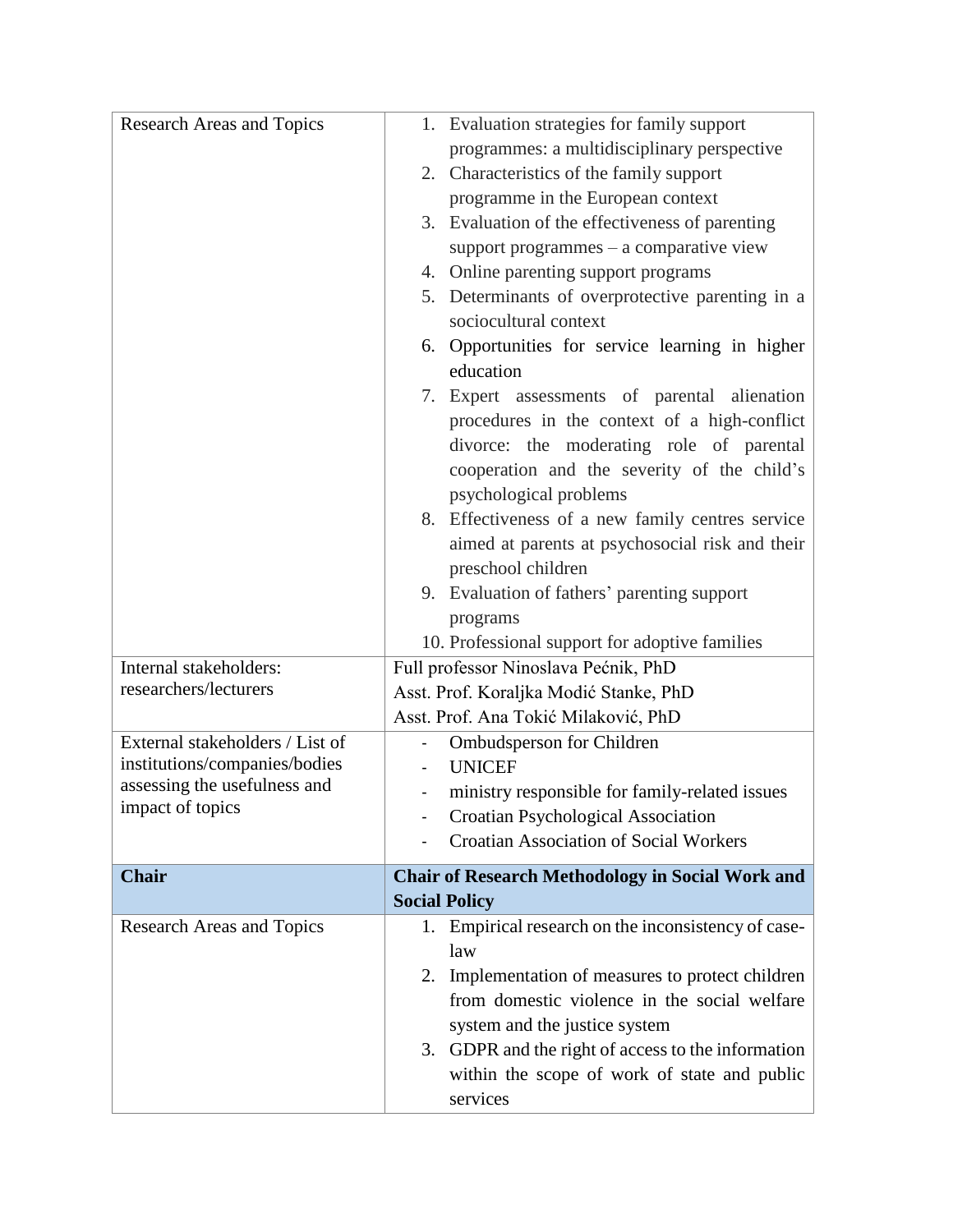| Research Areas and Topics | 1. Evaluation strategies for family support programmes: a multidisciplinary perspective<br>2. Characteristics of the family support programme in the European context<br>3. Evaluation of the effectiveness of parenting support programmes – a comparative view<br>4. Online parenting support programs<br>5. Determinants of overprotective parenting in a sociocultural context<br>6. Opportunities for service learning in higher education<br>7. Expert assessments of parental alienation procedures in the context of a high-conflict divorce: the moderating role of parental cooperation and the severity of the child's psychological problems<br>8. Effectiveness of a new family centres service aimed at parents at psychosocial risk and their preschool children<br>9. Evaluation of fathers' parenting support programs<br>10. Professional support for adoptive families |
|---|---|
| Internal stakeholders: researchers/lecturers | Full professor Ninoslava Pećnik, PhD<br>Asst. Prof. Koraljka Modić Stanke, PhD<br>Asst. Prof. Ana Tokić Milaković, PhD |
| External stakeholders / List of institutions/companies/bodies assessing the usefulness and impact of topics | - Ombudsperson for Children<br>- UNICEF<br>- ministry responsible for family-related issues<br>- Croatian Psychological Association<br>- Croatian Association of Social Workers |
| **Chair** | **Chair of Research Methodology in Social Work and Social Policy** |
| Research Areas and Topics | 1. Empirical research on the inconsistency of case-law<br>2. Implementation of measures to protect children from domestic violence in the social welfare system and the justice system<br>3. GDPR and the right of access to the information within the scope of work of state and public services |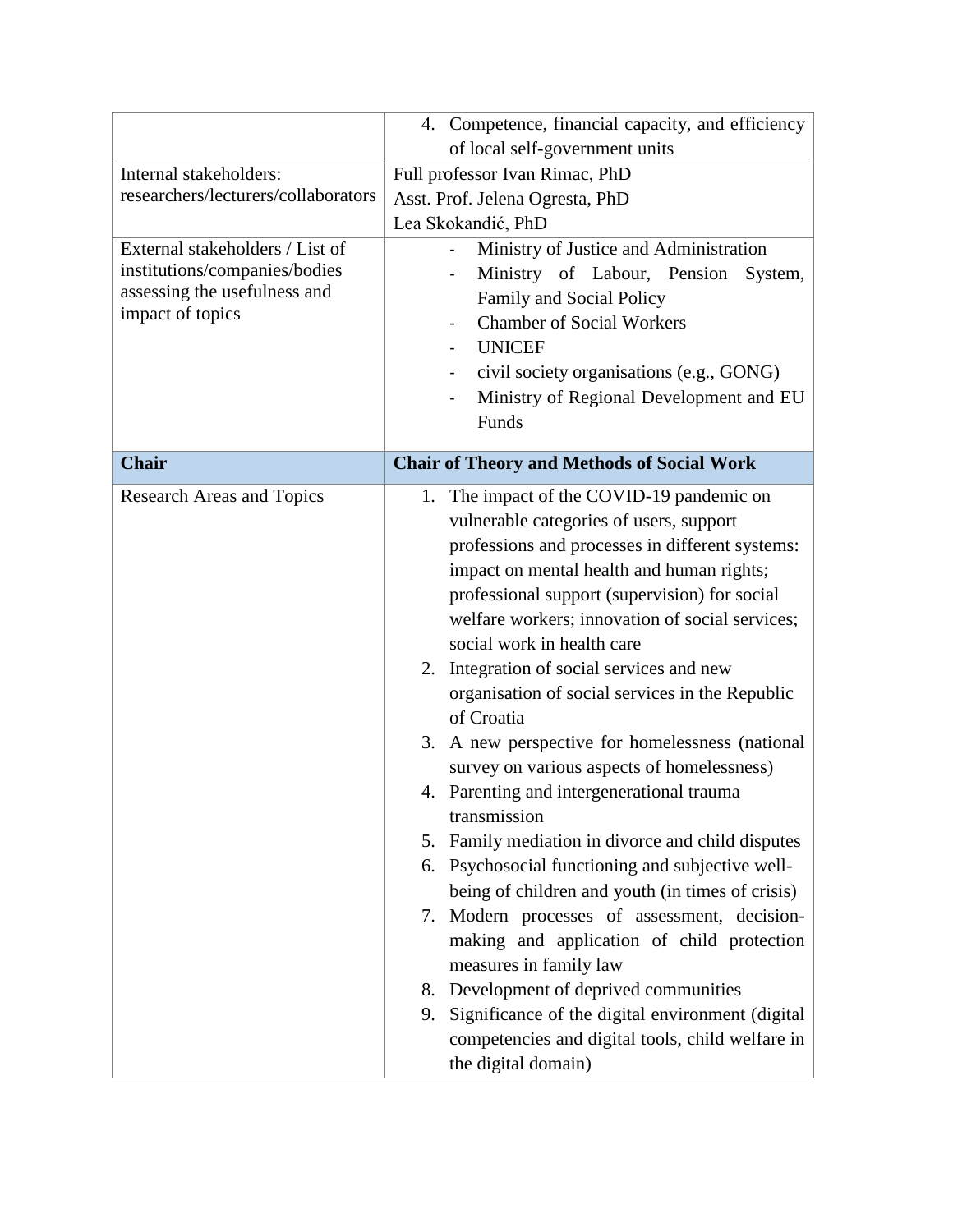| | |
|---|---|
| | 4. Competence, financial capacity, and efficiency of local self-government units |
| Internal stakeholders: researchers/lecturers/collaborators | Full professor Ivan Rimac, PhD<br>Asst. Prof. Jelena Ogresta, PhD<br>Lea Skokandić, PhD |
| External stakeholders / List of institutions/companies/bodies assessing the usefulness and impact of topics | - Ministry of Justice and Administration<br>- Ministry of Labour, Pension System, Family and Social Policy<br>- Chamber of Social Workers<br>- UNICEF<br>- civil society organisations (e.g., GONG)<br>- Ministry of Regional Development and EU Funds |
| **Chair** | **Chair of Theory and Methods of Social Work** |
| Research Areas and Topics | 1. The impact of the COVID-19 pandemic on vulnerable categories of users, support professions and processes in different systems: impact on mental health and human rights; professional support (supervision) for social welfare workers; innovation of social services; social work in health care<br>2. Integration of social services and new organisation of social services in the Republic of Croatia<br>3. A new perspective for homelessness (national survey on various aspects of homelessness)<br>4. Parenting and intergenerational trauma transmission<br>5. Family mediation in divorce and child disputes<br>6. Psychosocial functioning and subjective well-being of children and youth (in times of crisis)<br>7. Modern processes of assessment, decision-making and application of child protection measures in family law<br>8. Development of deprived communities<br>9. Significance of the digital environment (digital competencies and digital tools, child welfare in the digital domain) |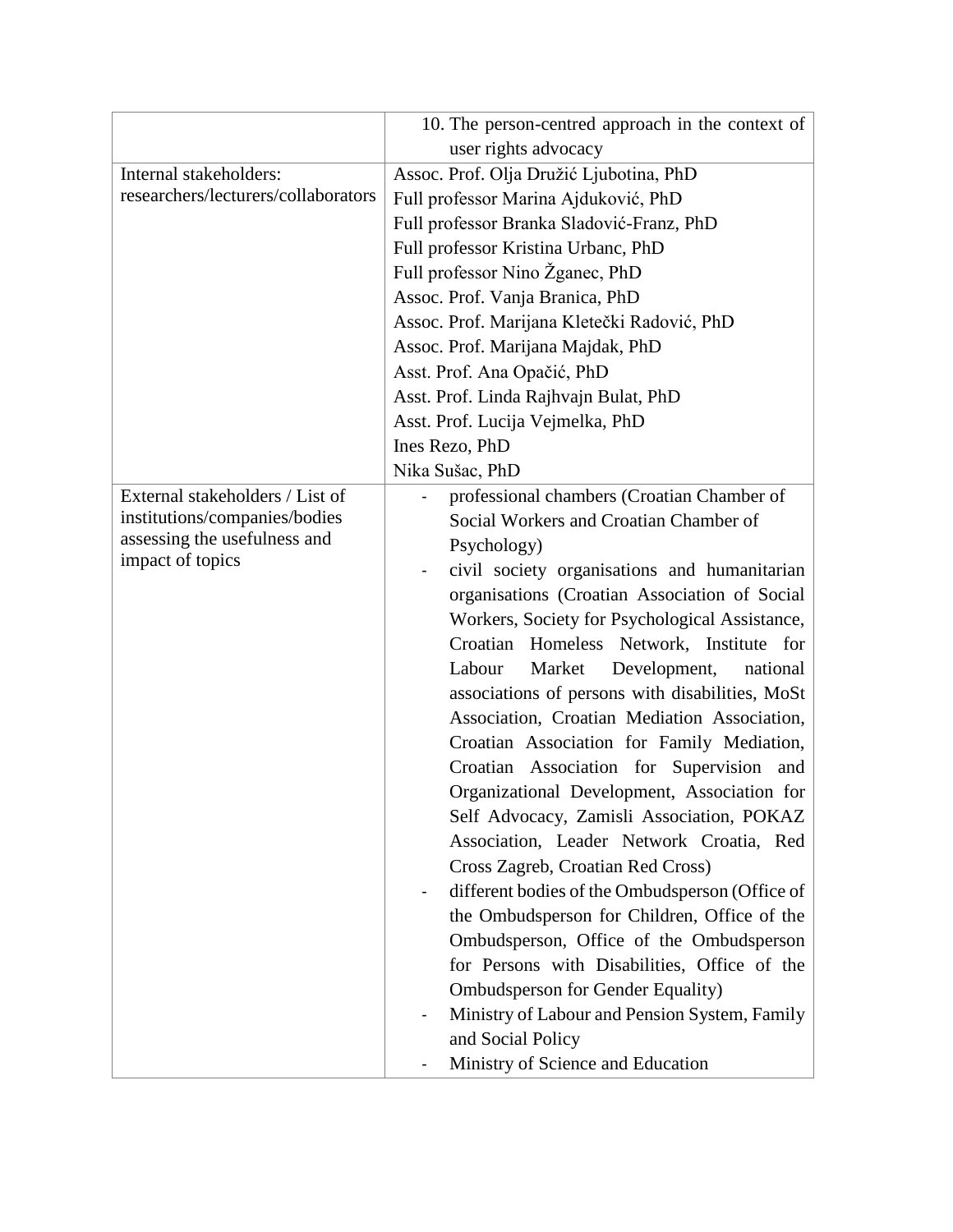| | |
|---|---|
| | 10. The person-centred approach in the context of user rights advocacy |
| Internal stakeholders: researchers/lecturers/collaborators | Assoc. Prof. Olja Družić Ljubotina, PhD<br>Full professor Marina Ajduković, PhD<br>Full professor Branka Sladović-Franz, PhD<br>Full professor Kristina Urbanc, PhD<br>Full professor Nino Žganec, PhD<br>Assoc. Prof. Vanja Branica, PhD<br>Assoc. Prof. Marijana Kletečki Radović, PhD<br>Assoc. Prof. Marijana Majdak, PhD<br>Asst. Prof. Ana Opačić, PhD<br>Asst. Prof. Linda Rajhvajn Bulat, PhD<br>Asst. Prof. Lucija Vejmelka, PhD<br>Ines Rezo, PhD<br>Nika Sušac, PhD |
| External stakeholders / List of institutions/companies/bodies assessing the usefulness and impact of topics | - professional chambers (Croatian Chamber of Social Workers and Croatian Chamber of Psychology)<br>- civil society organisations and humanitarian organisations (Croatian Association of Social Workers, Society for Psychological Assistance, Croatian Homeless Network, Institute for Labour Market Development, national associations of persons with disabilities, MoSt Association, Croatian Mediation Association, Croatian Association for Family Mediation, Croatian Association for Supervision and Organizational Development, Association for Self Advocacy, Zamisli Association, POKAZ Association, Leader Network Croatia, Red Cross Zagreb, Croatian Red Cross)<br>- different bodies of the Ombudsperson (Office of the Ombudsperson for Children, Office of the Ombudsperson, Office of the Ombudsperson for Persons with Disabilities, Office of the Ombudsperson for Gender Equality)<br>- Ministry of Labour and Pension System, Family and Social Policy<br>- Ministry of Science and Education |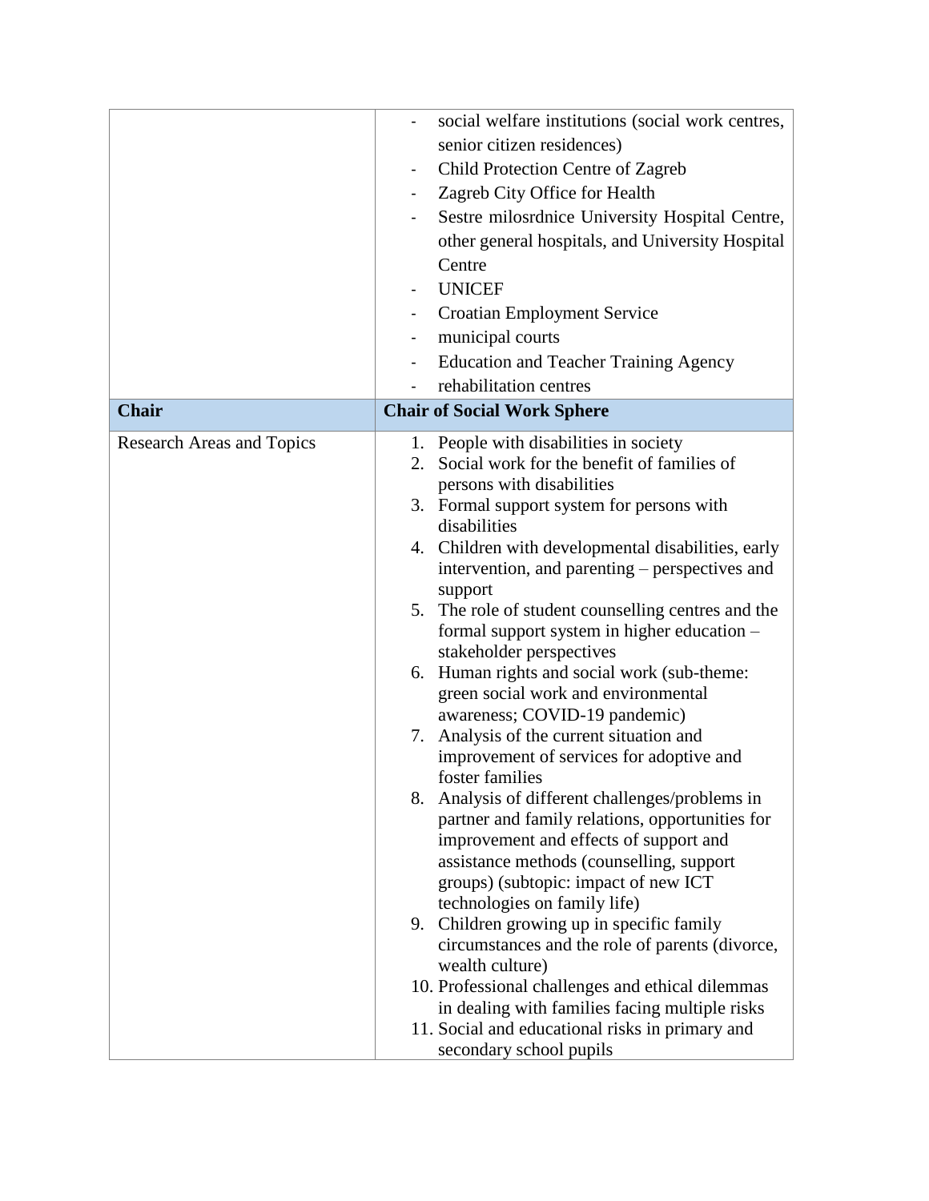| | |
|---|---|
| | - social welfare institutions (social work centres, senior citizen residences)<br>- Child Protection Centre of Zagreb<br>- Zagreb City Office for Health<br>- Sestre milosrdnice University Hospital Centre, other general hospitals, and University Hospital Centre<br>- UNICEF<br>- Croatian Employment Service<br>- municipal courts<br>- Education and Teacher Training Agency<br>- rehabilitation centres |
| **Chair** | **Chair of Social Work Sphere** |
| Research Areas and Topics | 1. People with disabilities in society<br>2. Social work for the benefit of families of persons with disabilities<br>3. Formal support system for persons with disabilities<br>4. Children with developmental disabilities, early intervention, and parenting – perspectives and support<br>5. The role of student counselling centres and the formal support system in higher education – stakeholder perspectives<br>6. Human rights and social work (sub-theme: green social work and environmental awareness; COVID-19 pandemic)<br>7. Analysis of the current situation and improvement of services for adoptive and foster families<br>8. Analysis of different challenges/problems in partner and family relations, opportunities for improvement and effects of support and assistance methods (counselling, support groups) (subtopic: impact of new ICT technologies on family life)<br>9. Children growing up in specific family circumstances and the role of parents (divorce, wealth culture)<br>10. Professional challenges and ethical dilemmas in dealing with families facing multiple risks<br>11. Social and educational risks in primary and secondary school pupils |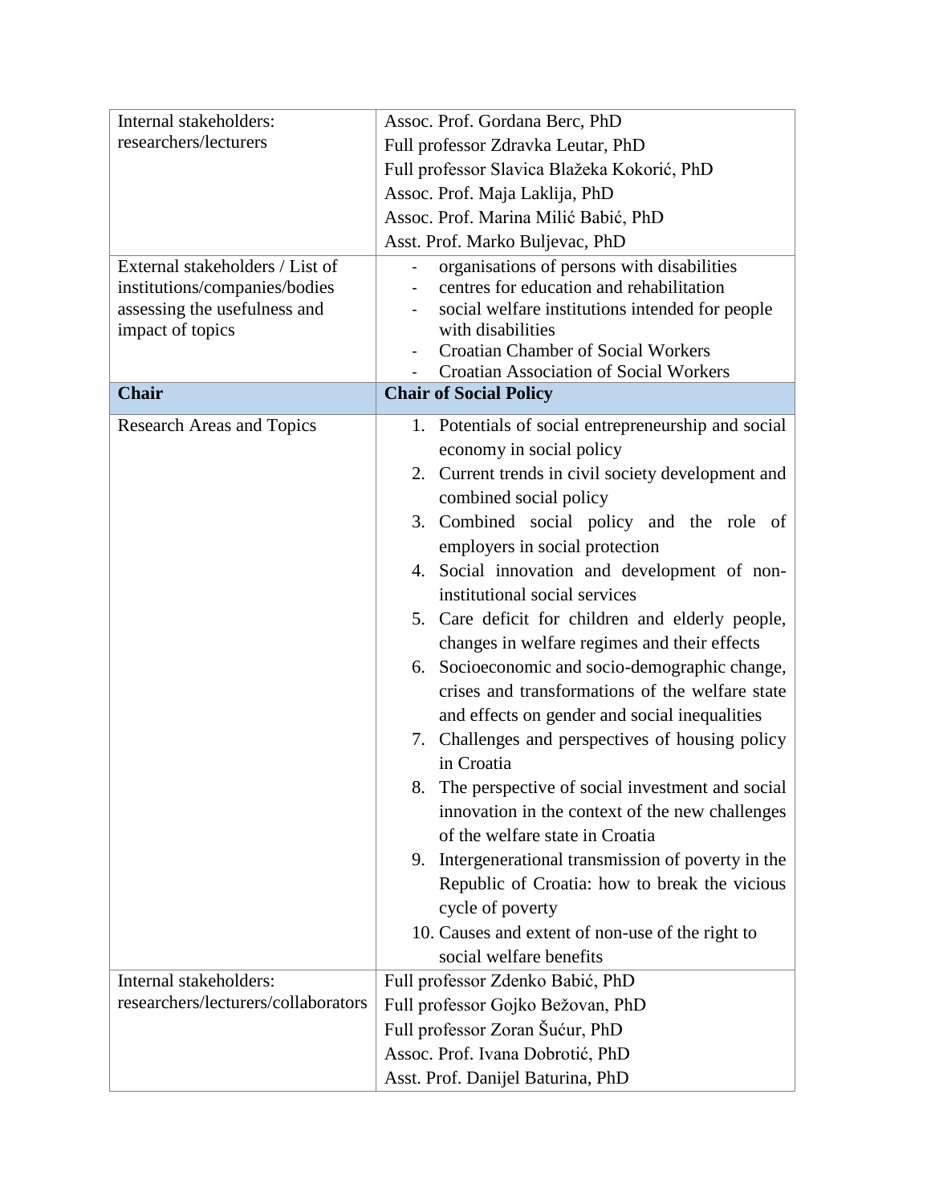| | |
|---|---|
| Internal stakeholders: researchers/lecturers | Assoc. Prof. Gordana Berc, PhD<br>Full professor Zdravka Leutar, PhD<br>Full professor Slavica Blažeka Kokorić, PhD<br>Assoc. Prof. Maja Laklija, PhD<br>Assoc. Prof. Marina Milić Babić, PhD<br>Asst. Prof. Marko Buljevac, PhD |
| External stakeholders / List of institutions/companies/bodies assessing the usefulness and impact of topics | - organisations of persons with disabilities<br>- centres for education and rehabilitation<br>- social welfare institutions intended for people with disabilities<br>- Croatian Chamber of Social Workers<br>- Croatian Association of Social Workers |
| **Chair** | **Chair of Social Policy** |
| Research Areas and Topics | 1. Potentials of social entrepreneurship and social economy in social policy<br>2. Current trends in civil society development and combined social policy<br>3. Combined social policy and the role of employers in social protection<br>4. Social innovation and development of non-institutional social services<br>5. Care deficit for children and elderly people, changes in welfare regimes and their effects<br>6. Socioeconomic and socio-demographic change, crises and transformations of the welfare state and effects on gender and social inequalities<br>7. Challenges and perspectives of housing policy in Croatia<br>8. The perspective of social investment and social innovation in the context of the new challenges of the welfare state in Croatia<br>9. Intergenerational transmission of poverty in the Republic of Croatia: how to break the vicious cycle of poverty<br>10. Causes and extent of non-use of the right to social welfare benefits |
| Internal stakeholders: researchers/lecturers/collaborators | Full professor Zdenko Babić, PhD<br>Full professor Gojko Bežovan, PhD<br>Full professor Zoran Šućur, PhD<br>Assoc. Prof. Ivana Dobrotić, PhD<br>Asst. Prof. Danijel Baturina, PhD |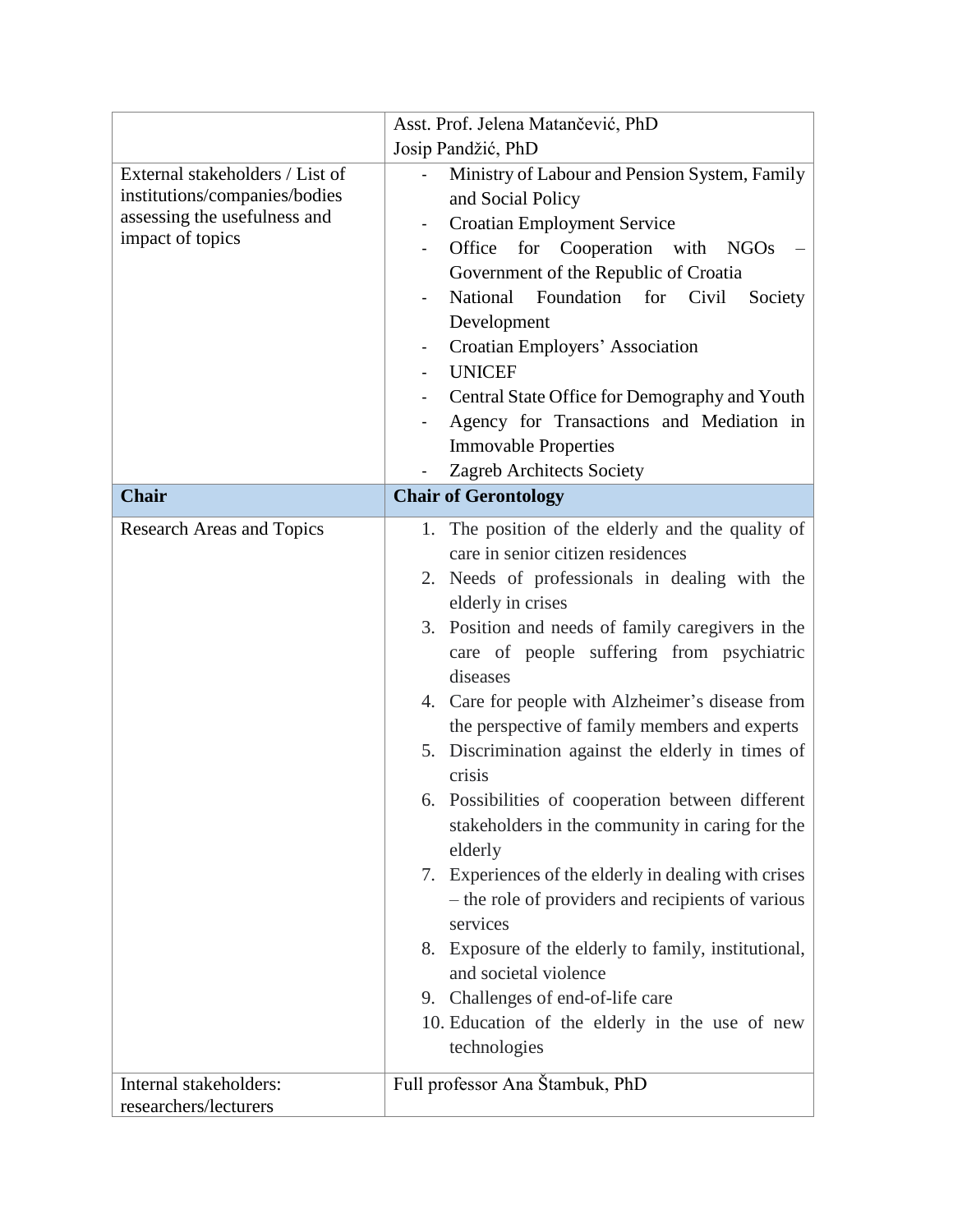| | |
|---|---|
| | Asst. Prof. Jelena Matančević, PhD<br>Josip Pandžić, PhD |
| External stakeholders / List of institutions/companies/bodies assessing the usefulness and impact of topics | - Ministry of Labour and Pension System, Family and Social Policy<br>- Croatian Employment Service<br>- Office for Cooperation with NGOs – Government of the Republic of Croatia<br>- National Foundation for Civil Society Development<br>- Croatian Employers' Association<br>- UNICEF<br>- Central State Office for Demography and Youth<br>- Agency for Transactions and Mediation in Immovable Properties<br>- Zagreb Architects Society |
| **Chair** | **Chair of Gerontology** |
| Research Areas and Topics | 1. The position of the elderly and the quality of care in senior citizen residences<br>2. Needs of professionals in dealing with the elderly in crises<br>3. Position and needs of family caregivers in the care of people suffering from psychiatric diseases<br>4. Care for people with Alzheimer's disease from the perspective of family members and experts<br>5. Discrimination against the elderly in times of crisis<br>6. Possibilities of cooperation between different stakeholders in the community in caring for the elderly<br>7. Experiences of the elderly in dealing with crises – the role of providers and recipients of various services<br>8. Exposure of the elderly to family, institutional, and societal violence<br>9. Challenges of end-of-life care<br>10. Education of the elderly in the use of new technologies |
| Internal stakeholders: researchers/lecturers | Full professor Ana Štambuk, PhD |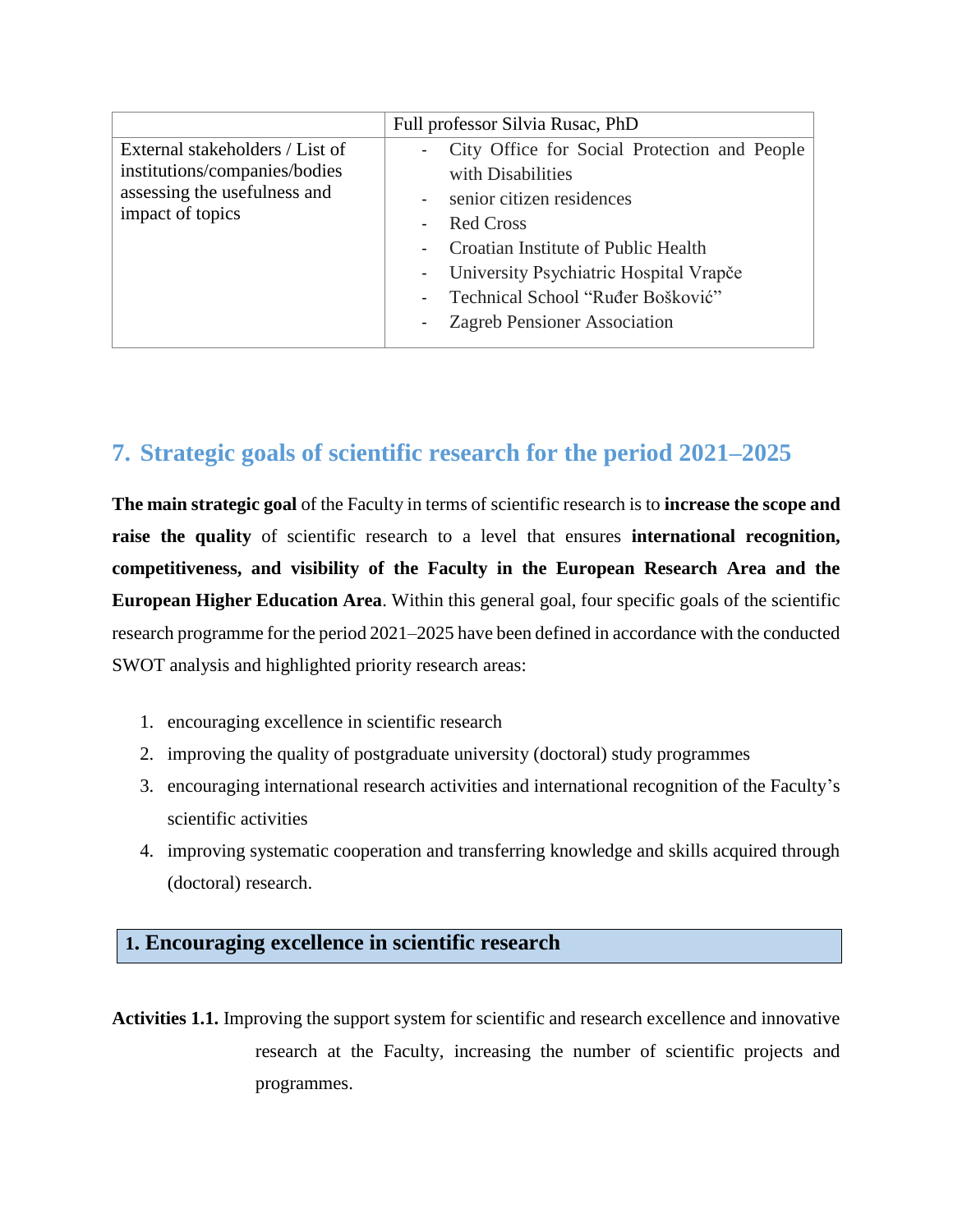| | Full professor Silvia Rusac, PhD |
|---|---|
| External stakeholders / List of institutions/companies/bodies assessing the usefulness and impact of topics | - City Office for Social Protection and People with Disabilities<br>- senior citizen residences<br>- Red Cross<br>- Croatian Institute of Public Health<br>- University Psychiatric Hospital Vrapče<br>- Technical School "Ruđer Bošković"<br>- Zagreb Pensioner Association |

## 7. Strategic goals of scientific research for the period 2021–2025

**The main strategic goal** of the Faculty in terms of scientific research is to **increase the scope and raise the quality** of scientific research to a level that ensures **international recognition, competitiveness, and visibility of the Faculty in the European Research Area and the European Higher Education Area**. Within this general goal, four specific goals of the scientific research programme for the period 2021–2025 have been defined in accordance with the conducted SWOT analysis and highlighted priority research areas:

1. encouraging excellence in scientific research
2. improving the quality of postgraduate university (doctoral) study programmes
3. encouraging international research activities and international recognition of the Faculty's scientific activities
4. improving systematic cooperation and transferring knowledge and skills acquired through (doctoral) research.

### 1. Encouraging excellence in scientific research

**Activities 1.1.** Improving the support system for scientific and research excellence and innovative research at the Faculty, increasing the number of scientific projects and programmes.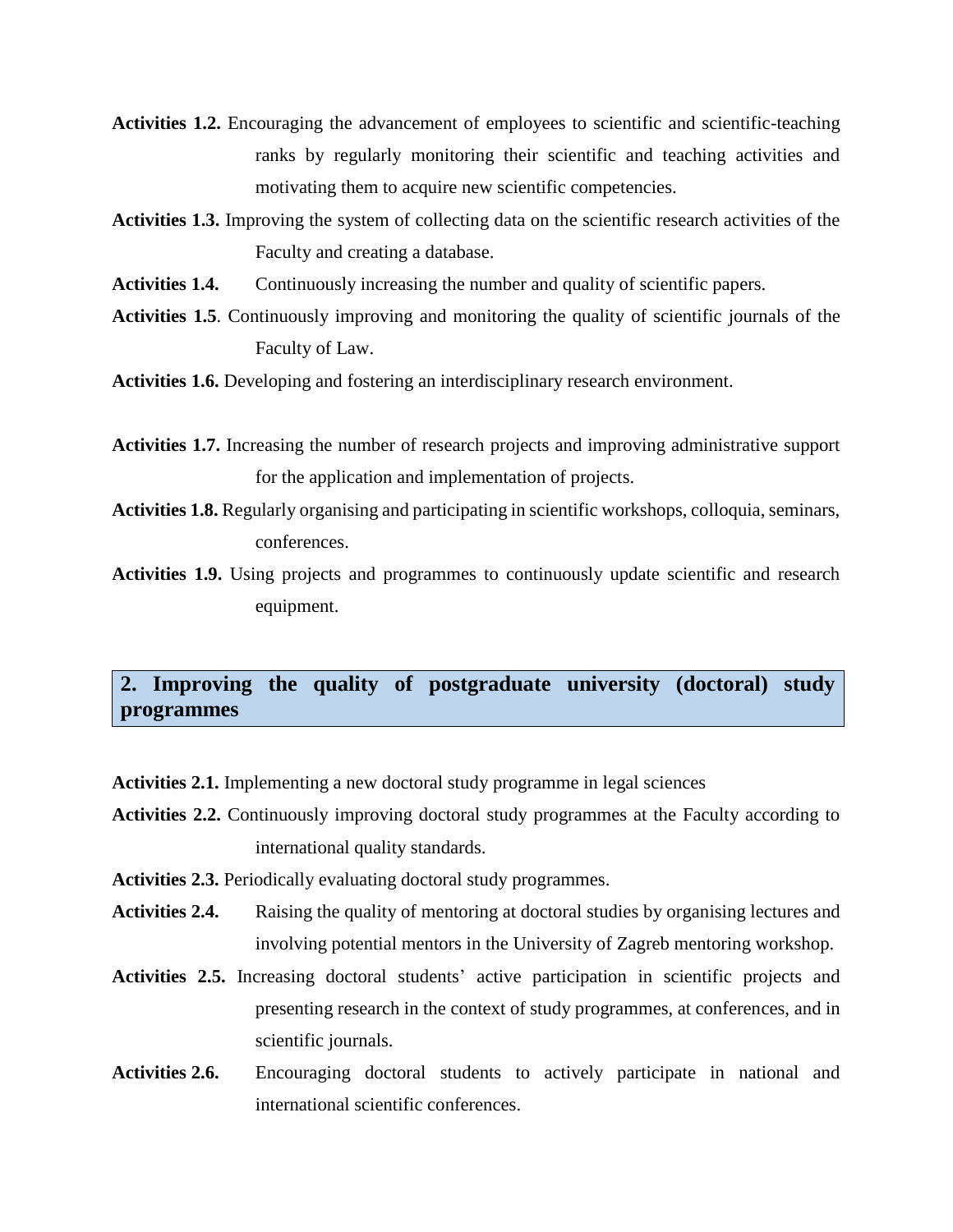**Activities 1.2.** Encouraging the advancement of employees to scientific and scientific-teaching ranks by regularly monitoring their scientific and teaching activities and motivating them to acquire new scientific competencies.

**Activities 1.3.** Improving the system of collecting data on the scientific research activities of the Faculty and creating a database.

**Activities 1.4.** Continuously increasing the number and quality of scientific papers.

**Activities 1.5**. Continuously improving and monitoring the quality of scientific journals of the Faculty of Law.

**Activities 1.6.** Developing and fostering an interdisciplinary research environment.

**Activities 1.7.** Increasing the number of research projects and improving administrative support for the application and implementation of projects.

**Activities 1.8.** Regularly organising and participating in scientific workshops, colloquia, seminars, conferences.

**Activities 1.9.** Using projects and programmes to continuously update scientific and research equipment.

## 2. Improving the quality of postgraduate university (doctoral) study programmes

**Activities 2.1.** Implementing a new doctoral study programme in legal sciences

**Activities 2.2.** Continuously improving doctoral study programmes at the Faculty according to international quality standards.

**Activities 2.3.** Periodically evaluating doctoral study programmes.

**Activities 2.4.** Raising the quality of mentoring at doctoral studies by organising lectures and involving potential mentors in the University of Zagreb mentoring workshop.

**Activities 2.5.** Increasing doctoral students' active participation in scientific projects and presenting research in the context of study programmes, at conferences, and in scientific journals.

**Activities 2.6.** Encouraging doctoral students to actively participate in national and international scientific conferences.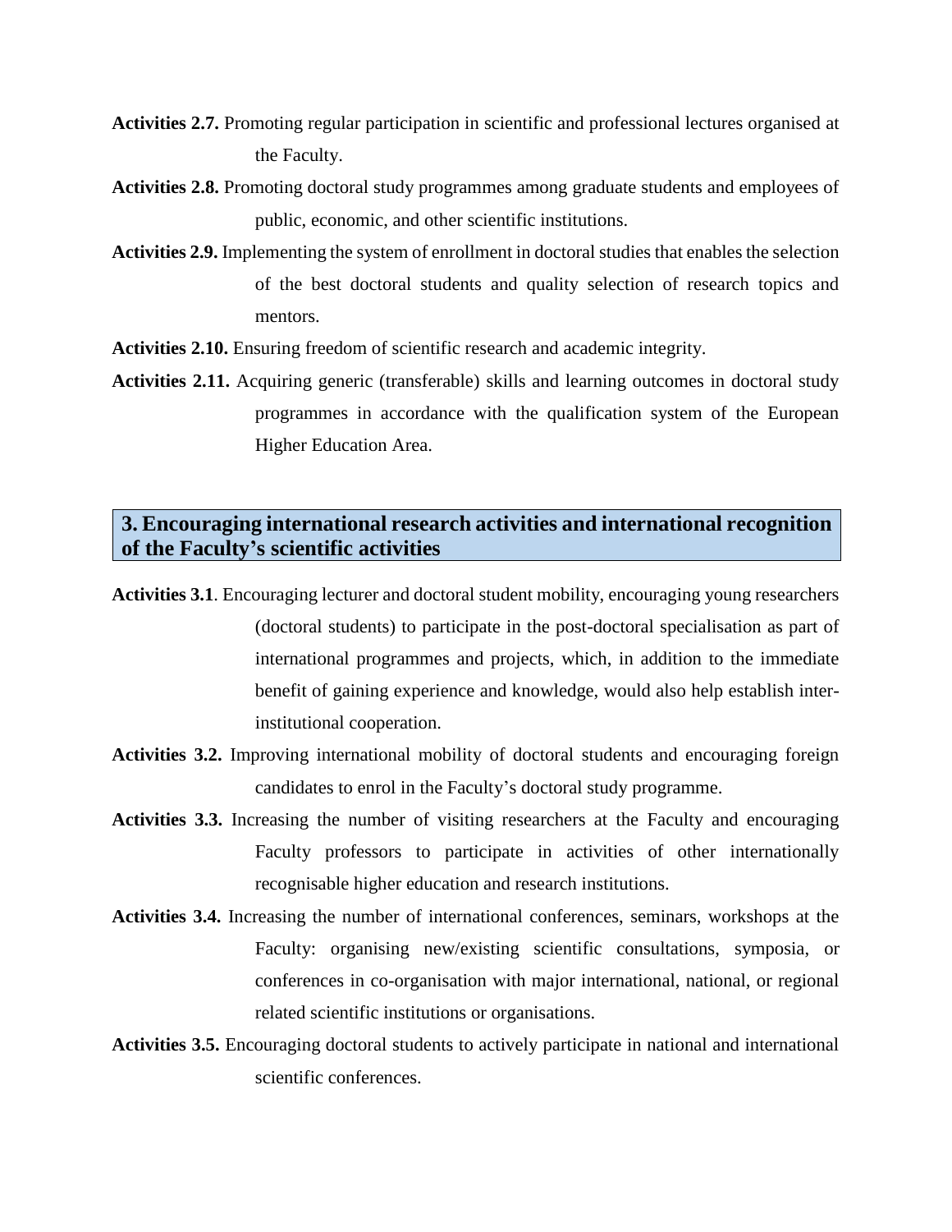**Activities 2.7.** Promoting regular participation in scientific and professional lectures organised at the Faculty.

**Activities 2.8.** Promoting doctoral study programmes among graduate students and employees of public, economic, and other scientific institutions.

**Activities 2.9.** Implementing the system of enrollment in doctoral studies that enables the selection of the best doctoral students and quality selection of research topics and mentors.

**Activities 2.10.** Ensuring freedom of scientific research and academic integrity.

**Activities 2.11.** Acquiring generic (transferable) skills and learning outcomes in doctoral study programmes in accordance with the qualification system of the European Higher Education Area.

## 3. Encouraging international research activities and international recognition of the Faculty's scientific activities

**Activities 3.1**. Encouraging lecturer and doctoral student mobility, encouraging young researchers (doctoral students) to participate in the post-doctoral specialisation as part of international programmes and projects, which, in addition to the immediate benefit of gaining experience and knowledge, would also help establish inter-institutional cooperation.

**Activities 3.2.** Improving international mobility of doctoral students and encouraging foreign candidates to enrol in the Faculty's doctoral study programme.

**Activities 3.3.** Increasing the number of visiting researchers at the Faculty and encouraging Faculty professors to participate in activities of other internationally recognisable higher education and research institutions.

**Activities 3.4.** Increasing the number of international conferences, seminars, workshops at the Faculty: organising new/existing scientific consultations, symposia, or conferences in co-organisation with major international, national, or regional related scientific institutions or organisations.

**Activities 3.5.** Encouraging doctoral students to actively participate in national and international scientific conferences.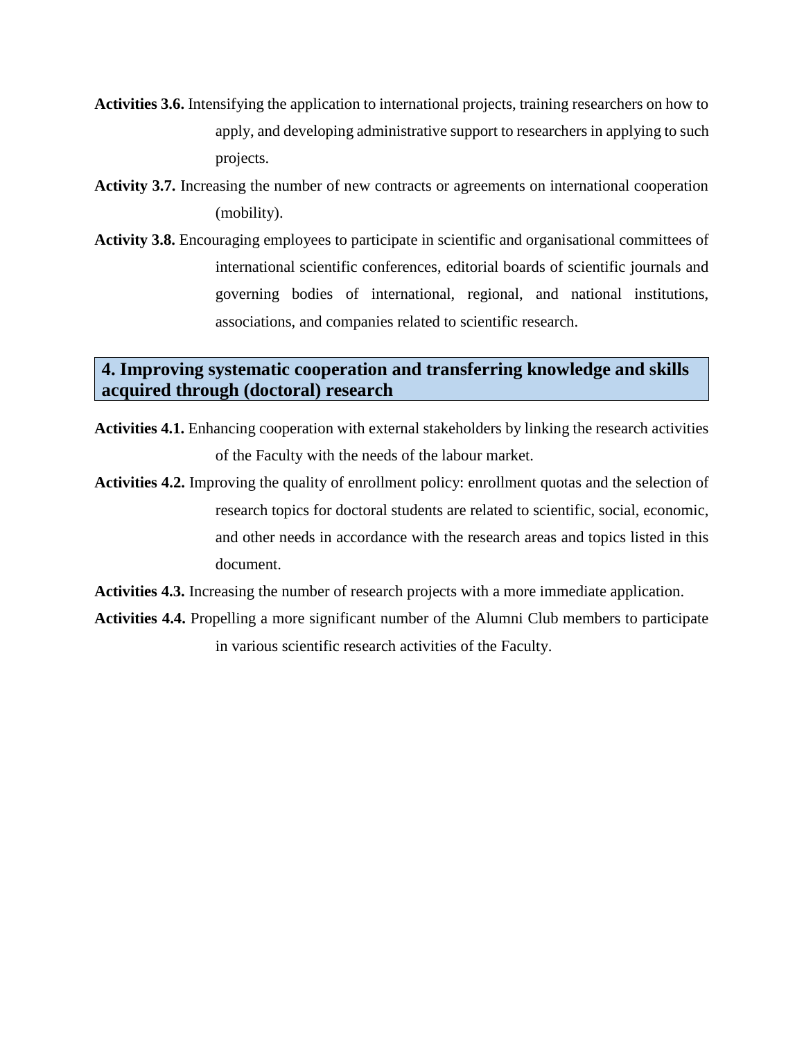**Activities 3.6.** Intensifying the application to international projects, training researchers on how to apply, and developing administrative support to researchers in applying to such projects.

**Activity 3.7.** Increasing the number of new contracts or agreements on international cooperation (mobility).

**Activity 3.8.** Encouraging employees to participate in scientific and organisational committees of international scientific conferences, editorial boards of scientific journals and governing bodies of international, regional, and national institutions, associations, and companies related to scientific research.

## 4. Improving systematic cooperation and transferring knowledge and skills acquired through (doctoral) research

**Activities 4.1.** Enhancing cooperation with external stakeholders by linking the research activities of the Faculty with the needs of the labour market.

**Activities 4.2.** Improving the quality of enrollment policy: enrollment quotas and the selection of research topics for doctoral students are related to scientific, social, economic, and other needs in accordance with the research areas and topics listed in this document.

**Activities 4.3.** Increasing the number of research projects with a more immediate application.

**Activities 4.4.** Propelling a more significant number of the Alumni Club members to participate in various scientific research activities of the Faculty.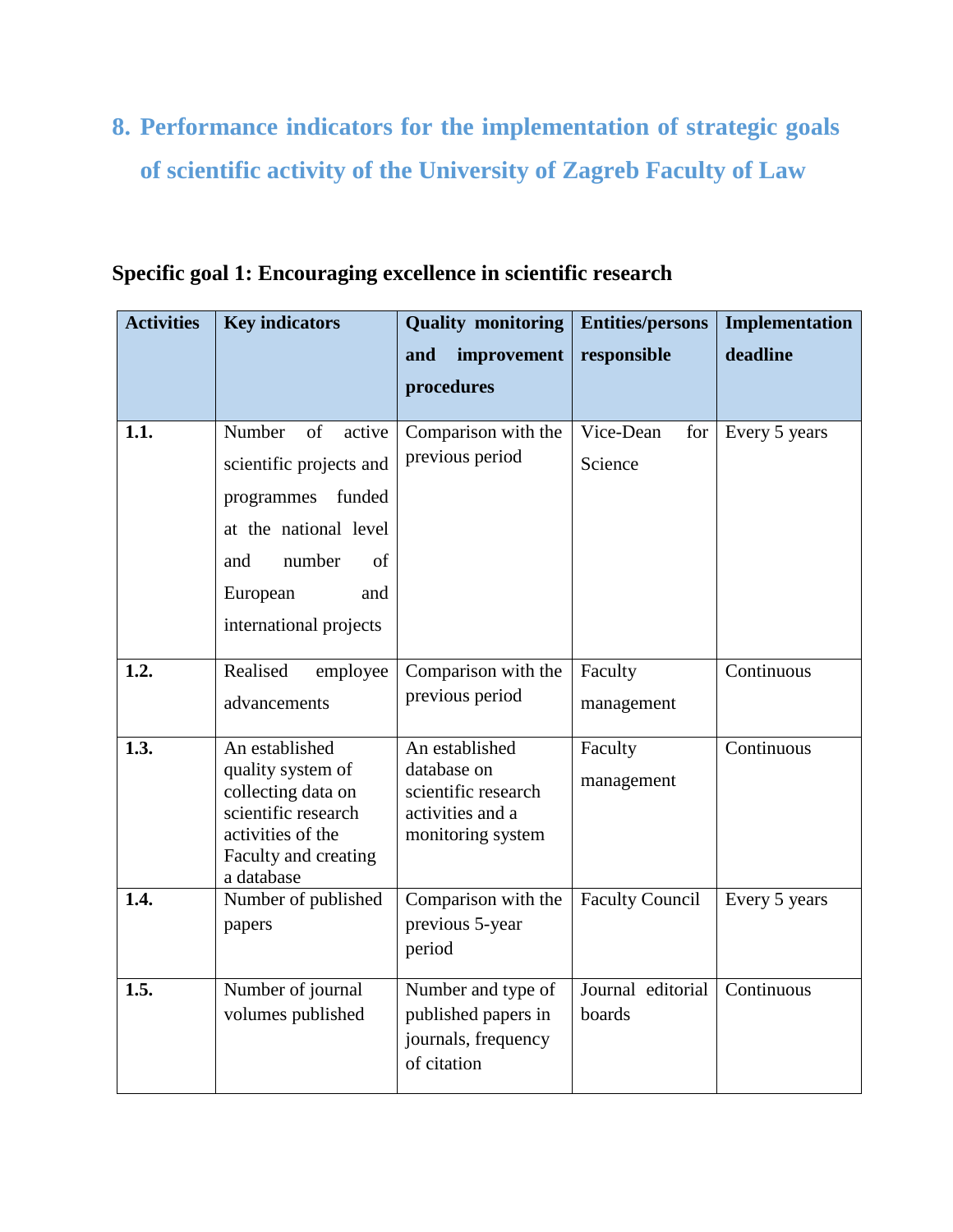## 8. Performance indicators for the implementation of strategic goals of scientific activity of the University of Zagreb Faculty of Law

### Specific goal 1: Encouraging excellence in scientific research

| Activities | Key indicators | Quality monitoring and improvement procedures | Entities/persons responsible | Implementation deadline |
|---|---|---|---|---|
| **1.1.** | Number of active scientific projects and programmes funded at the national level and number of European and international projects | Comparison with the previous period | Vice-Dean for Science | Every 5 years |
| **1.2.** | Realised employee advancements | Comparison with the previous period | Faculty management | Continuous |
| **1.3.** | An established quality system of collecting data on scientific research activities of the Faculty and creating a database | An established database on scientific research activities and a monitoring system | Faculty management | Continuous |
| **1.4.** | Number of published papers | Comparison with the previous 5-year period | Faculty Council | Every 5 years |
| **1.5.** | Number of journal volumes published | Number and type of published papers in journals, frequency of citation | Journal editorial boards | Continuous |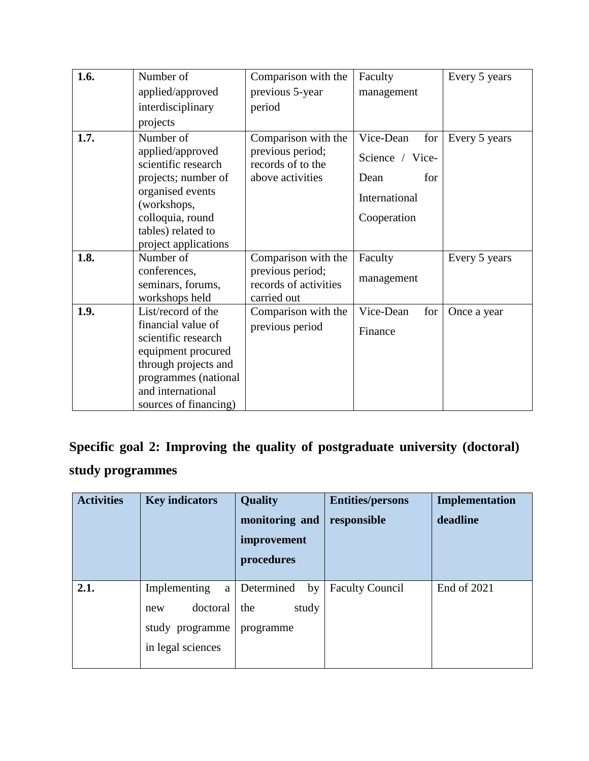| | | | | |
|---|---|---|---|---|
| **1.6.** | Number of applied/approved interdisciplinary projects | Comparison with the previous 5-year period | Faculty management | Every 5 years |
| **1.7.** | Number of applied/approved scientific research projects; number of organised events (workshops, colloquia, round tables) related to project applications | Comparison with the previous period; records of to the above activities | Vice-Dean for Science / Vice-Dean for International Cooperation | Every 5 years |
| **1.8.** | Number of conferences, seminars, forums, workshops held | Comparison with the previous period; records of activities carried out | Faculty management | Every 5 years |
| **1.9.** | List/record of the financial value of scientific research equipment procured through projects and programmes (national and international sources of financing) | Comparison with the previous period | Vice-Dean for Finance | Once a year |

## Specific goal 2: Improving the quality of postgraduate university (doctoral) study programmes

| Activities | Key indicators | Quality monitoring and improvement procedures | Entities/persons responsible | Implementation deadline |
|---|---|---|---|---|
| **2.1.** | Implementing a new doctoral study programme in legal sciences | Determined by the study programme | Faculty Council | End of 2021 |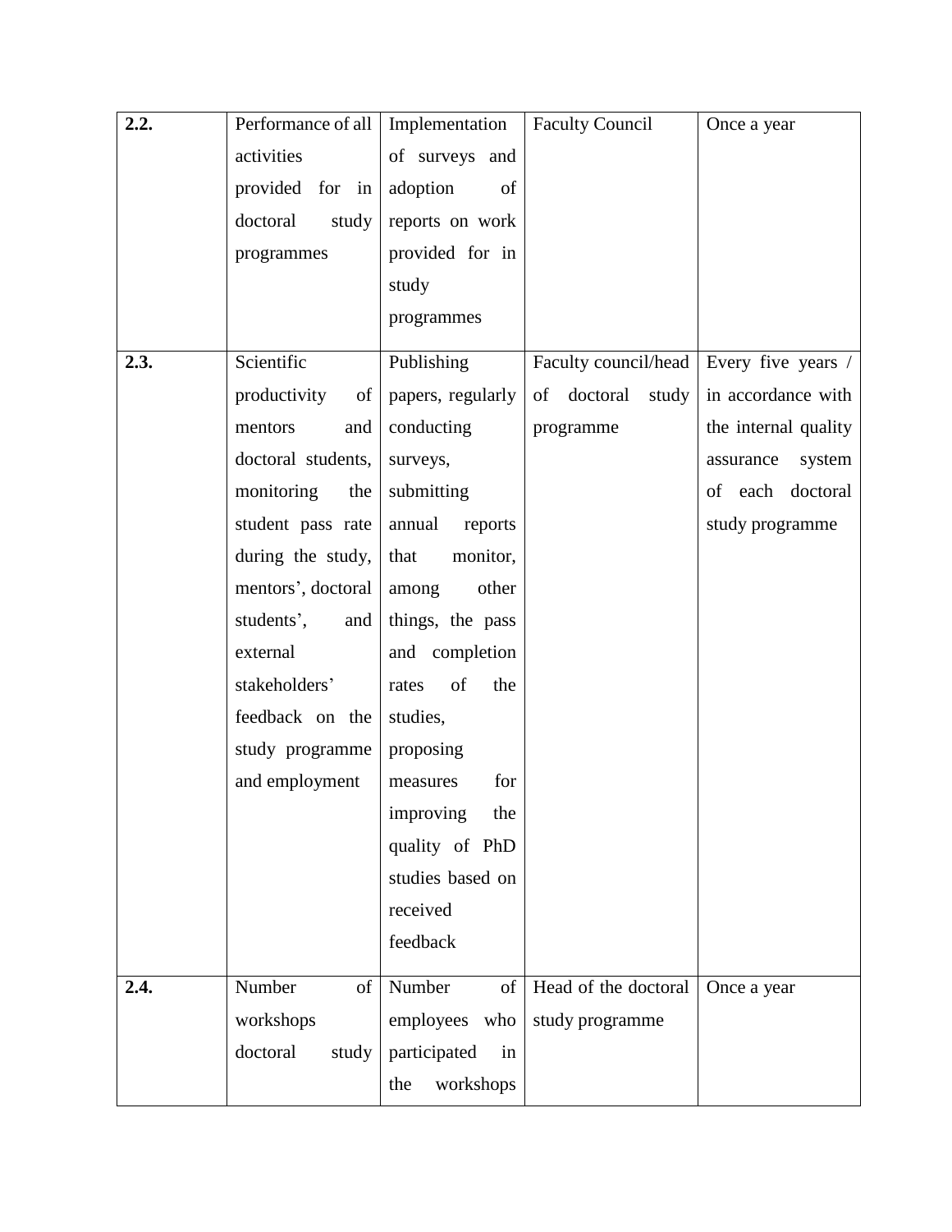| **2.2.** | Performance of all activities provided for in doctoral study programmes | Implementation of surveys and adoption of reports on work provided for in study programmes | Faculty Council | Once a year |
|---|---|---|---|---|
| **2.3.** | Scientific productivity of mentors and doctoral students, monitoring the student pass rate during the study, mentors', doctoral students', and external stakeholders' feedback on the study programme and employment | Publishing papers, regularly conducting surveys, submitting annual reports that monitor, among other things, the pass and completion rates of the studies, proposing measures for improving the quality of PhD studies based on received feedback | Faculty council/head of doctoral study programme | Every five years / in accordance with the internal quality assurance system of each doctoral study programme |
| **2.4.** | Number of workshops doctoral study | Number of employees who participated in the workshops | Head of the doctoral study programme | Once a year |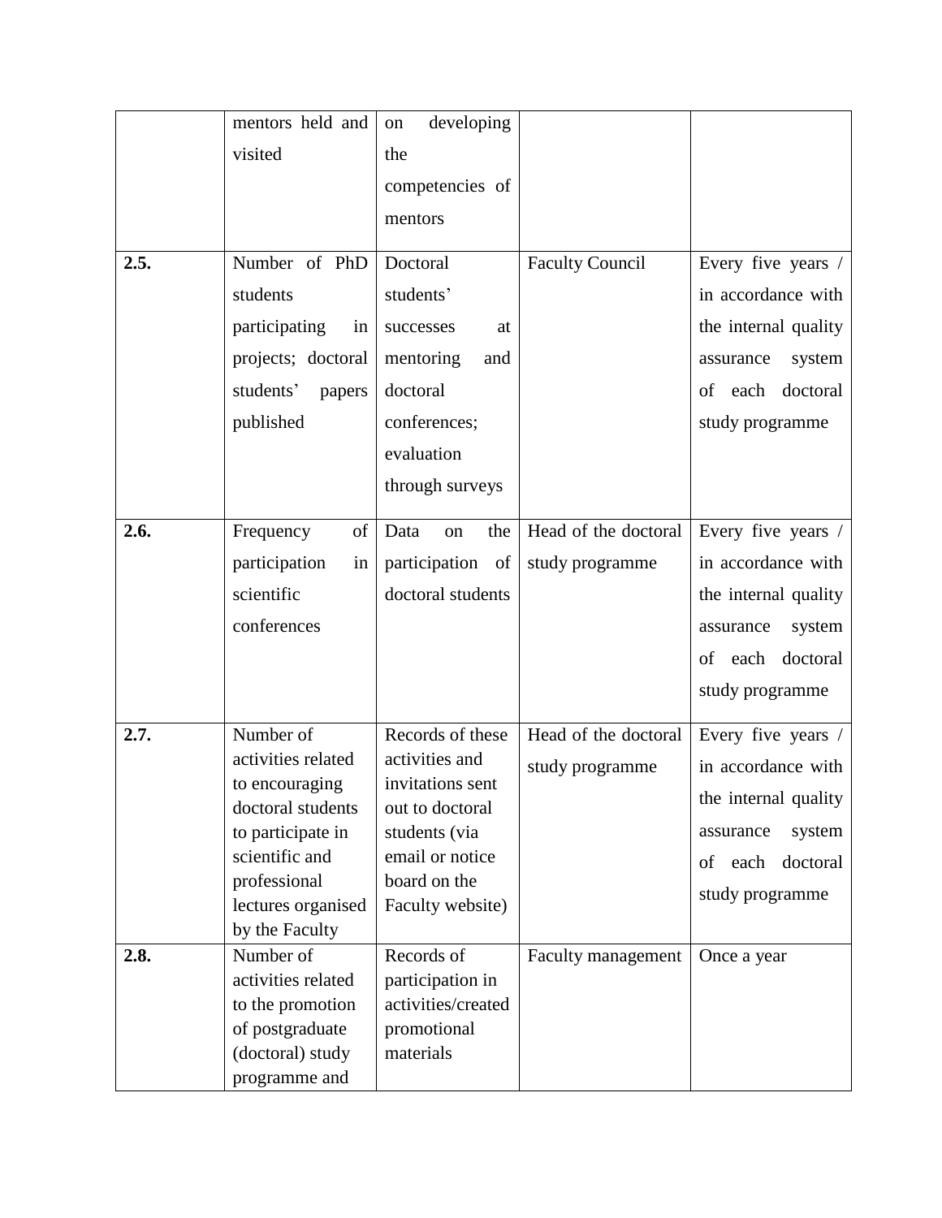| | | | | |
|---|---|---|---|---|
| | mentors held and visited | on developing the competencies of mentors | | |
| **2.5.** | Number of PhD students participating in projects; doctoral students' papers published | Doctoral students' successes at mentoring and doctoral conferences; evaluation through surveys | Faculty Council | Every five years / in accordance with the internal quality assurance system of each doctoral study programme |
| **2.6.** | Frequency of participation in scientific conferences | Data on the participation of doctoral students | Head of the doctoral study programme | Every five years / in accordance with the internal quality assurance system of each doctoral study programme |
| **2.7.** | Number of activities related to encouraging doctoral students to participate in scientific and professional lectures organised by the Faculty | Records of these activities and invitations sent out to doctoral students (via email or notice board on the Faculty website) | Head of the doctoral study programme | Every five years / in accordance with the internal quality assurance system of each doctoral study programme |
| **2.8.** | Number of activities related to the promotion of postgraduate (doctoral) study programme and | Records of participation in activities/created promotional materials | Faculty management | Once a year |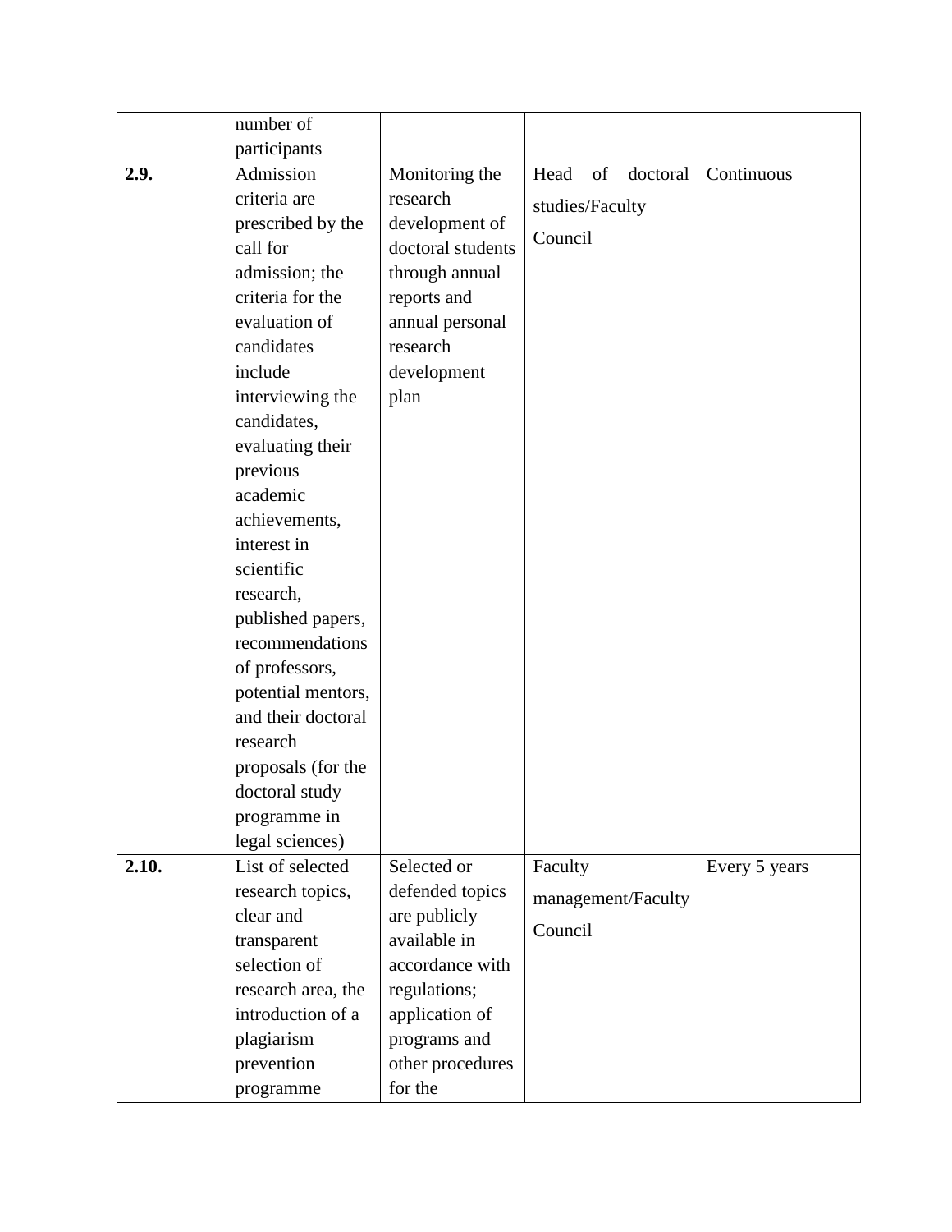| | | | | |
|---|---|---|---|---|
| | number of participants | | | |
| **2.9.** | Admission criteria are prescribed by the call for admission; the criteria for the evaluation of candidates include interviewing the candidates, evaluating their previous academic achievements, interest in scientific research, published papers, recommendations of professors, potential mentors, and their doctoral research proposals (for the doctoral study programme in legal sciences) | Monitoring the research development of doctoral students through annual reports and annual personal research development plan | Head of doctoral studies/Faculty Council | Continuous |
| **2.10.** | List of selected research topics, clear and transparent selection of research area, the introduction of a plagiarism prevention programme | Selected or defended topics are publicly available in accordance with regulations; application of programs and other procedures for the | Faculty management/Faculty Council | Every 5 years |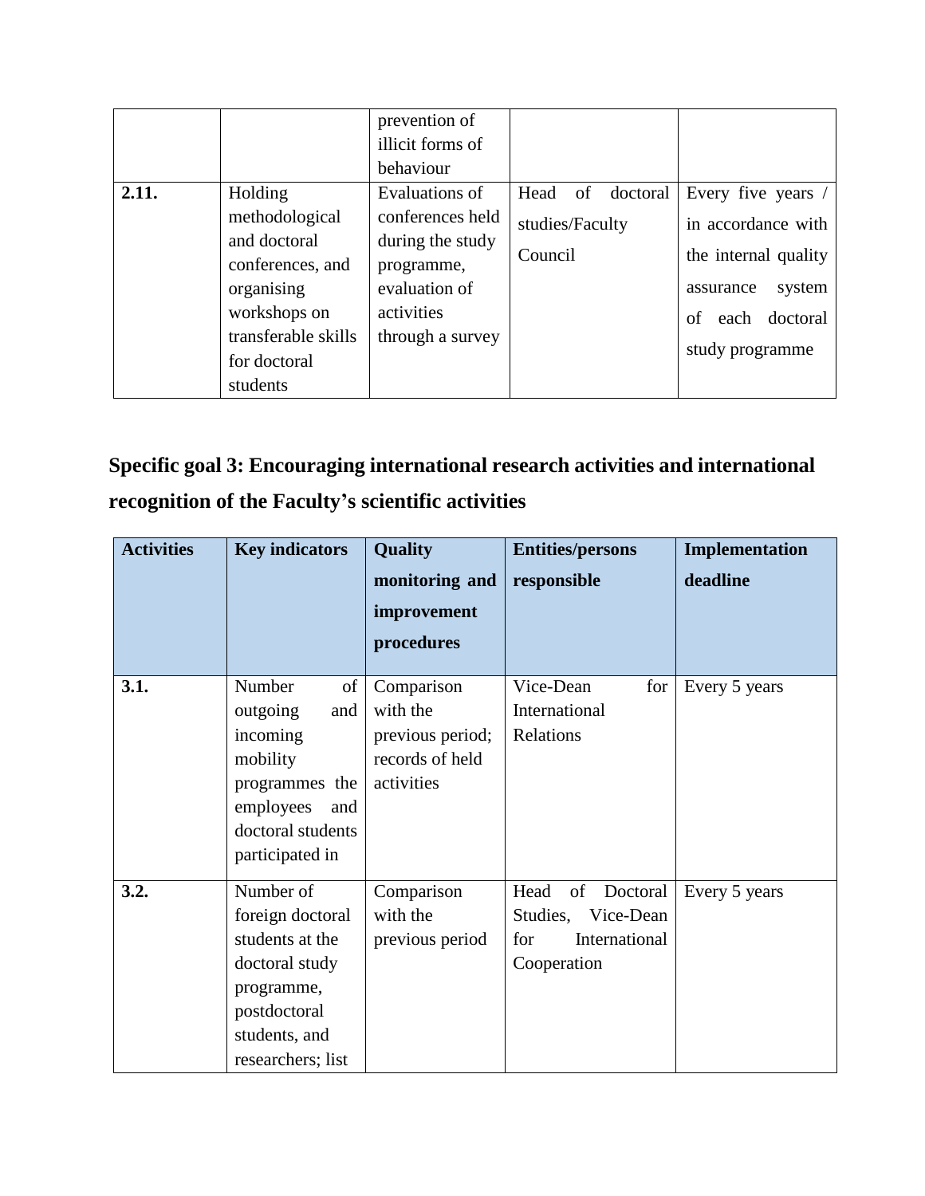| | | prevention of illicit forms of behaviour | | |
|---|---|---|---|---|
| **2.11.** | Holding methodological and doctoral conferences, and organising workshops on transferable skills for doctoral students | Evaluations of conferences held during the study programme, evaluation of activities through a survey | Head of doctoral studies/Faculty Council | Every five years / in accordance with the internal quality assurance system of each doctoral study programme |

## Specific goal 3: Encouraging international research activities and international recognition of the Faculty's scientific activities

| Activities | Key indicators | Quality monitoring and improvement procedures | Entities/persons responsible | Implementation deadline |
|---|---|---|---|---|
| **3.1.** | Number of outgoing and incoming mobility programmes the employees and doctoral students participated in | Comparison with the previous period; records of held activities | Vice-Dean for International Relations | Every 5 years |
| **3.2.** | Number of foreign doctoral students at the doctoral study programme, postdoctoral students, and researchers; list | Comparison with the previous period | Head of Doctoral Studies, Vice-Dean for International Cooperation | Every 5 years |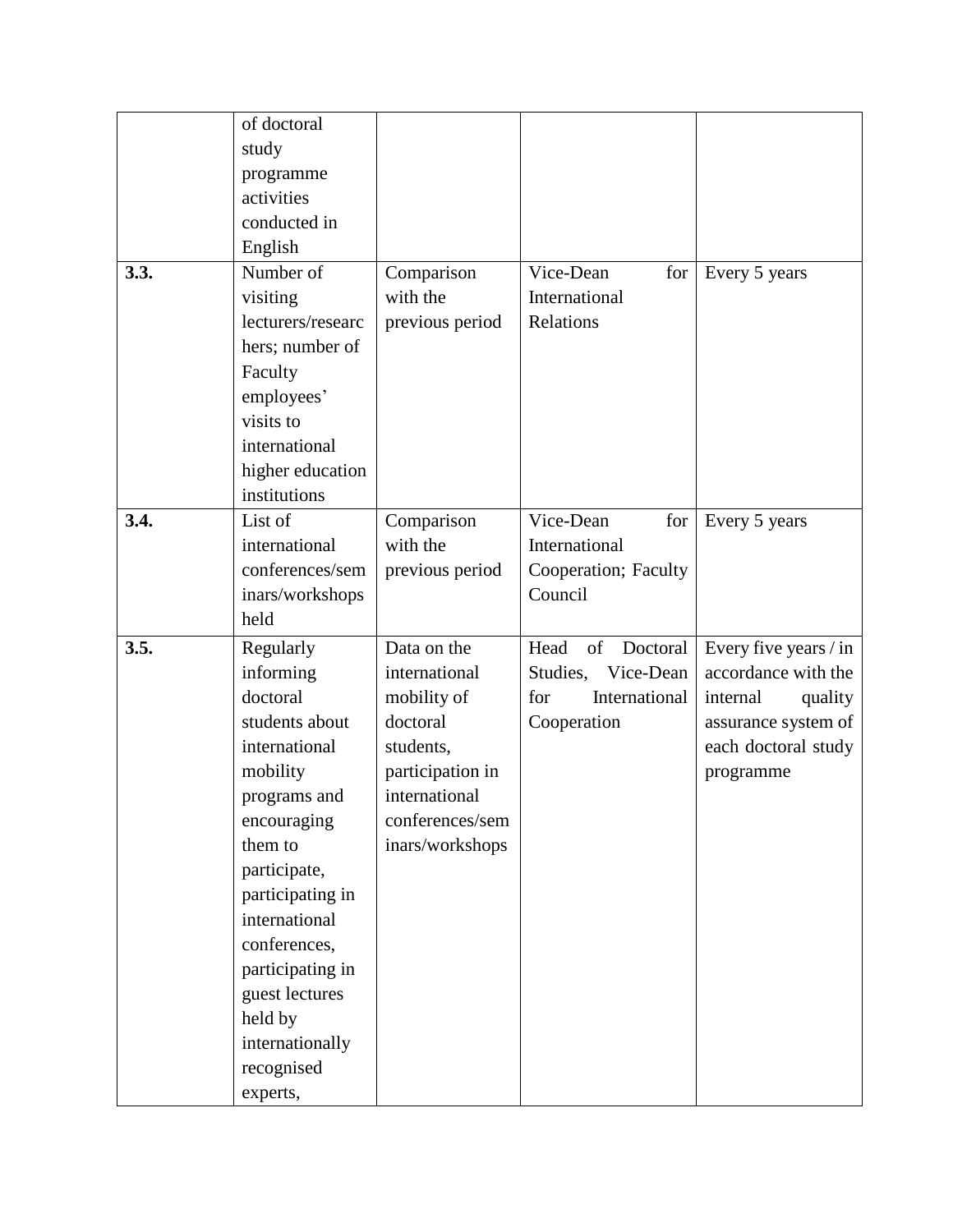| | | | | |
|---|---|---|---|---|
| | of doctoral study programme activities conducted in English | | | |
| **3.3.** | Number of visiting lecturers/researchers; number of Faculty employees' visits to international higher education institutions | Comparison with the previous period | Vice-Dean for International Relations | Every 5 years |
| **3.4.** | List of international conferences/seminars/workshops held | Comparison with the previous period | Vice-Dean for International Cooperation; Faculty Council | Every 5 years |
| **3.5.** | Regularly informing doctoral students about international mobility programs and encouraging them to participate, participating in international conferences, participating in guest lectures held by internationally recognised experts, | Data on the international mobility of doctoral students, participation in international conferences/seminars/workshops | Head of Doctoral Studies, Vice-Dean for International Cooperation | Every five years / in accordance with the internal quality assurance system of each doctoral study programme |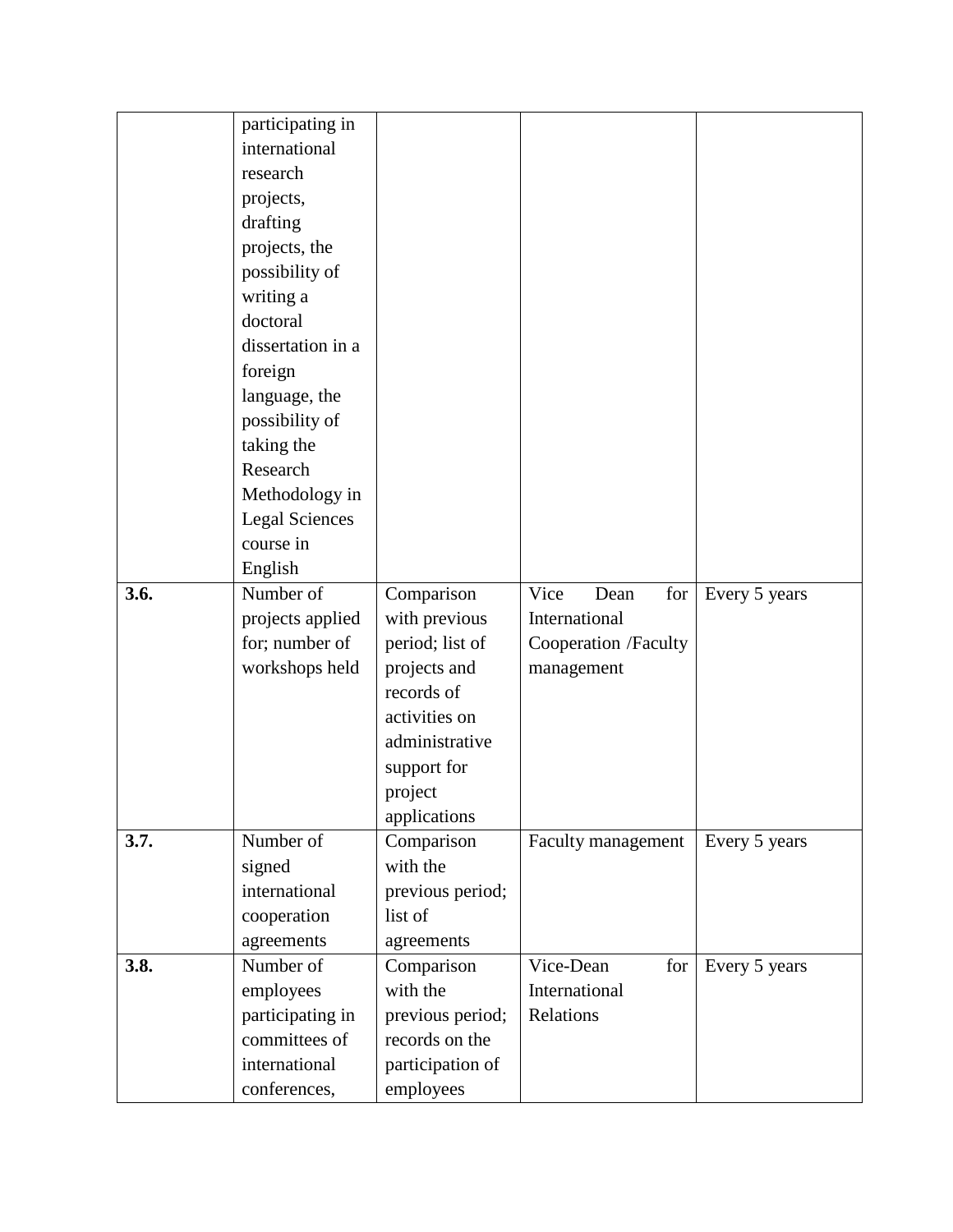| | | | | |
|---|---|---|---|---|
| | participating in international research projects, drafting projects, the possibility of writing a doctoral dissertation in a foreign language, the possibility of taking the Research Methodology in Legal Sciences course in English | | | |
| **3.6.** | Number of projects applied for; number of workshops held | Comparison with previous period; list of projects and records of activities on administrative support for project applications | Vice Dean for International Cooperation /Faculty management | Every 5 years |
| **3.7.** | Number of signed international cooperation agreements | Comparison with the previous period; list of agreements | Faculty management | Every 5 years |
| **3.8.** | Number of employees participating in committees of international conferences, | Comparison with the previous period; records on the participation of employees | Vice-Dean for International Relations | Every 5 years |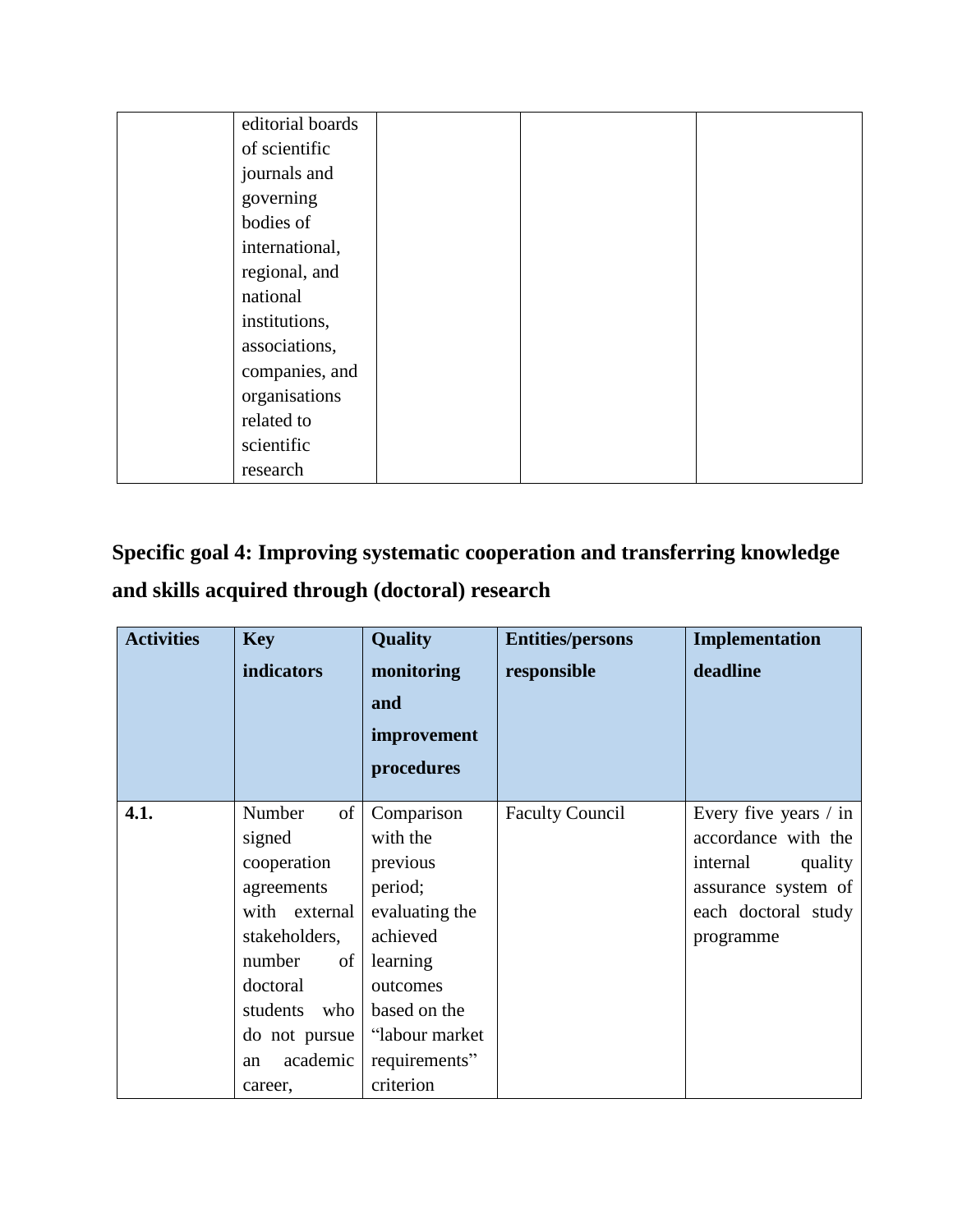| | | | | |
|---|---|---|---|---|
| | editorial boards of scientific journals and governing bodies of international, regional, and national institutions, associations, companies, and organisations related to scientific research | | | |

## Specific goal 4: Improving systematic cooperation and transferring knowledge and skills acquired through (doctoral) research

| Activities | Key indicators | Quality monitoring and improvement procedures | Entities/persons responsible | Implementation deadline |
|---|---|---|---|---|
| **4.1.** | Number of signed cooperation agreements with external stakeholders, number of doctoral students who do not pursue an academic career, | Comparison with the previous period; evaluating the achieved learning outcomes based on the "labour market requirements" criterion | Faculty Council | Every five years / in accordance with the internal quality assurance system of each doctoral study programme |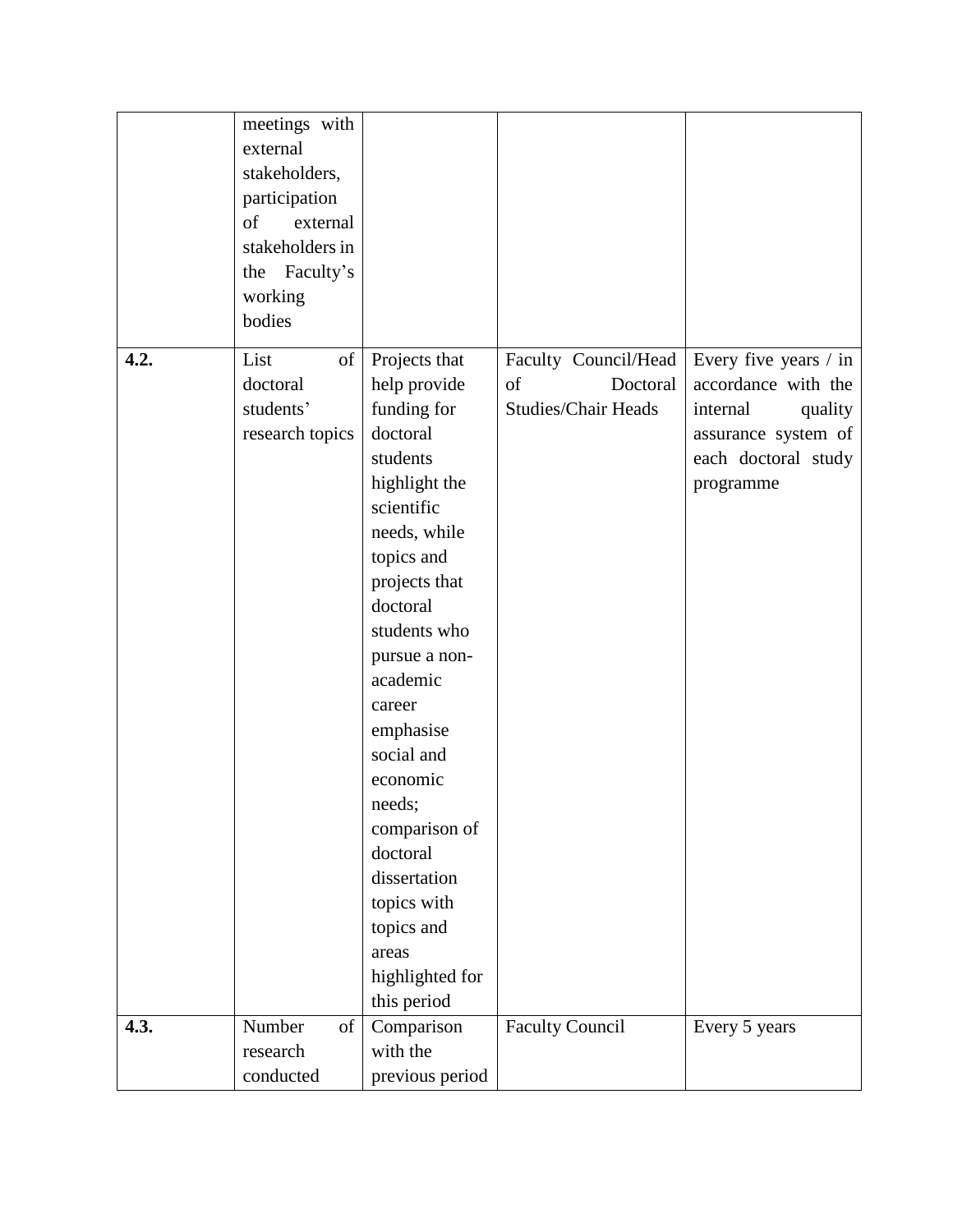| | | | | |
|---|---|---|---|---|
| | meetings with external stakeholders, participation of external stakeholders in the Faculty's working bodies | | | |
| **4.2.** | List of doctoral students' research topics | Projects that help provide funding for doctoral students highlight the scientific needs, while topics and projects that doctoral students who pursue a non-academic career emphasise social and economic needs; comparison of doctoral dissertation topics with topics and areas highlighted for this period | Faculty Council/Head of Doctoral Studies/Chair Heads | Every five years / in accordance with the internal quality assurance system of each doctoral study programme |
| **4.3.** | Number of research conducted | Comparison with the previous period | Faculty Council | Every 5 years |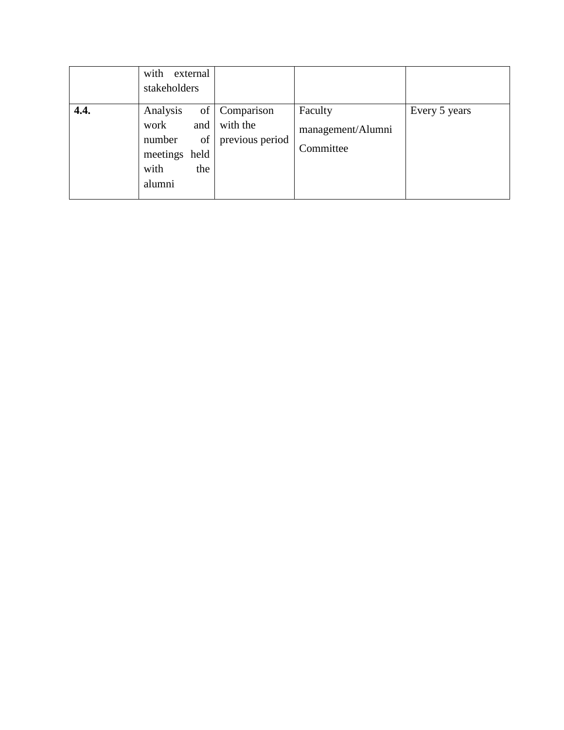| | | | | |
|---|---|---|---|---|
| | with external stakeholders | | | |
| **4.4.** | Analysis of work and number of meetings held with the alumni | Comparison with the previous period | Faculty management/Alumni Committee | Every 5 years |